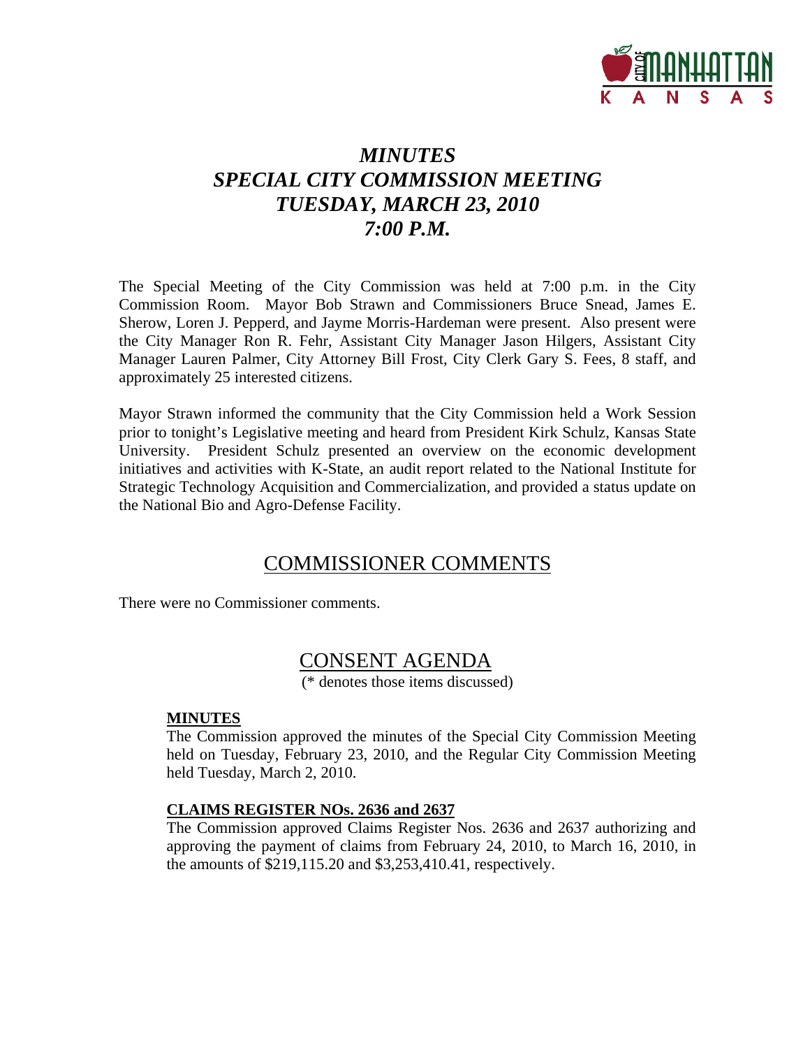# *MINUTES*
# *SPECIAL CITY COMMISSION MEETING*
# *TUESDAY, MARCH 23, 2010*
# *7:00 P.M.*

The Special Meeting of the City Commission was held at 7:00 p.m. in the City Commission Room. Mayor Bob Strawn and Commissioners Bruce Snead, James E. Sherow, Loren J. Pepperd, and Jayme Morris-Hardeman were present. Also present were the City Manager Ron R. Fehr, Assistant City Manager Jason Hilgers, Assistant City Manager Lauren Palmer, City Attorney Bill Frost, City Clerk Gary S. Fees, 8 staff, and approximately 25 interested citizens.

Mayor Strawn informed the community that the City Commission held a Work Session prior to tonight's Legislative meeting and heard from President Kirk Schulz, Kansas State University. President Schulz presented an overview on the economic development initiatives and activities with K-State, an audit report related to the National Institute for Strategic Technology Acquisition and Commercialization, and provided a status update on the National Bio and Agro-Defense Facility.

## COMMISSIONER COMMENTS

There were no Commissioner comments.

## CONSENT AGENDA

(* denotes those items discussed)

**MINUTES**

The Commission approved the minutes of the Special City Commission Meeting held on Tuesday, February 23, 2010, and the Regular City Commission Meeting held Tuesday, March 2, 2010.

**CLAIMS REGISTER NOs. 2636 and 2637**

The Commission approved Claims Register Nos. 2636 and 2637 authorizing and approving the payment of claims from February 24, 2010, to March 16, 2010, in the amounts of $219,115.20 and $3,253,410.41, respectively.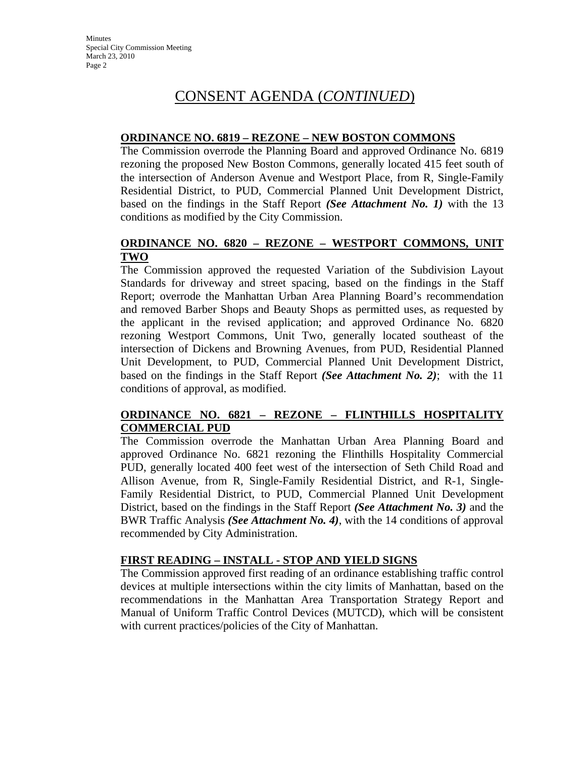# CONSENT AGENDA (*CONTINUED*)

## ORDINANCE NO. 6819 – REZONE – NEW BOSTON COMMONS

The Commission overrode the Planning Board and approved Ordinance No. 6819 rezoning the proposed New Boston Commons, generally located 415 feet south of the intersection of Anderson Avenue and Westport Place, from R, Single-Family Residential District, to PUD, Commercial Planned Unit Development District, based on the findings in the Staff Report ***(See Attachment No. 1)*** with the 13 conditions as modified by the City Commission.

## ORDINANCE NO. 6820 – REZONE – WESTPORT COMMONS, UNIT TWO

The Commission approved the requested Variation of the Subdivision Layout Standards for driveway and street spacing, based on the findings in the Staff Report; overrode the Manhattan Urban Area Planning Board's recommendation and removed Barber Shops and Beauty Shops as permitted uses, as requested by the applicant in the revised application; and approved Ordinance No. 6820 rezoning Westport Commons, Unit Two, generally located southeast of the intersection of Dickens and Browning Avenues, from PUD, Residential Planned Unit Development, to PUD, Commercial Planned Unit Development District, based on the findings in the Staff Report ***(See Attachment No. 2)***; with the 11 conditions of approval, as modified.

## ORDINANCE NO. 6821 – REZONE – FLINTHILLS HOSPITALITY COMMERCIAL PUD

The Commission overrode the Manhattan Urban Area Planning Board and approved Ordinance No. 6821 rezoning the Flinthills Hospitality Commercial PUD, generally located 400 feet west of the intersection of Seth Child Road and Allison Avenue, from R, Single-Family Residential District, and R-1, Single-Family Residential District, to PUD, Commercial Planned Unit Development District, based on the findings in the Staff Report ***(See Attachment No. 3)*** and the BWR Traffic Analysis ***(See Attachment No. 4)***, with the 14 conditions of approval recommended by City Administration.

## FIRST READING – INSTALL - STOP AND YIELD SIGNS

The Commission approved first reading of an ordinance establishing traffic control devices at multiple intersections within the city limits of Manhattan, based on the recommendations in the Manhattan Area Transportation Strategy Report and Manual of Uniform Traffic Control Devices (MUTCD), which will be consistent with current practices/policies of the City of Manhattan.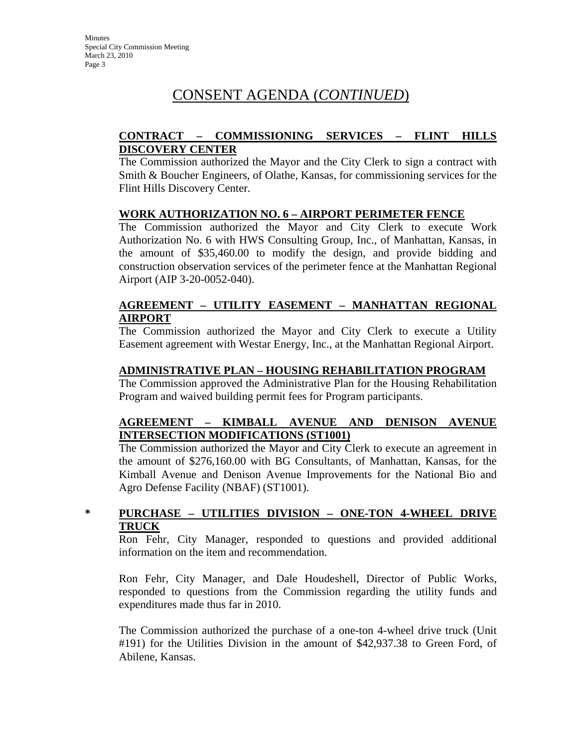# CONSENT AGENDA (*CONTINUED*)

**CONTRACT – COMMISSIONING SERVICES – FLINT HILLS DISCOVERY CENTER**

The Commission authorized the Mayor and the City Clerk to sign a contract with Smith & Boucher Engineers, of Olathe, Kansas, for commissioning services for the Flint Hills Discovery Center.

**WORK AUTHORIZATION NO. 6 – AIRPORT PERIMETER FENCE**

The Commission authorized the Mayor and City Clerk to execute Work Authorization No. 6 with HWS Consulting Group, Inc., of Manhattan, Kansas, in the amount of $35,460.00 to modify the design, and provide bidding and construction observation services of the perimeter fence at the Manhattan Regional Airport (AIP 3-20-0052-040).

**AGREEMENT – UTILITY EASEMENT – MANHATTAN REGIONAL AIRPORT**

The Commission authorized the Mayor and City Clerk to execute a Utility Easement agreement with Westar Energy, Inc., at the Manhattan Regional Airport.

**ADMINISTRATIVE PLAN – HOUSING REHABILITATION PROGRAM**

The Commission approved the Administrative Plan for the Housing Rehabilitation Program and waived building permit fees for Program participants.

**AGREEMENT – KIMBALL AVENUE AND DENISON AVENUE INTERSECTION MODIFICATIONS (ST1001)**

The Commission authorized the Mayor and City Clerk to execute an agreement in the amount of $276,160.00 with BG Consultants, of Manhattan, Kansas, for the Kimball Avenue and Denison Avenue Improvements for the National Bio and Agro Defense Facility (NBAF) (ST1001).

\* **PURCHASE – UTILITIES DIVISION – ONE-TON 4-WHEEL DRIVE TRUCK**

Ron Fehr, City Manager, responded to questions and provided additional information on the item and recommendation.

Ron Fehr, City Manager, and Dale Houdeshell, Director of Public Works, responded to questions from the Commission regarding the utility funds and expenditures made thus far in 2010.

The Commission authorized the purchase of a one-ton 4-wheel drive truck (Unit #191) for the Utilities Division in the amount of $42,937.38 to Green Ford, of Abilene, Kansas.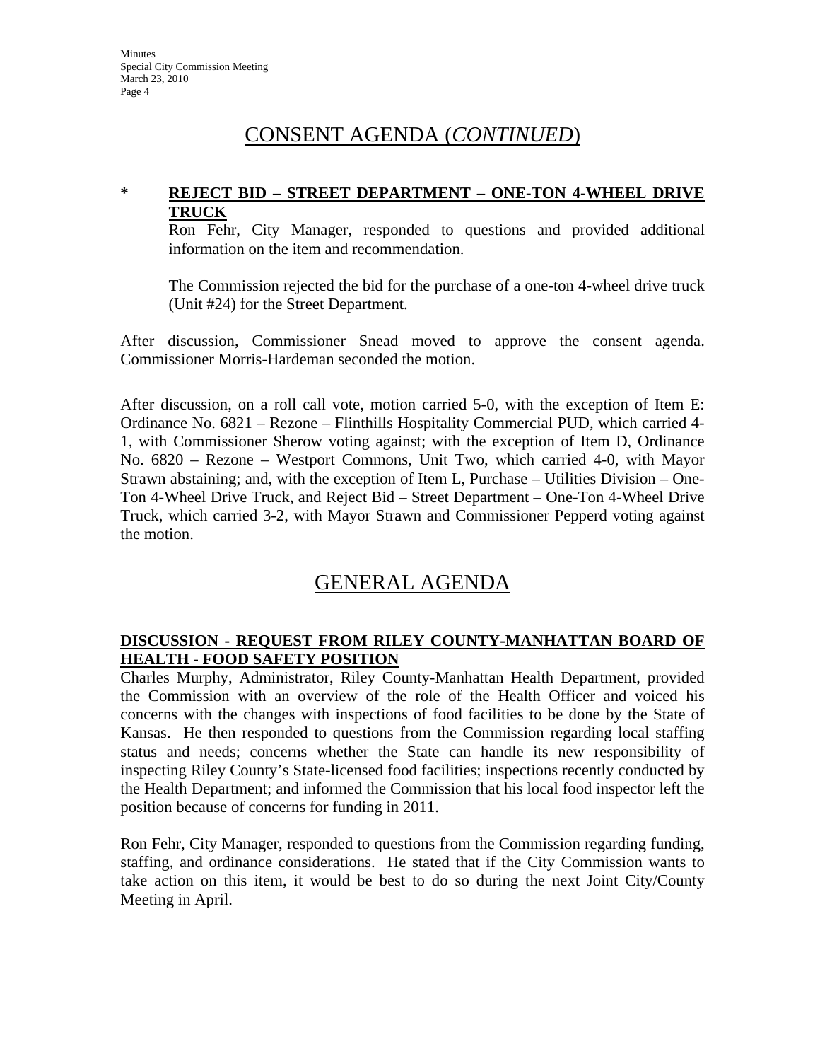# CONSENT AGENDA (*CONTINUED*)

**\* REJECT BID – STREET DEPARTMENT – ONE-TON 4-WHEEL DRIVE TRUCK**

Ron Fehr, City Manager, responded to questions and provided additional information on the item and recommendation.

The Commission rejected the bid for the purchase of a one-ton 4-wheel drive truck (Unit #24) for the Street Department.

After discussion, Commissioner Snead moved to approve the consent agenda. Commissioner Morris-Hardeman seconded the motion.

After discussion, on a roll call vote, motion carried 5-0, with the exception of Item E: Ordinance No. 6821 – Rezone – Flinthills Hospitality Commercial PUD, which carried 4-1, with Commissioner Sherow voting against; with the exception of Item D, Ordinance No. 6820 – Rezone – Westport Commons, Unit Two, which carried 4-0, with Mayor Strawn abstaining; and, with the exception of Item L, Purchase – Utilities Division – One-Ton 4-Wheel Drive Truck, and Reject Bid – Street Department – One-Ton 4-Wheel Drive Truck, which carried 3-2, with Mayor Strawn and Commissioner Pepperd voting against the motion.

# GENERAL AGENDA

**DISCUSSION - REQUEST FROM RILEY COUNTY-MANHATTAN BOARD OF HEALTH - FOOD SAFETY POSITION**

Charles Murphy, Administrator, Riley County-Manhattan Health Department, provided the Commission with an overview of the role of the Health Officer and voiced his concerns with the changes with inspections of food facilities to be done by the State of Kansas. He then responded to questions from the Commission regarding local staffing status and needs; concerns whether the State can handle its new responsibility of inspecting Riley County's State-licensed food facilities; inspections recently conducted by the Health Department; and informed the Commission that his local food inspector left the position because of concerns for funding in 2011.

Ron Fehr, City Manager, responded to questions from the Commission regarding funding, staffing, and ordinance considerations. He stated that if the City Commission wants to take action on this item, it would be best to do so during the next Joint City/County Meeting in April.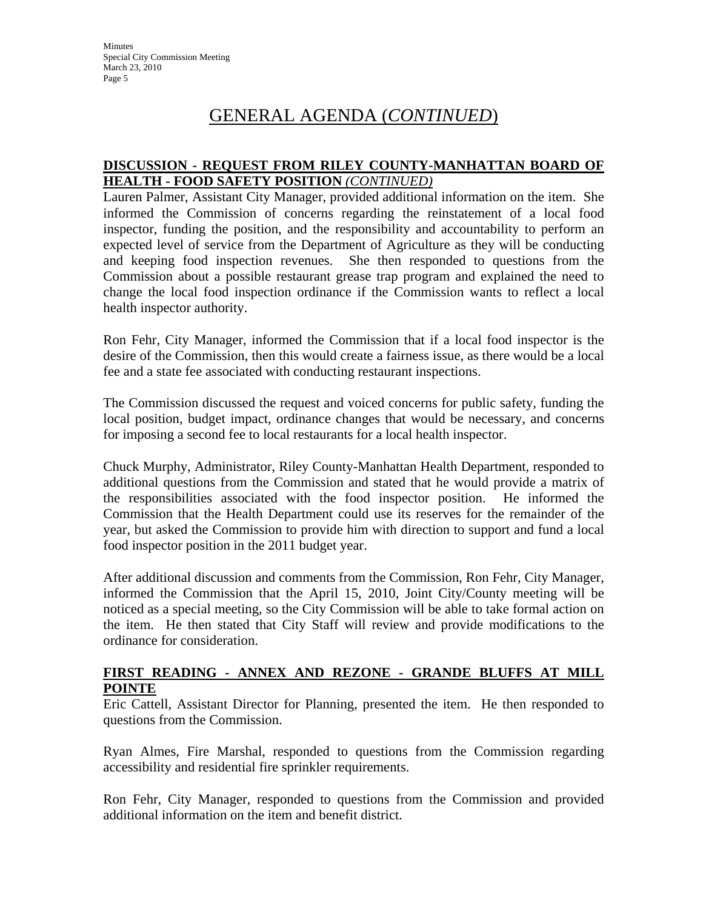# GENERAL AGENDA (*CONTINUED*)

**DISCUSSION - REQUEST FROM RILEY COUNTY-MANHATTAN BOARD OF HEALTH - FOOD SAFETY POSITION** *(CONTINUED)*

Lauren Palmer, Assistant City Manager, provided additional information on the item. She informed the Commission of concerns regarding the reinstatement of a local food inspector, funding the position, and the responsibility and accountability to perform an expected level of service from the Department of Agriculture as they will be conducting and keeping food inspection revenues. She then responded to questions from the Commission about a possible restaurant grease trap program and explained the need to change the local food inspection ordinance if the Commission wants to reflect a local health inspector authority.

Ron Fehr, City Manager, informed the Commission that if a local food inspector is the desire of the Commission, then this would create a fairness issue, as there would be a local fee and a state fee associated with conducting restaurant inspections.

The Commission discussed the request and voiced concerns for public safety, funding the local position, budget impact, ordinance changes that would be necessary, and concerns for imposing a second fee to local restaurants for a local health inspector.

Chuck Murphy, Administrator, Riley County-Manhattan Health Department, responded to additional questions from the Commission and stated that he would provide a matrix of the responsibilities associated with the food inspector position. He informed the Commission that the Health Department could use its reserves for the remainder of the year, but asked the Commission to provide him with direction to support and fund a local food inspector position in the 2011 budget year.

After additional discussion and comments from the Commission, Ron Fehr, City Manager, informed the Commission that the April 15, 2010, Joint City/County meeting will be noticed as a special meeting, so the City Commission will be able to take formal action on the item. He then stated that City Staff will review and provide modifications to the ordinance for consideration.

**FIRST READING - ANNEX AND REZONE - GRANDE BLUFFS AT MILL POINTE**

Eric Cattell, Assistant Director for Planning, presented the item. He then responded to questions from the Commission.

Ryan Almes, Fire Marshal, responded to questions from the Commission regarding accessibility and residential fire sprinkler requirements.

Ron Fehr, City Manager, responded to questions from the Commission and provided additional information on the item and benefit district.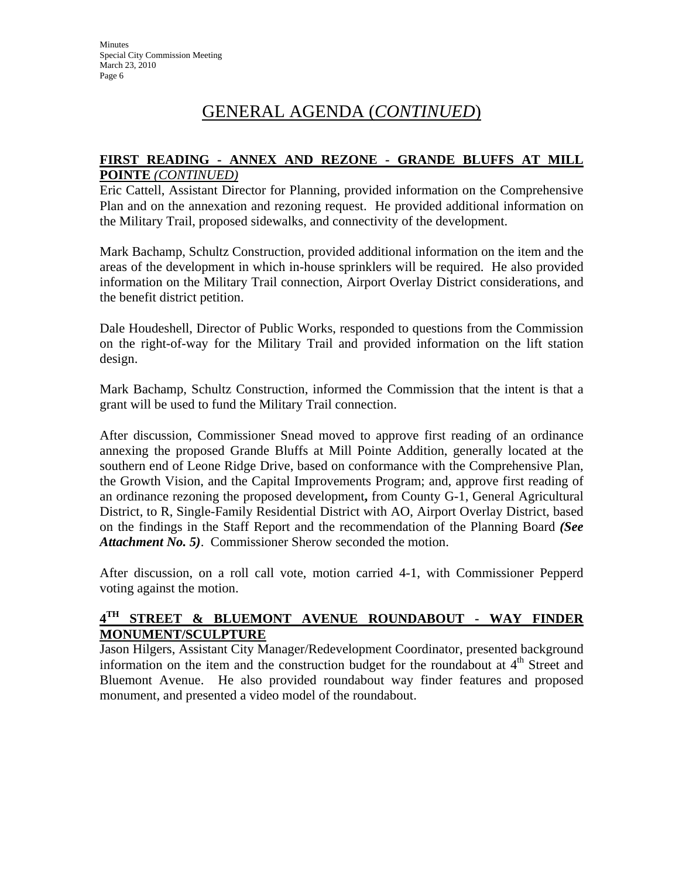# GENERAL AGENDA (*CONTINUED*)

**FIRST READING - ANNEX AND REZONE - GRANDE BLUFFS AT MILL POINTE** ***(CONTINUED)***

Eric Cattell, Assistant Director for Planning, provided information on the Comprehensive Plan and on the annexation and rezoning request. He provided additional information on the Military Trail, proposed sidewalks, and connectivity of the development.

Mark Bachamp, Schultz Construction, provided additional information on the item and the areas of the development in which in-house sprinklers will be required. He also provided information on the Military Trail connection, Airport Overlay District considerations, and the benefit district petition.

Dale Houdeshell, Director of Public Works, responded to questions from the Commission on the right-of-way for the Military Trail and provided information on the lift station design.

Mark Bachamp, Schultz Construction, informed the Commission that the intent is that a grant will be used to fund the Military Trail connection.

After discussion, Commissioner Snead moved to approve first reading of an ordinance annexing the proposed Grande Bluffs at Mill Pointe Addition, generally located at the southern end of Leone Ridge Drive, based on conformance with the Comprehensive Plan, the Growth Vision, and the Capital Improvements Program; and, approve first reading of an ordinance rezoning the proposed development**,** from County G-1, General Agricultural District, to R, Single-Family Residential District with AO, Airport Overlay District, based on the findings in the Staff Report and the recommendation of the Planning Board ***(See Attachment No. 5)***. Commissioner Sherow seconded the motion.

After discussion, on a roll call vote, motion carried 4-1, with Commissioner Pepperd voting against the motion.

**4TH STREET & BLUEMONT AVENUE ROUNDABOUT - WAY FINDER MONUMENT/SCULPTURE**

Jason Hilgers, Assistant City Manager/Redevelopment Coordinator, presented background information on the item and the construction budget for the roundabout at 4th Street and Bluemont Avenue. He also provided roundabout way finder features and proposed monument, and presented a video model of the roundabout.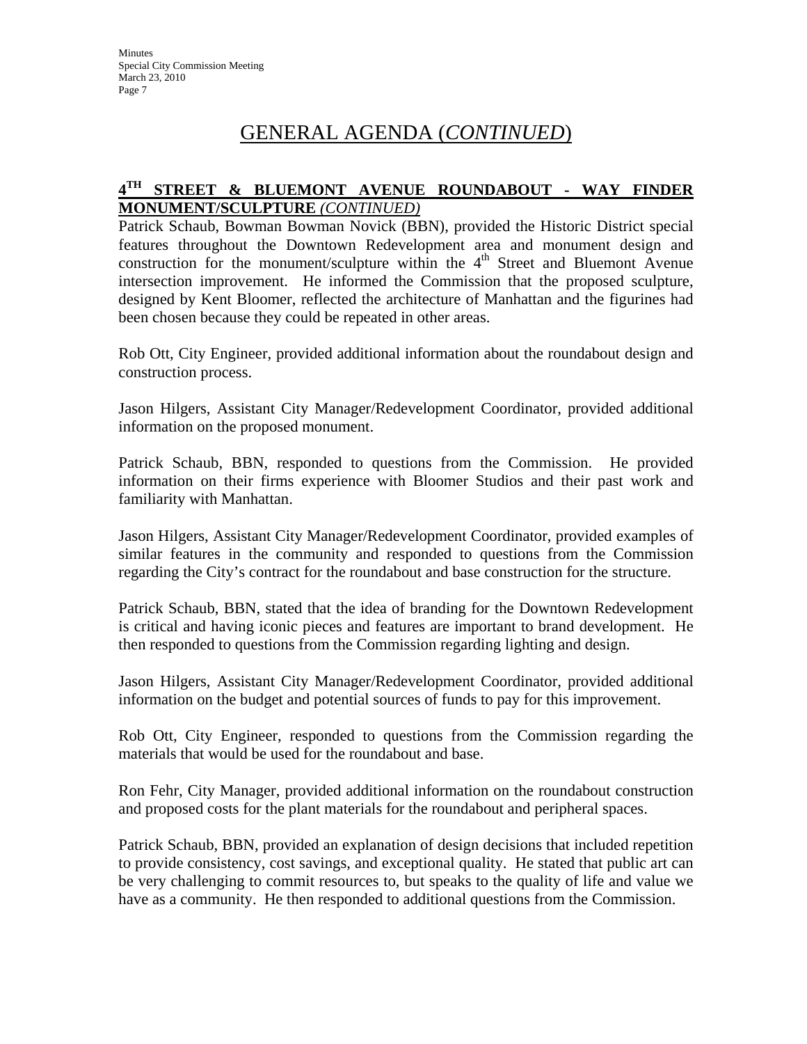# GENERAL AGENDA (*CONTINUED*)

**4TH STREET & BLUEMONT AVENUE ROUNDABOUT - WAY FINDER MONUMENT/SCULPTURE** ***(CONTINUED)***

Patrick Schaub, Bowman Bowman Novick (BBN), provided the Historic District special features throughout the Downtown Redevelopment area and monument design and construction for the monument/sculpture within the 4th Street and Bluemont Avenue intersection improvement. He informed the Commission that the proposed sculpture, designed by Kent Bloomer, reflected the architecture of Manhattan and the figurines had been chosen because they could be repeated in other areas.

Rob Ott, City Engineer, provided additional information about the roundabout design and construction process.

Jason Hilgers, Assistant City Manager/Redevelopment Coordinator, provided additional information on the proposed monument.

Patrick Schaub, BBN, responded to questions from the Commission. He provided information on their firms experience with Bloomer Studios and their past work and familiarity with Manhattan.

Jason Hilgers, Assistant City Manager/Redevelopment Coordinator, provided examples of similar features in the community and responded to questions from the Commission regarding the City's contract for the roundabout and base construction for the structure.

Patrick Schaub, BBN, stated that the idea of branding for the Downtown Redevelopment is critical and having iconic pieces and features are important to brand development. He then responded to questions from the Commission regarding lighting and design.

Jason Hilgers, Assistant City Manager/Redevelopment Coordinator, provided additional information on the budget and potential sources of funds to pay for this improvement.

Rob Ott, City Engineer, responded to questions from the Commission regarding the materials that would be used for the roundabout and base.

Ron Fehr, City Manager, provided additional information on the roundabout construction and proposed costs for the plant materials for the roundabout and peripheral spaces.

Patrick Schaub, BBN, provided an explanation of design decisions that included repetition to provide consistency, cost savings, and exceptional quality. He stated that public art can be very challenging to commit resources to, but speaks to the quality of life and value we have as a community. He then responded to additional questions from the Commission.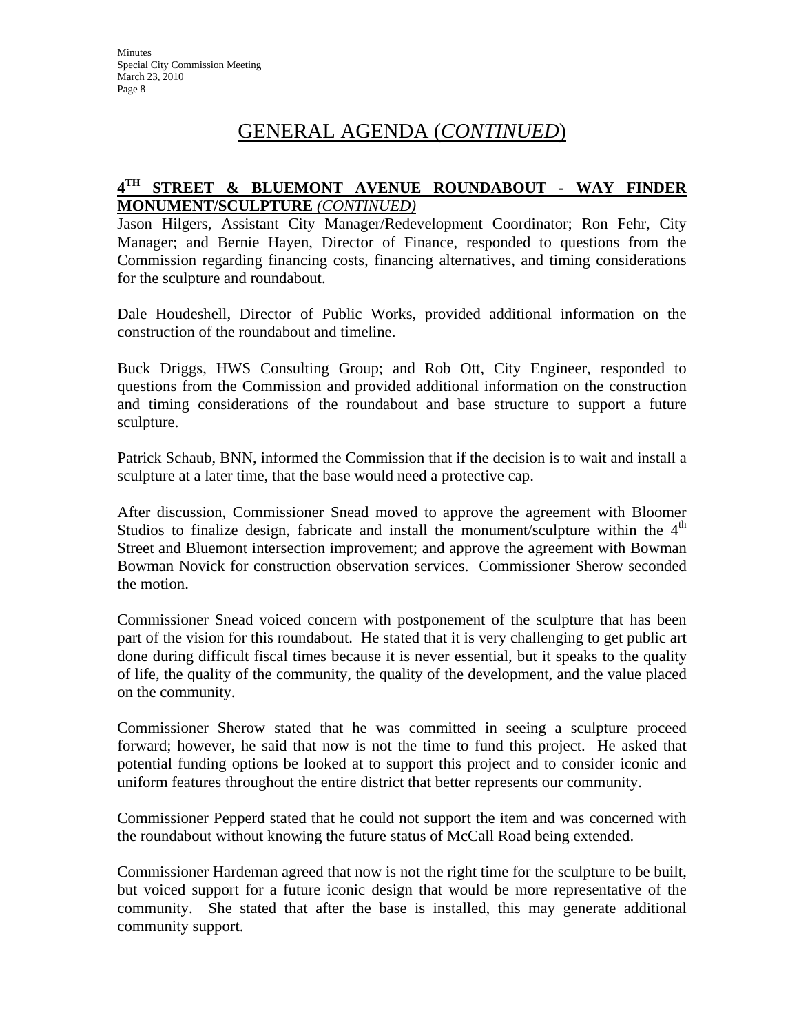# GENERAL AGENDA (*CONTINUED*)

**4TH STREET & BLUEMONT AVENUE ROUNDABOUT - WAY FINDER MONUMENT/SCULPTURE** ***(CONTINUED)***

Jason Hilgers, Assistant City Manager/Redevelopment Coordinator; Ron Fehr, City Manager; and Bernie Hayen, Director of Finance, responded to questions from the Commission regarding financing costs, financing alternatives, and timing considerations for the sculpture and roundabout.

Dale Houdeshell, Director of Public Works, provided additional information on the construction of the roundabout and timeline.

Buck Driggs, HWS Consulting Group; and Rob Ott, City Engineer, responded to questions from the Commission and provided additional information on the construction and timing considerations of the roundabout and base structure to support a future sculpture.

Patrick Schaub, BNN, informed the Commission that if the decision is to wait and install a sculpture at a later time, that the base would need a protective cap.

After discussion, Commissioner Snead moved to approve the agreement with Bloomer Studios to finalize design, fabricate and install the monument/sculpture within the 4th Street and Bluemont intersection improvement; and approve the agreement with Bowman Bowman Novick for construction observation services. Commissioner Sherow seconded the motion.

Commissioner Snead voiced concern with postponement of the sculpture that has been part of the vision for this roundabout. He stated that it is very challenging to get public art done during difficult fiscal times because it is never essential, but it speaks to the quality of life, the quality of the community, the quality of the development, and the value placed on the community.

Commissioner Sherow stated that he was committed in seeing a sculpture proceed forward; however, he said that now is not the time to fund this project. He asked that potential funding options be looked at to support this project and to consider iconic and uniform features throughout the entire district that better represents our community.

Commissioner Pepperd stated that he could not support the item and was concerned with the roundabout without knowing the future status of McCall Road being extended.

Commissioner Hardeman agreed that now is not the right time for the sculpture to be built, but voiced support for a future iconic design that would be more representative of the community. She stated that after the base is installed, this may generate additional community support.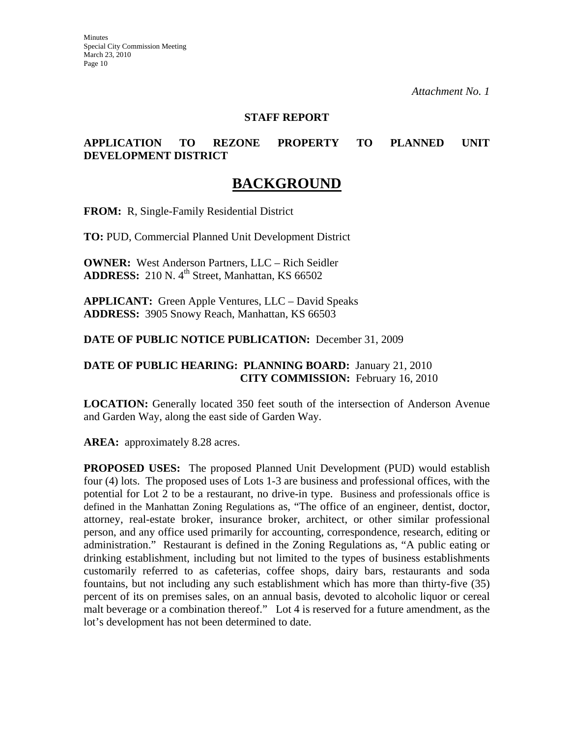*Attachment No. 1*

**STAFF REPORT**

**APPLICATION TO REZONE PROPERTY TO PLANNED UNIT DEVELOPMENT DISTRICT**

# BACKGROUND

**FROM:** R, Single-Family Residential District

**TO:** PUD, Commercial Planned Unit Development District

**OWNER:** West Anderson Partners, LLC – Rich Seidler
**ADDRESS:** 210 N. 4th Street, Manhattan, KS 66502

**APPLICANT:** Green Apple Ventures, LLC – David Speaks
**ADDRESS:** 3905 Snowy Reach, Manhattan, KS 66503

**DATE OF PUBLIC NOTICE PUBLICATION:** December 31, 2009

**DATE OF PUBLIC HEARING: PLANNING BOARD:** January 21, 2010
**CITY COMMISSION:** February 16, 2010

**LOCATION:** Generally located 350 feet south of the intersection of Anderson Avenue and Garden Way, along the east side of Garden Way.

**AREA:** approximately 8.28 acres.

**PROPOSED USES:** The proposed Planned Unit Development (PUD) would establish four (4) lots. The proposed uses of Lots 1-3 are business and professional offices, with the potential for Lot 2 to be a restaurant, no drive-in type. Business and professionals office is defined in the Manhattan Zoning Regulations as, "The office of an engineer, dentist, doctor, attorney, real-estate broker, insurance broker, architect, or other similar professional person, and any office used primarily for accounting, correspondence, research, editing or administration." Restaurant is defined in the Zoning Regulations as, "A public eating or drinking establishment, including but not limited to the types of business establishments customarily referred to as cafeterias, coffee shops, dairy bars, restaurants and soda fountains, but not including any such establishment which has more than thirty-five (35) percent of its on premises sales, on an annual basis, devoted to alcoholic liquor or cereal malt beverage or a combination thereof." Lot 4 is reserved for a future amendment, as the lot's development has not been determined to date.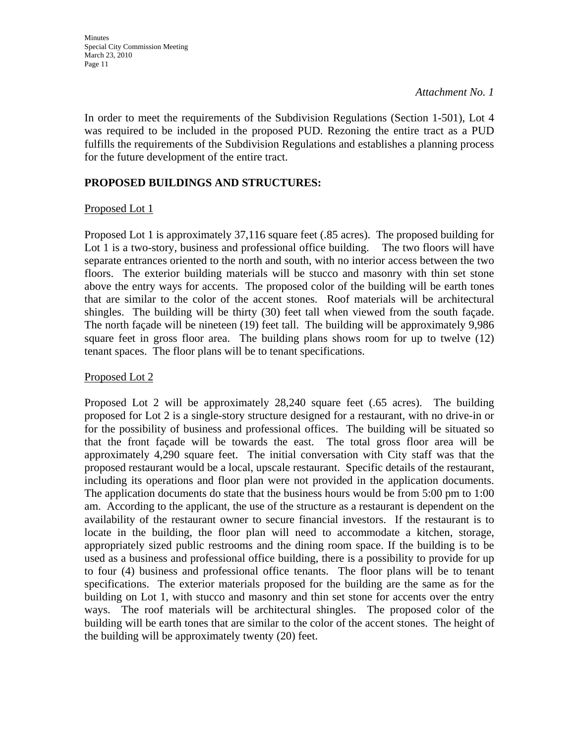*Attachment No. 1*

In order to meet the requirements of the Subdivision Regulations (Section 1-501), Lot 4 was required to be included in the proposed PUD. Rezoning the entire tract as a PUD fulfills the requirements of the Subdivision Regulations and establishes a planning process for the future development of the entire tract.

**PROPOSED BUILDINGS AND STRUCTURES:**

Proposed Lot 1

Proposed Lot 1 is approximately 37,116 square feet (.85 acres). The proposed building for Lot 1 is a two-story, business and professional office building. The two floors will have separate entrances oriented to the north and south, with no interior access between the two floors. The exterior building materials will be stucco and masonry with thin set stone above the entry ways for accents. The proposed color of the building will be earth tones that are similar to the color of the accent stones. Roof materials will be architectural shingles. The building will be thirty (30) feet tall when viewed from the south façade. The north façade will be nineteen (19) feet tall. The building will be approximately 9,986 square feet in gross floor area. The building plans shows room for up to twelve (12) tenant spaces. The floor plans will be to tenant specifications.

Proposed Lot 2

Proposed Lot 2 will be approximately 28,240 square feet (.65 acres). The building proposed for Lot 2 is a single-story structure designed for a restaurant, with no drive-in or for the possibility of business and professional offices. The building will be situated so that the front façade will be towards the east. The total gross floor area will be approximately 4,290 square feet. The initial conversation with City staff was that the proposed restaurant would be a local, upscale restaurant. Specific details of the restaurant, including its operations and floor plan were not provided in the application documents. The application documents do state that the business hours would be from 5:00 pm to 1:00 am. According to the applicant, the use of the structure as a restaurant is dependent on the availability of the restaurant owner to secure financial investors. If the restaurant is to locate in the building, the floor plan will need to accommodate a kitchen, storage, appropriately sized public restrooms and the dining room space. If the building is to be used as a business and professional office building, there is a possibility to provide for up to four (4) business and professional office tenants. The floor plans will be to tenant specifications. The exterior materials proposed for the building are the same as for the building on Lot 1, with stucco and masonry and thin set stone for accents over the entry ways. The roof materials will be architectural shingles. The proposed color of the building will be earth tones that are similar to the color of the accent stones. The height of the building will be approximately twenty (20) feet.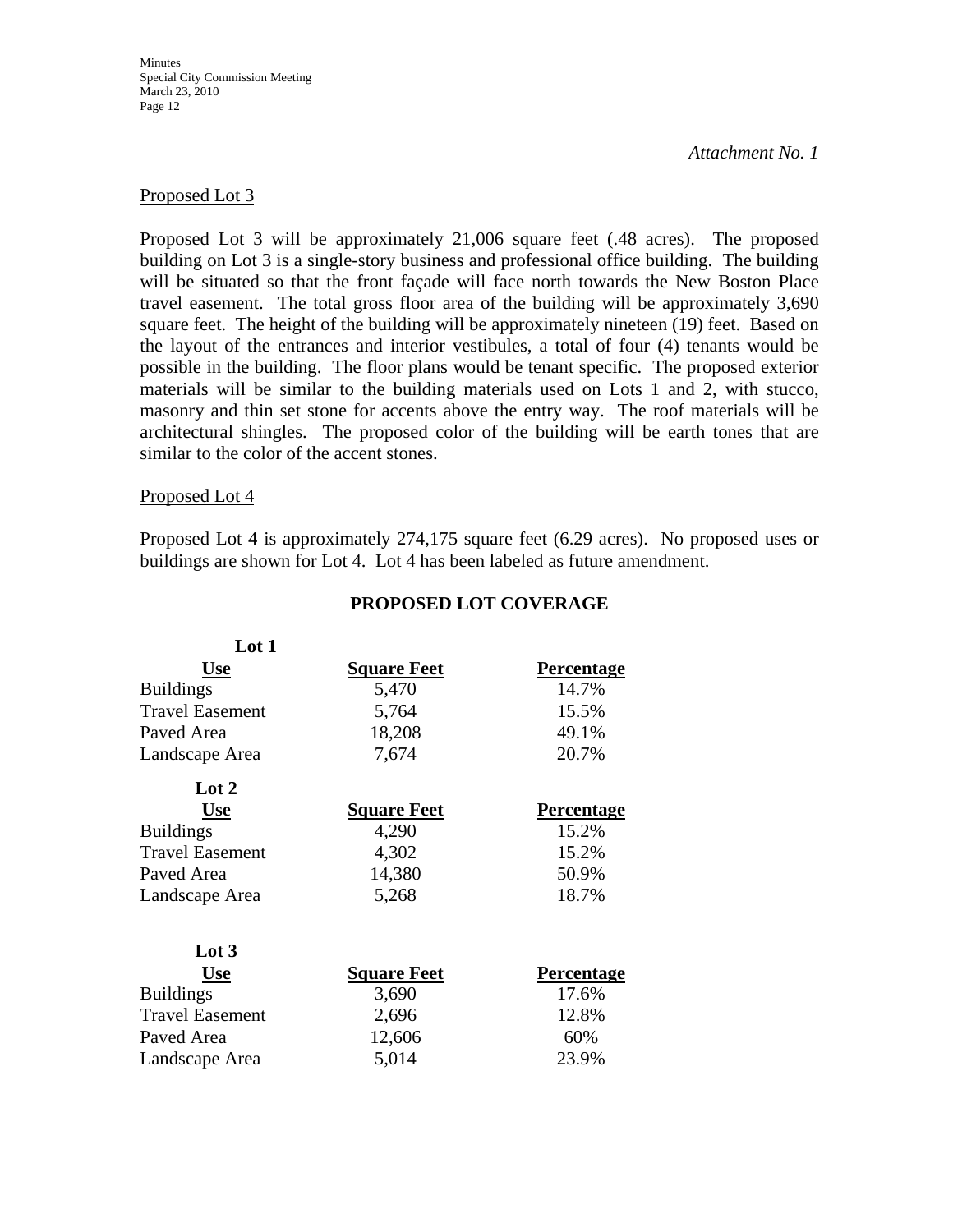*Attachment No. 1*

Proposed Lot 3

Proposed Lot 3 will be approximately 21,006 square feet (.48 acres). The proposed building on Lot 3 is a single-story business and professional office building. The building will be situated so that the front façade will face north towards the New Boston Place travel easement. The total gross floor area of the building will be approximately 3,690 square feet. The height of the building will be approximately nineteen (19) feet. Based on the layout of the entrances and interior vestibules, a total of four (4) tenants would be possible in the building. The floor plans would be tenant specific. The proposed exterior materials will be similar to the building materials used on Lots 1 and 2, with stucco, masonry and thin set stone for accents above the entry way. The roof materials will be architectural shingles. The proposed color of the building will be earth tones that are similar to the color of the accent stones.

Proposed Lot 4

Proposed Lot 4 is approximately 274,175 square feet (6.29 acres). No proposed uses or buildings are shown for Lot 4. Lot 4 has been labeled as future amendment.

**PROPOSED LOT COVERAGE**

**Lot 1**

| Use | Square Feet | Percentage |
|---|---|---|
| Buildings | 5,470 | 14.7% |
| Travel Easement | 5,764 | 15.5% |
| Paved Area | 18,208 | 49.1% |
| Landscape Area | 7,674 | 20.7% |

**Lot 2**

| Use | Square Feet | Percentage |
|---|---|---|
| Buildings | 4,290 | 15.2% |
| Travel Easement | 4,302 | 15.2% |
| Paved Area | 14,380 | 50.9% |
| Landscape Area | 5,268 | 18.7% |

**Lot 3**

| Use | Square Feet | Percentage |
|---|---|---|
| Buildings | 3,690 | 17.6% |
| Travel Easement | 2,696 | 12.8% |
| Paved Area | 12,606 | 60% |
| Landscape Area | 5,014 | 23.9% |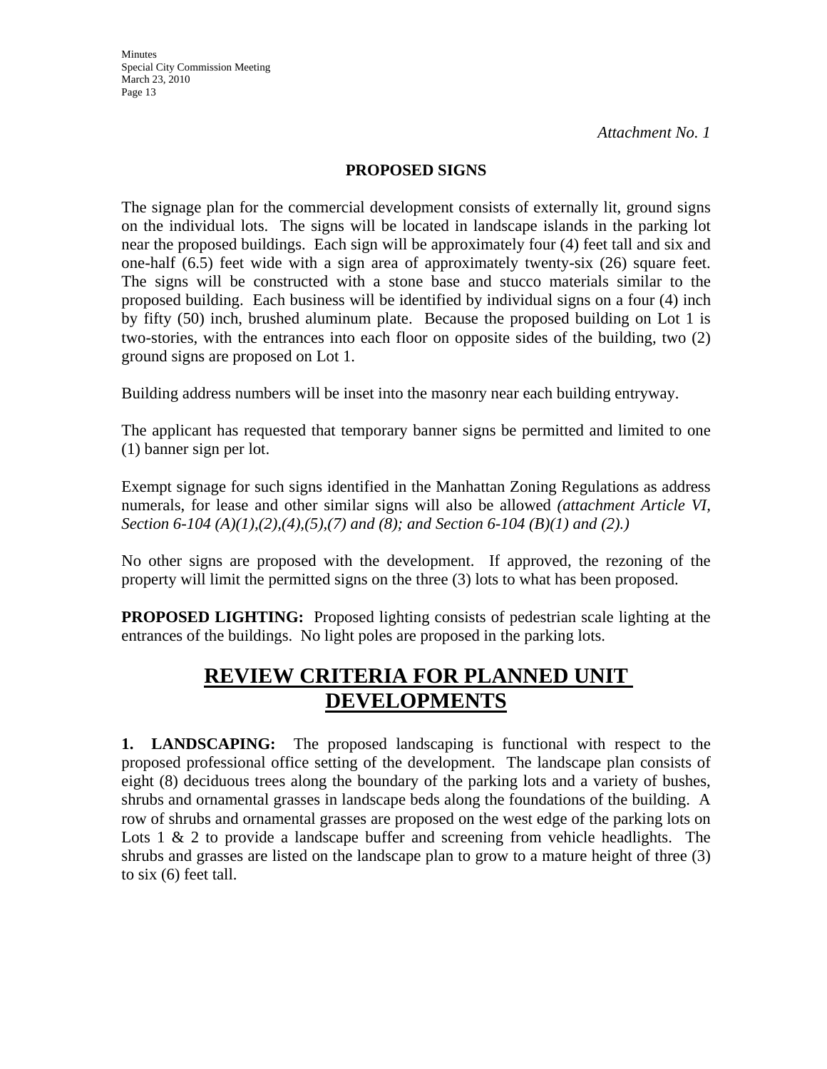*Attachment No. 1*

**PROPOSED SIGNS**

The signage plan for the commercial development consists of externally lit, ground signs on the individual lots. The signs will be located in landscape islands in the parking lot near the proposed buildings. Each sign will be approximately four (4) feet tall and six and one-half (6.5) feet wide with a sign area of approximately twenty-six (26) square feet. The signs will be constructed with a stone base and stucco materials similar to the proposed building. Each business will be identified by individual signs on a four (4) inch by fifty (50) inch, brushed aluminum plate. Because the proposed building on Lot 1 is two-stories, with the entrances into each floor on opposite sides of the building, two (2) ground signs are proposed on Lot 1.

Building address numbers will be inset into the masonry near each building entryway.

The applicant has requested that temporary banner signs be permitted and limited to one (1) banner sign per lot.

Exempt signage for such signs identified in the Manhattan Zoning Regulations as address numerals, for lease and other similar signs will also be allowed *(attachment Article VI, Section 6-104 (A)(1),(2),(4),(5),(7) and (8); and Section 6-104 (B)(1) and (2).)*

No other signs are proposed with the development. If approved, the rezoning of the property will limit the permitted signs on the three (3) lots to what has been proposed.

**PROPOSED LIGHTING:** Proposed lighting consists of pedestrian scale lighting at the entrances of the buildings. No light poles are proposed in the parking lots.

# REVIEW CRITERIA FOR PLANNED UNIT DEVELOPMENTS

**1. LANDSCAPING:** The proposed landscaping is functional with respect to the proposed professional office setting of the development. The landscape plan consists of eight (8) deciduous trees along the boundary of the parking lots and a variety of bushes, shrubs and ornamental grasses in landscape beds along the foundations of the building. A row of shrubs and ornamental grasses are proposed on the west edge of the parking lots on Lots 1 & 2 to provide a landscape buffer and screening from vehicle headlights. The shrubs and grasses are listed on the landscape plan to grow to a mature height of three (3) to six (6) feet tall.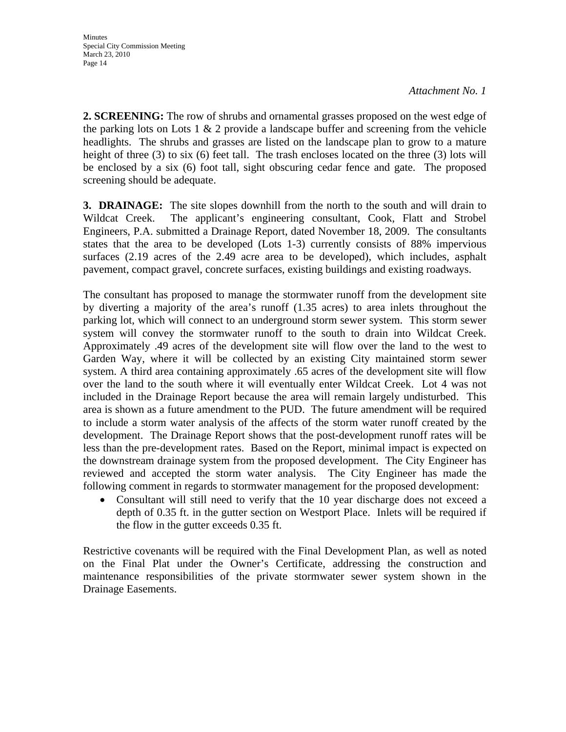*Attachment No. 1*

**2. SCREENING:** The row of shrubs and ornamental grasses proposed on the west edge of the parking lots on Lots 1 & 2 provide a landscape buffer and screening from the vehicle headlights. The shrubs and grasses are listed on the landscape plan to grow to a mature height of three (3) to six (6) feet tall. The trash encloses located on the three (3) lots will be enclosed by a six (6) foot tall, sight obscuring cedar fence and gate. The proposed screening should be adequate.

**3. DRAINAGE:** The site slopes downhill from the north to the south and will drain to Wildcat Creek. The applicant's engineering consultant, Cook, Flatt and Strobel Engineers, P.A. submitted a Drainage Report, dated November 18, 2009. The consultants states that the area to be developed (Lots 1-3) currently consists of 88% impervious surfaces (2.19 acres of the 2.49 acre area to be developed), which includes, asphalt pavement, compact gravel, concrete surfaces, existing buildings and existing roadways.

The consultant has proposed to manage the stormwater runoff from the development site by diverting a majority of the area's runoff (1.35 acres) to area inlets throughout the parking lot, which will connect to an underground storm sewer system. This storm sewer system will convey the stormwater runoff to the south to drain into Wildcat Creek. Approximately .49 acres of the development site will flow over the land to the west to Garden Way, where it will be collected by an existing City maintained storm sewer system. A third area containing approximately .65 acres of the development site will flow over the land to the south where it will eventually enter Wildcat Creek. Lot 4 was not included in the Drainage Report because the area will remain largely undisturbed. This area is shown as a future amendment to the PUD. The future amendment will be required to include a storm water analysis of the affects of the storm water runoff created by the development. The Drainage Report shows that the post-development runoff rates will be less than the pre-development rates. Based on the Report, minimal impact is expected on the downstream drainage system from the proposed development. The City Engineer has reviewed and accepted the storm water analysis. The City Engineer has made the following comment in regards to stormwater management for the proposed development:

- Consultant will still need to verify that the 10 year discharge does not exceed a depth of 0.35 ft. in the gutter section on Westport Place. Inlets will be required if the flow in the gutter exceeds 0.35 ft.

Restrictive covenants will be required with the Final Development Plan, as well as noted on the Final Plat under the Owner's Certificate, addressing the construction and maintenance responsibilities of the private stormwater sewer system shown in the Drainage Easements.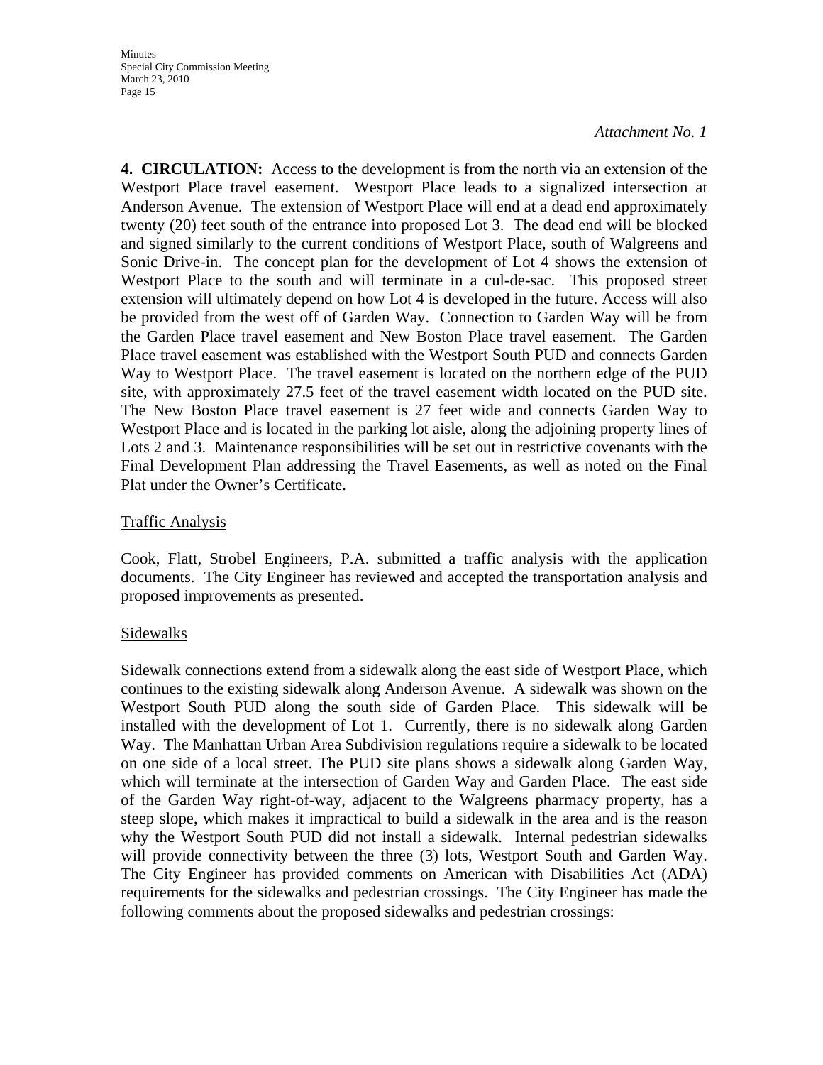*Attachment No. 1*

**4. CIRCULATION:** Access to the development is from the north via an extension of the Westport Place travel easement. Westport Place leads to a signalized intersection at Anderson Avenue. The extension of Westport Place will end at a dead end approximately twenty (20) feet south of the entrance into proposed Lot 3. The dead end will be blocked and signed similarly to the current conditions of Westport Place, south of Walgreens and Sonic Drive-in. The concept plan for the development of Lot 4 shows the extension of Westport Place to the south and will terminate in a cul-de-sac. This proposed street extension will ultimately depend on how Lot 4 is developed in the future. Access will also be provided from the west off of Garden Way. Connection to Garden Way will be from the Garden Place travel easement and New Boston Place travel easement. The Garden Place travel easement was established with the Westport South PUD and connects Garden Way to Westport Place. The travel easement is located on the northern edge of the PUD site, with approximately 27.5 feet of the travel easement width located on the PUD site. The New Boston Place travel easement is 27 feet wide and connects Garden Way to Westport Place and is located in the parking lot aisle, along the adjoining property lines of Lots 2 and 3. Maintenance responsibilities will be set out in restrictive covenants with the Final Development Plan addressing the Travel Easements, as well as noted on the Final Plat under the Owner's Certificate.

Traffic Analysis

Cook, Flatt, Strobel Engineers, P.A. submitted a traffic analysis with the application documents. The City Engineer has reviewed and accepted the transportation analysis and proposed improvements as presented.

Sidewalks

Sidewalk connections extend from a sidewalk along the east side of Westport Place, which continues to the existing sidewalk along Anderson Avenue. A sidewalk was shown on the Westport South PUD along the south side of Garden Place. This sidewalk will be installed with the development of Lot 1. Currently, there is no sidewalk along Garden Way. The Manhattan Urban Area Subdivision regulations require a sidewalk to be located on one side of a local street. The PUD site plans shows a sidewalk along Garden Way, which will terminate at the intersection of Garden Way and Garden Place. The east side of the Garden Way right-of-way, adjacent to the Walgreens pharmacy property, has a steep slope, which makes it impractical to build a sidewalk in the area and is the reason why the Westport South PUD did not install a sidewalk. Internal pedestrian sidewalks will provide connectivity between the three (3) lots, Westport South and Garden Way. The City Engineer has provided comments on American with Disabilities Act (ADA) requirements for the sidewalks and pedestrian crossings. The City Engineer has made the following comments about the proposed sidewalks and pedestrian crossings: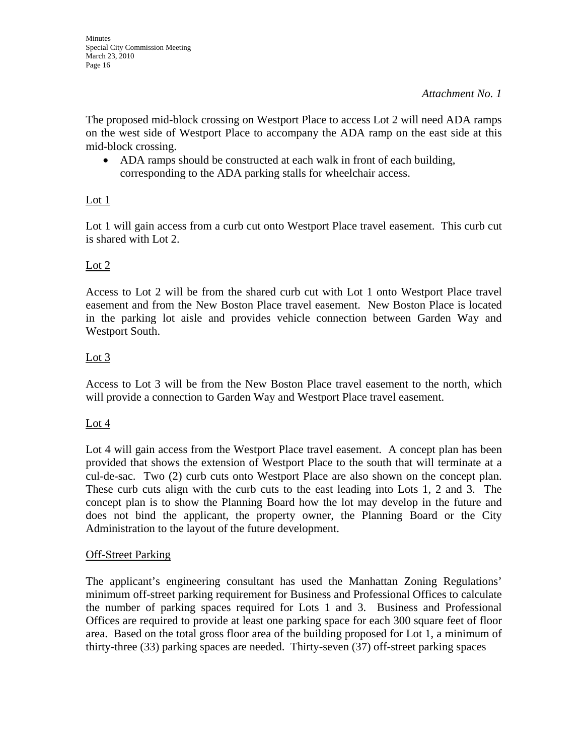*Attachment No. 1*

The proposed mid-block crossing on Westport Place to access Lot 2 will need ADA ramps on the west side of Westport Place to accompany the ADA ramp on the east side at this mid-block crossing.

- ADA ramps should be constructed at each walk in front of each building, corresponding to the ADA parking stalls for wheelchair access.

Lot 1

Lot 1 will gain access from a curb cut onto Westport Place travel easement. This curb cut is shared with Lot 2.

Lot 2

Access to Lot 2 will be from the shared curb cut with Lot 1 onto Westport Place travel easement and from the New Boston Place travel easement. New Boston Place is located in the parking lot aisle and provides vehicle connection between Garden Way and Westport South.

Lot 3

Access to Lot 3 will be from the New Boston Place travel easement to the north, which will provide a connection to Garden Way and Westport Place travel easement.

Lot 4

Lot 4 will gain access from the Westport Place travel easement. A concept plan has been provided that shows the extension of Westport Place to the south that will terminate at a cul-de-sac. Two (2) curb cuts onto Westport Place are also shown on the concept plan. These curb cuts align with the curb cuts to the east leading into Lots 1, 2 and 3. The concept plan is to show the Planning Board how the lot may develop in the future and does not bind the applicant, the property owner, the Planning Board or the City Administration to the layout of the future development.

Off-Street Parking

The applicant's engineering consultant has used the Manhattan Zoning Regulations' minimum off-street parking requirement for Business and Professional Offices to calculate the number of parking spaces required for Lots 1 and 3. Business and Professional Offices are required to provide at least one parking space for each 300 square feet of floor area. Based on the total gross floor area of the building proposed for Lot 1, a minimum of thirty-three (33) parking spaces are needed. Thirty-seven (37) off-street parking spaces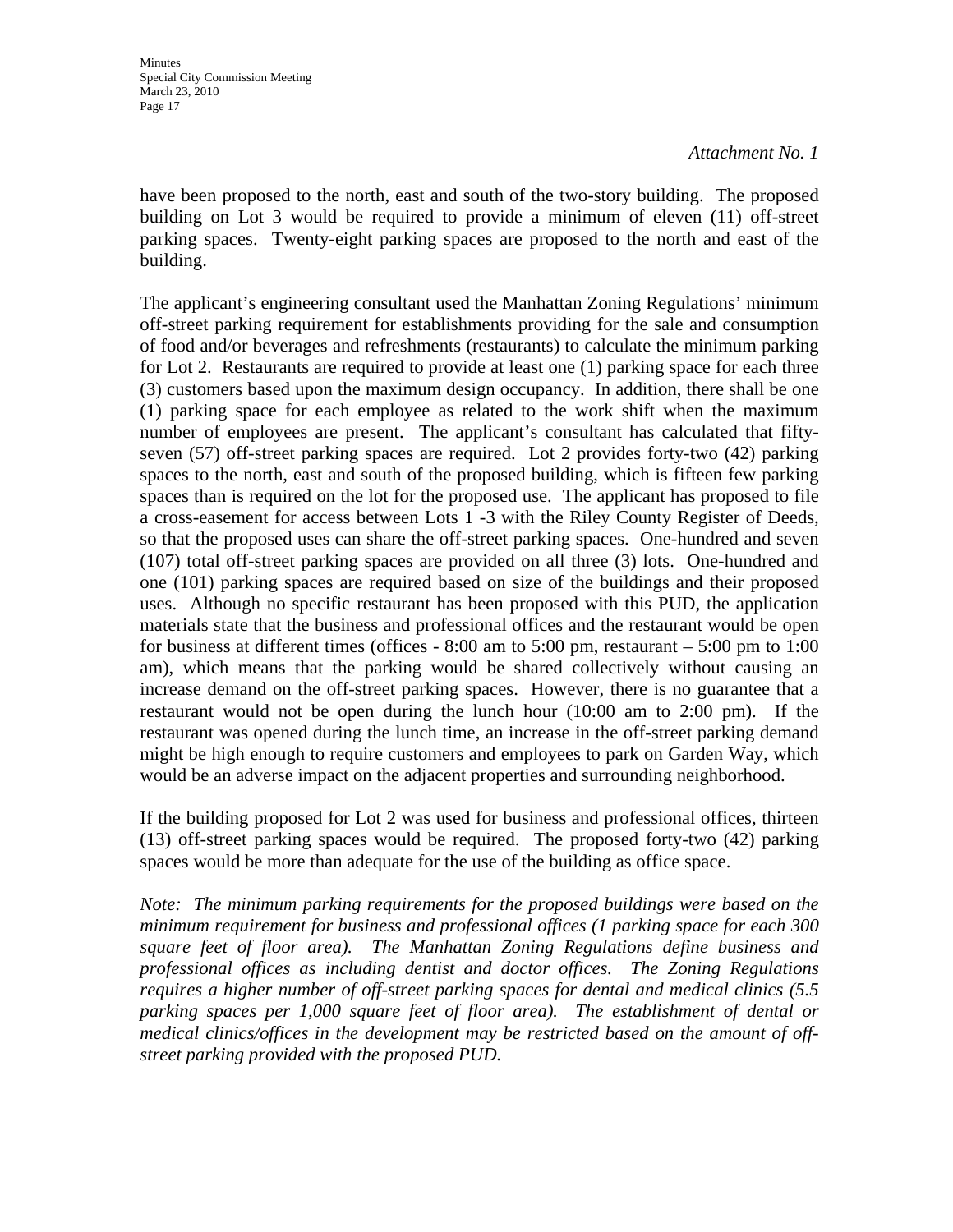*Attachment No. 1*

have been proposed to the north, east and south of the two-story building. The proposed building on Lot 3 would be required to provide a minimum of eleven (11) off-street parking spaces. Twenty-eight parking spaces are proposed to the north and east of the building.

The applicant's engineering consultant used the Manhattan Zoning Regulations' minimum off-street parking requirement for establishments providing for the sale and consumption of food and/or beverages and refreshments (restaurants) to calculate the minimum parking for Lot 2. Restaurants are required to provide at least one (1) parking space for each three (3) customers based upon the maximum design occupancy. In addition, there shall be one (1) parking space for each employee as related to the work shift when the maximum number of employees are present. The applicant's consultant has calculated that fifty-seven (57) off-street parking spaces are required. Lot 2 provides forty-two (42) parking spaces to the north, east and south of the proposed building, which is fifteen few parking spaces than is required on the lot for the proposed use. The applicant has proposed to file a cross-easement for access between Lots 1 -3 with the Riley County Register of Deeds, so that the proposed uses can share the off-street parking spaces. One-hundred and seven (107) total off-street parking spaces are provided on all three (3) lots. One-hundred and one (101) parking spaces are required based on size of the buildings and their proposed uses. Although no specific restaurant has been proposed with this PUD, the application materials state that the business and professional offices and the restaurant would be open for business at different times (offices - 8:00 am to 5:00 pm, restaurant – 5:00 pm to 1:00 am), which means that the parking would be shared collectively without causing an increase demand on the off-street parking spaces. However, there is no guarantee that a restaurant would not be open during the lunch hour (10:00 am to 2:00 pm). If the restaurant was opened during the lunch time, an increase in the off-street parking demand might be high enough to require customers and employees to park on Garden Way, which would be an adverse impact on the adjacent properties and surrounding neighborhood.

If the building proposed for Lot 2 was used for business and professional offices, thirteen (13) off-street parking spaces would be required. The proposed forty-two (42) parking spaces would be more than adequate for the use of the building as office space.

*Note: The minimum parking requirements for the proposed buildings were based on the minimum requirement for business and professional offices (1 parking space for each 300 square feet of floor area). The Manhattan Zoning Regulations define business and professional offices as including dentist and doctor offices. The Zoning Regulations requires a higher number of off-street parking spaces for dental and medical clinics (5.5 parking spaces per 1,000 square feet of floor area). The establishment of dental or medical clinics/offices in the development may be restricted based on the amount of off-street parking provided with the proposed PUD.*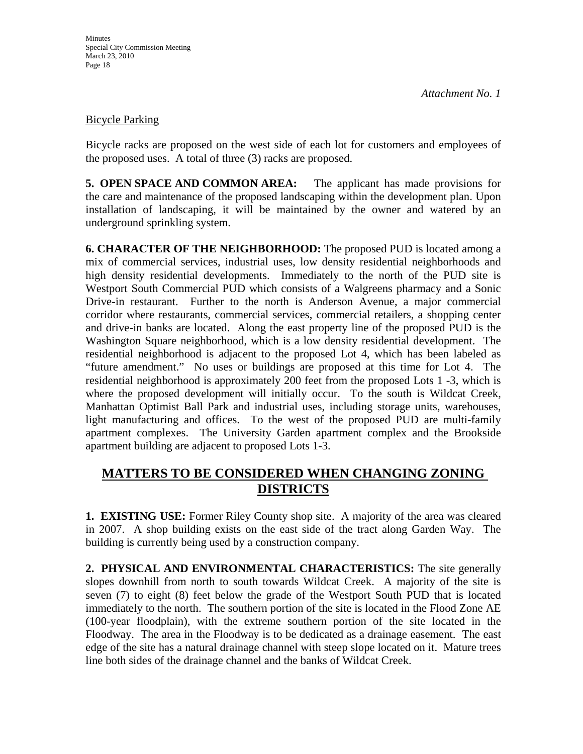*Attachment No. 1*

Bicycle Parking

Bicycle racks are proposed on the west side of each lot for customers and employees of the proposed uses. A total of three (3) racks are proposed.

**5. OPEN SPACE AND COMMON AREA:** The applicant has made provisions for the care and maintenance of the proposed landscaping within the development plan. Upon installation of landscaping, it will be maintained by the owner and watered by an underground sprinkling system.

**6. CHARACTER OF THE NEIGHBORHOOD:** The proposed PUD is located among a mix of commercial services, industrial uses, low density residential neighborhoods and high density residential developments. Immediately to the north of the PUD site is Westport South Commercial PUD which consists of a Walgreens pharmacy and a Sonic Drive-in restaurant. Further to the north is Anderson Avenue, a major commercial corridor where restaurants, commercial services, commercial retailers, a shopping center and drive-in banks are located. Along the east property line of the proposed PUD is the Washington Square neighborhood, which is a low density residential development. The residential neighborhood is adjacent to the proposed Lot 4, which has been labeled as "future amendment." No uses or buildings are proposed at this time for Lot 4. The residential neighborhood is approximately 200 feet from the proposed Lots 1 -3, which is where the proposed development will initially occur. To the south is Wildcat Creek, Manhattan Optimist Ball Park and industrial uses, including storage units, warehouses, light manufacturing and offices. To the west of the proposed PUD are multi-family apartment complexes. The University Garden apartment complex and the Brookside apartment building are adjacent to proposed Lots 1-3.

## MATTERS TO BE CONSIDERED WHEN CHANGING ZONING DISTRICTS

**1. EXISTING USE:** Former Riley County shop site. A majority of the area was cleared in 2007. A shop building exists on the east side of the tract along Garden Way. The building is currently being used by a construction company.

**2. PHYSICAL AND ENVIRONMENTAL CHARACTERISTICS:** The site generally slopes downhill from north to south towards Wildcat Creek. A majority of the site is seven (7) to eight (8) feet below the grade of the Westport South PUD that is located immediately to the north. The southern portion of the site is located in the Flood Zone AE (100-year floodplain), with the extreme southern portion of the site located in the Floodway. The area in the Floodway is to be dedicated as a drainage easement. The east edge of the site has a natural drainage channel with steep slope located on it. Mature trees line both sides of the drainage channel and the banks of Wildcat Creek.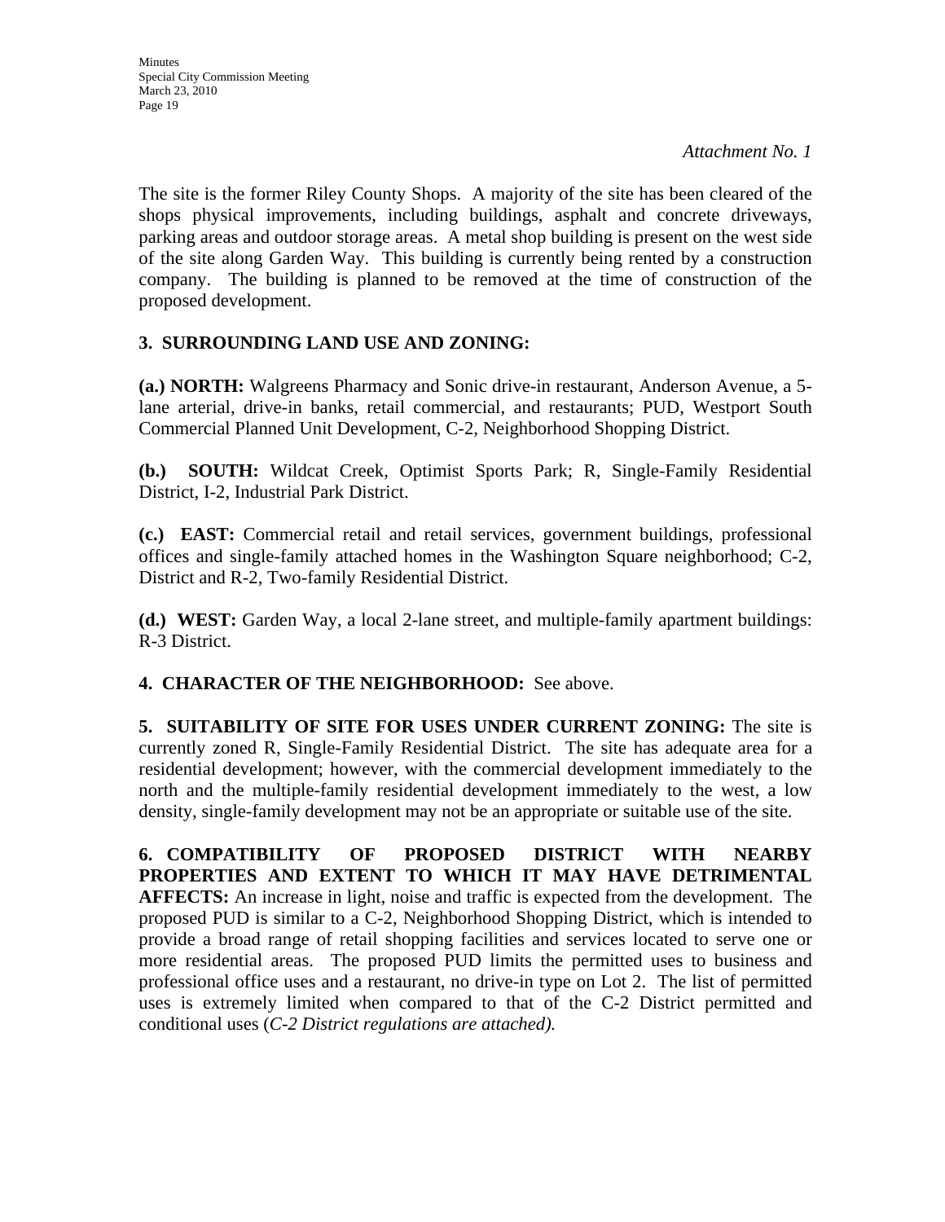*Attachment No. 1*

The site is the former Riley County Shops. A majority of the site has been cleared of the shops physical improvements, including buildings, asphalt and concrete driveways, parking areas and outdoor storage areas. A metal shop building is present on the west side of the site along Garden Way. This building is currently being rented by a construction company. The building is planned to be removed at the time of construction of the proposed development.

**3. SURROUNDING LAND USE AND ZONING:**

**(a.) NORTH:** Walgreens Pharmacy and Sonic drive-in restaurant, Anderson Avenue, a 5-lane arterial, drive-in banks, retail commercial, and restaurants; PUD, Westport South Commercial Planned Unit Development, C-2, Neighborhood Shopping District.

**(b.) SOUTH:** Wildcat Creek, Optimist Sports Park; R, Single-Family Residential District, I-2, Industrial Park District.

**(c.) EAST:** Commercial retail and retail services, government buildings, professional offices and single-family attached homes in the Washington Square neighborhood; C-2, District and R-2, Two-family Residential District.

**(d.) WEST:** Garden Way, a local 2-lane street, and multiple-family apartment buildings: R-3 District.

**4. CHARACTER OF THE NEIGHBORHOOD:** See above.

**5. SUITABILITY OF SITE FOR USES UNDER CURRENT ZONING:** The site is currently zoned R, Single-Family Residential District. The site has adequate area for a residential development; however, with the commercial development immediately to the north and the multiple-family residential development immediately to the west, a low density, single-family development may not be an appropriate or suitable use of the site.

**6. COMPATIBILITY OF PROPOSED DISTRICT WITH NEARBY PROPERTIES AND EXTENT TO WHICH IT MAY HAVE DETRIMENTAL AFFECTS:** An increase in light, noise and traffic is expected from the development. The proposed PUD is similar to a C-2, Neighborhood Shopping District, which is intended to provide a broad range of retail shopping facilities and services located to serve one or more residential areas. The proposed PUD limits the permitted uses to business and professional office uses and a restaurant, no drive-in type on Lot 2. The list of permitted uses is extremely limited when compared to that of the C-2 District permitted and conditional uses (*C-2 District regulations are attached).*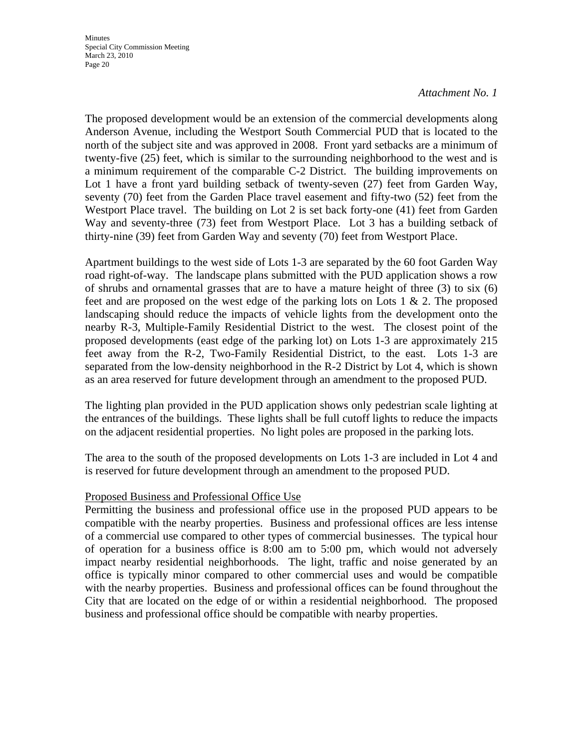*Attachment No. 1*

The proposed development would be an extension of the commercial developments along Anderson Avenue, including the Westport South Commercial PUD that is located to the north of the subject site and was approved in 2008. Front yard setbacks are a minimum of twenty-five (25) feet, which is similar to the surrounding neighborhood to the west and is a minimum requirement of the comparable C-2 District. The building improvements on Lot 1 have a front yard building setback of twenty-seven (27) feet from Garden Way, seventy (70) feet from the Garden Place travel easement and fifty-two (52) feet from the Westport Place travel. The building on Lot 2 is set back forty-one (41) feet from Garden Way and seventy-three (73) feet from Westport Place. Lot 3 has a building setback of thirty-nine (39) feet from Garden Way and seventy (70) feet from Westport Place.

Apartment buildings to the west side of Lots 1-3 are separated by the 60 foot Garden Way road right-of-way. The landscape plans submitted with the PUD application shows a row of shrubs and ornamental grasses that are to have a mature height of three (3) to six (6) feet and are proposed on the west edge of the parking lots on Lots 1 & 2. The proposed landscaping should reduce the impacts of vehicle lights from the development onto the nearby R-3, Multiple-Family Residential District to the west. The closest point of the proposed developments (east edge of the parking lot) on Lots 1-3 are approximately 215 feet away from the R-2, Two-Family Residential District, to the east. Lots 1-3 are separated from the low-density neighborhood in the R-2 District by Lot 4, which is shown as an area reserved for future development through an amendment to the proposed PUD.

The lighting plan provided in the PUD application shows only pedestrian scale lighting at the entrances of the buildings. These lights shall be full cutoff lights to reduce the impacts on the adjacent residential properties. No light poles are proposed in the parking lots.

The area to the south of the proposed developments on Lots 1-3 are included in Lot 4 and is reserved for future development through an amendment to the proposed PUD.

<u>Proposed Business and Professional Office Use</u>

Permitting the business and professional office use in the proposed PUD appears to be compatible with the nearby properties. Business and professional offices are less intense of a commercial use compared to other types of commercial businesses. The typical hour of operation for a business office is 8:00 am to 5:00 pm, which would not adversely impact nearby residential neighborhoods. The light, traffic and noise generated by an office is typically minor compared to other commercial uses and would be compatible with the nearby properties. Business and professional offices can be found throughout the City that are located on the edge of or within a residential neighborhood. The proposed business and professional office should be compatible with nearby properties.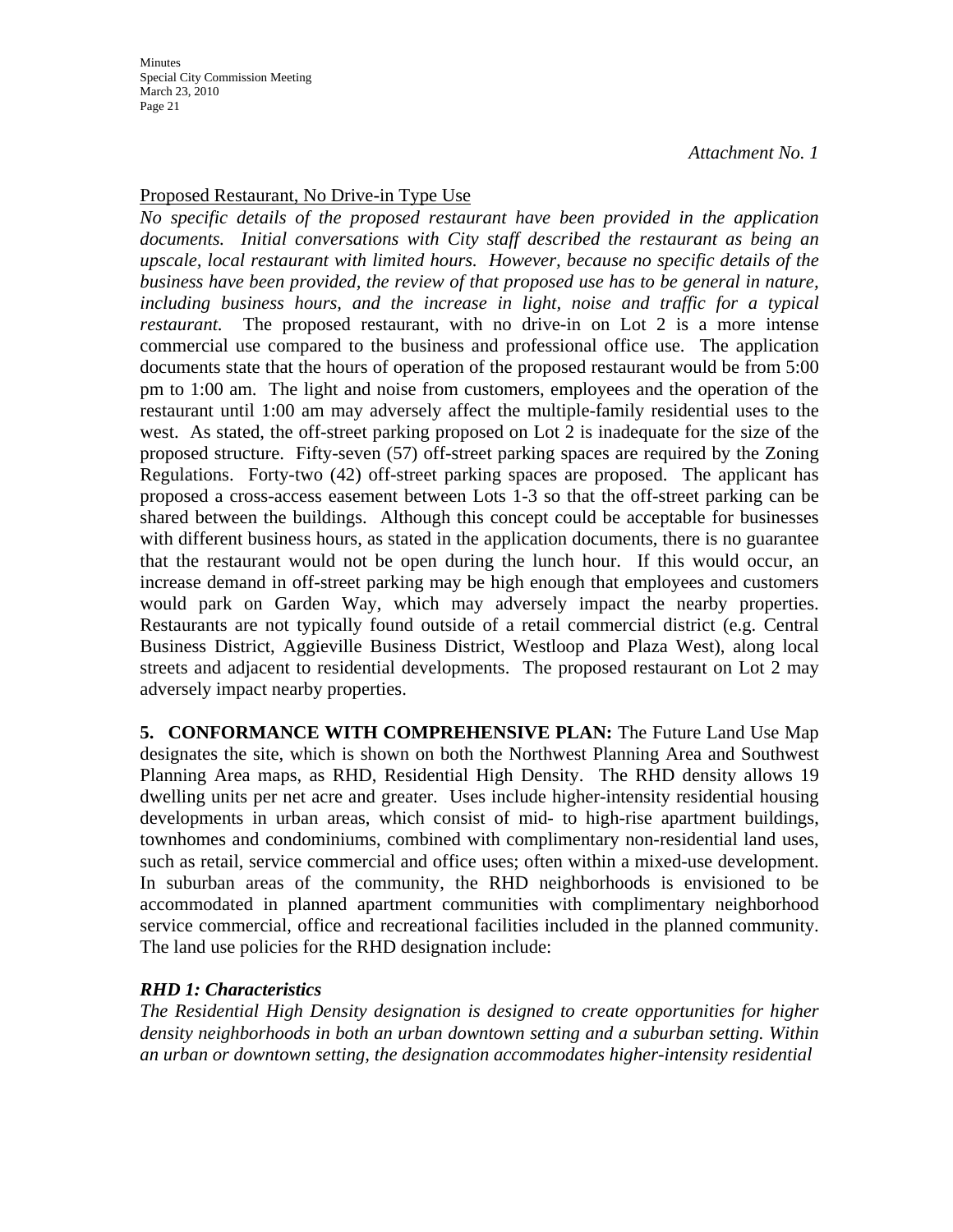*Attachment No. 1*

Proposed Restaurant, No Drive-in Type Use

*No specific details of the proposed restaurant have been provided in the application documents. Initial conversations with City staff described the restaurant as being an upscale, local restaurant with limited hours. However, because no specific details of the business have been provided, the review of that proposed use has to be general in nature, including business hours, and the increase in light, noise and traffic for a typical restaurant.* The proposed restaurant, with no drive-in on Lot 2 is a more intense commercial use compared to the business and professional office use. The application documents state that the hours of operation of the proposed restaurant would be from 5:00 pm to 1:00 am. The light and noise from customers, employees and the operation of the restaurant until 1:00 am may adversely affect the multiple-family residential uses to the west. As stated, the off-street parking proposed on Lot 2 is inadequate for the size of the proposed structure. Fifty-seven (57) off-street parking spaces are required by the Zoning Regulations. Forty-two (42) off-street parking spaces are proposed. The applicant has proposed a cross-access easement between Lots 1-3 so that the off-street parking can be shared between the buildings. Although this concept could be acceptable for businesses with different business hours, as stated in the application documents, there is no guarantee that the restaurant would not be open during the lunch hour. If this would occur, an increase demand in off-street parking may be high enough that employees and customers would park on Garden Way, which may adversely impact the nearby properties. Restaurants are not typically found outside of a retail commercial district (e.g. Central Business District, Aggieville Business District, Westloop and Plaza West), along local streets and adjacent to residential developments. The proposed restaurant on Lot 2 may adversely impact nearby properties.

**5. CONFORMANCE WITH COMPREHENSIVE PLAN:** The Future Land Use Map designates the site, which is shown on both the Northwest Planning Area and Southwest Planning Area maps, as RHD, Residential High Density. The RHD density allows 19 dwelling units per net acre and greater. Uses include higher-intensity residential housing developments in urban areas, which consist of mid- to high-rise apartment buildings, townhomes and condominiums, combined with complimentary non-residential land uses, such as retail, service commercial and office uses; often within a mixed-use development. In suburban areas of the community, the RHD neighborhoods is envisioned to be accommodated in planned apartment communities with complimentary neighborhood service commercial, office and recreational facilities included in the planned community. The land use policies for the RHD designation include:

***RHD 1: Characteristics***

*The Residential High Density designation is designed to create opportunities for higher density neighborhoods in both an urban downtown setting and a suburban setting. Within an urban or downtown setting, the designation accommodates higher-intensity residential*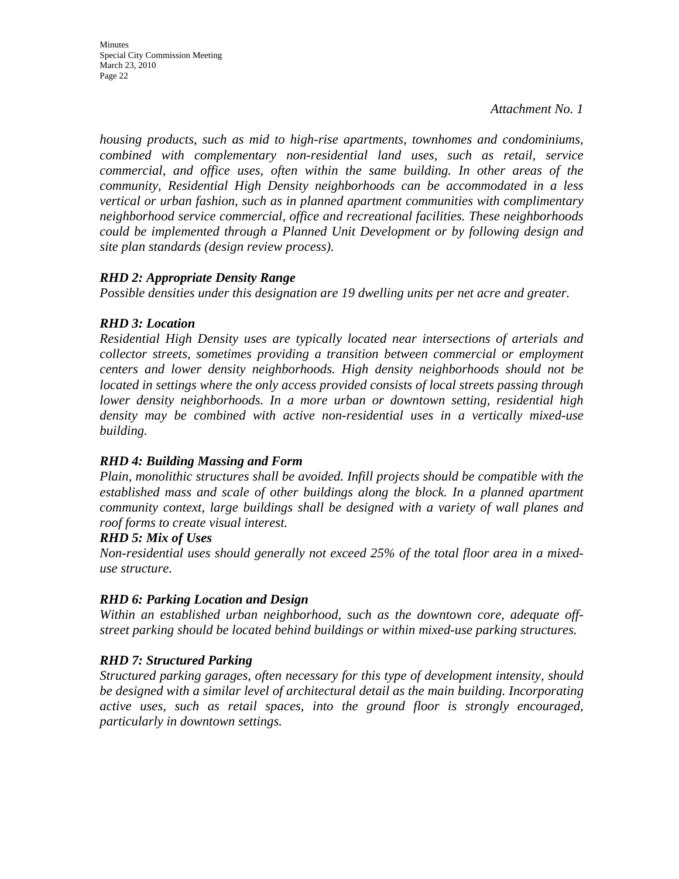*Attachment No. 1*

*housing products, such as mid to high-rise apartments, townhomes and condominiums, combined with complementary non-residential land uses, such as retail, service commercial, and office uses, often within the same building. In other areas of the community, Residential High Density neighborhoods can be accommodated in a less vertical or urban fashion, such as in planned apartment communities with complimentary neighborhood service commercial, office and recreational facilities. These neighborhoods could be implemented through a Planned Unit Development or by following design and site plan standards (design review process).*

***RHD 2: Appropriate Density Range***

*Possible densities under this designation are 19 dwelling units per net acre and greater.*

***RHD 3: Location***

*Residential High Density uses are typically located near intersections of arterials and collector streets, sometimes providing a transition between commercial or employment centers and lower density neighborhoods. High density neighborhoods should not be located in settings where the only access provided consists of local streets passing through lower density neighborhoods. In a more urban or downtown setting, residential high density may be combined with active non-residential uses in a vertically mixed-use building.*

***RHD 4: Building Massing and Form***

*Plain, monolithic structures shall be avoided. Infill projects should be compatible with the established mass and scale of other buildings along the block. In a planned apartment community context, large buildings shall be designed with a variety of wall planes and roof forms to create visual interest.*

***RHD 5: Mix of Uses***

*Non-residential uses should generally not exceed 25% of the total floor area in a mixed-use structure.*

***RHD 6: Parking Location and Design***

*Within an established urban neighborhood, such as the downtown core, adequate off-street parking should be located behind buildings or within mixed-use parking structures.*

***RHD 7: Structured Parking***

*Structured parking garages, often necessary for this type of development intensity, should be designed with a similar level of architectural detail as the main building. Incorporating active uses, such as retail spaces, into the ground floor is strongly encouraged, particularly in downtown settings.*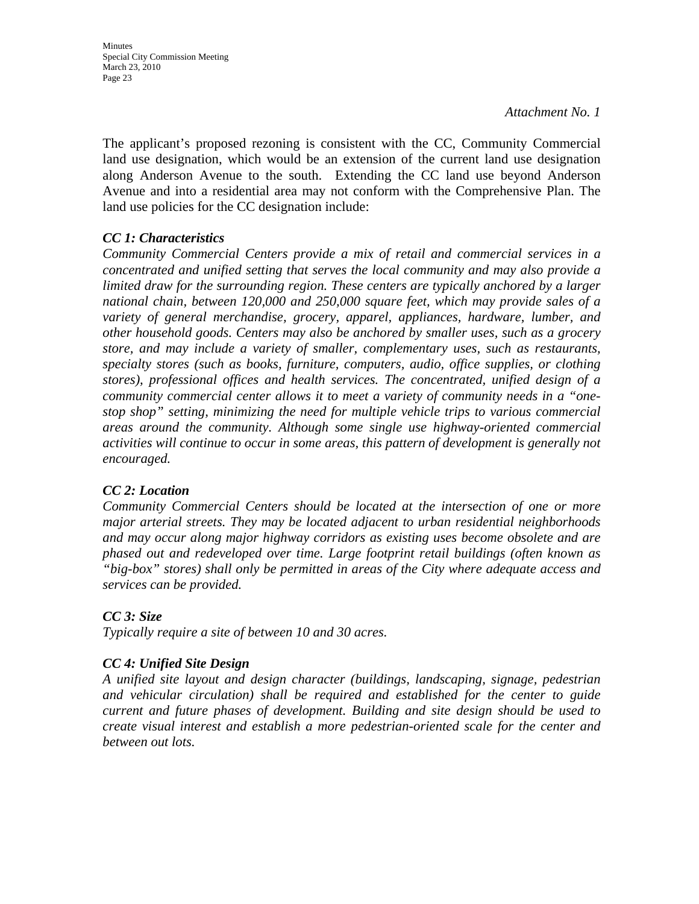*Attachment No. 1*

The applicant's proposed rezoning is consistent with the CC, Community Commercial land use designation, which would be an extension of the current land use designation along Anderson Avenue to the south. Extending the CC land use beyond Anderson Avenue and into a residential area may not conform with the Comprehensive Plan. The land use policies for the CC designation include:

***CC 1: Characteristics***

*Community Commercial Centers provide a mix of retail and commercial services in a concentrated and unified setting that serves the local community and may also provide a limited draw for the surrounding region. These centers are typically anchored by a larger national chain, between 120,000 and 250,000 square feet, which may provide sales of a variety of general merchandise, grocery, apparel, appliances, hardware, lumber, and other household goods. Centers may also be anchored by smaller uses, such as a grocery store, and may include a variety of smaller, complementary uses, such as restaurants, specialty stores (such as books, furniture, computers, audio, office supplies, or clothing stores), professional offices and health services. The concentrated, unified design of a community commercial center allows it to meet a variety of community needs in a "one-stop shop" setting, minimizing the need for multiple vehicle trips to various commercial areas around the community. Although some single use highway-oriented commercial activities will continue to occur in some areas, this pattern of development is generally not encouraged.*

***CC 2: Location***

*Community Commercial Centers should be located at the intersection of one or more major arterial streets. They may be located adjacent to urban residential neighborhoods and may occur along major highway corridors as existing uses become obsolete and are phased out and redeveloped over time. Large footprint retail buildings (often known as "big-box" stores) shall only be permitted in areas of the City where adequate access and services can be provided.*

***CC 3: Size***

*Typically require a site of between 10 and 30 acres.*

***CC 4: Unified Site Design***

*A unified site layout and design character (buildings, landscaping, signage, pedestrian and vehicular circulation) shall be required and established for the center to guide current and future phases of development. Building and site design should be used to create visual interest and establish a more pedestrian-oriented scale for the center and between out lots.*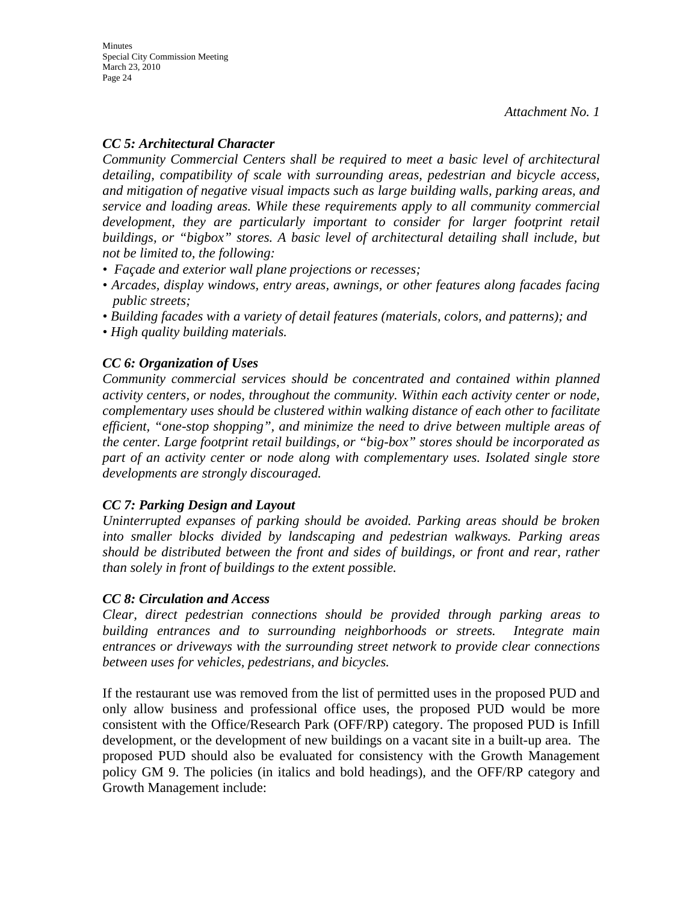*Attachment No. 1*

***CC 5: Architectural Character***

*Community Commercial Centers shall be required to meet a basic level of architectural detailing, compatibility of scale with surrounding areas, pedestrian and bicycle access, and mitigation of negative visual impacts such as large building walls, parking areas, and service and loading areas. While these requirements apply to all community commercial development, they are particularly important to consider for larger footprint retail buildings, or "bigbox" stores. A basic level of architectural detailing shall include, but not be limited to, the following:*

- *Façade and exterior wall plane projections or recesses;*
- *Arcades, display windows, entry areas, awnings, or other features along facades facing public streets;*
- *Building facades with a variety of detail features (materials, colors, and patterns); and*
- *High quality building materials.*

***CC 6: Organization of Uses***

*Community commercial services should be concentrated and contained within planned activity centers, or nodes, throughout the community. Within each activity center or node, complementary uses should be clustered within walking distance of each other to facilitate efficient, "one-stop shopping", and minimize the need to drive between multiple areas of the center. Large footprint retail buildings, or "big-box" stores should be incorporated as part of an activity center or node along with complementary uses. Isolated single store developments are strongly discouraged.*

***CC 7: Parking Design and Layout***

*Uninterrupted expanses of parking should be avoided. Parking areas should be broken into smaller blocks divided by landscaping and pedestrian walkways. Parking areas should be distributed between the front and sides of buildings, or front and rear, rather than solely in front of buildings to the extent possible.*

***CC 8: Circulation and Access***

*Clear, direct pedestrian connections should be provided through parking areas to building entrances and to surrounding neighborhoods or streets. Integrate main entrances or driveways with the surrounding street network to provide clear connections between uses for vehicles, pedestrians, and bicycles.*

If the restaurant use was removed from the list of permitted uses in the proposed PUD and only allow business and professional office uses, the proposed PUD would be more consistent with the Office/Research Park (OFF/RP) category. The proposed PUD is Infill development, or the development of new buildings on a vacant site in a built-up area. The proposed PUD should also be evaluated for consistency with the Growth Management policy GM 9. The policies (in italics and bold headings), and the OFF/RP category and Growth Management include: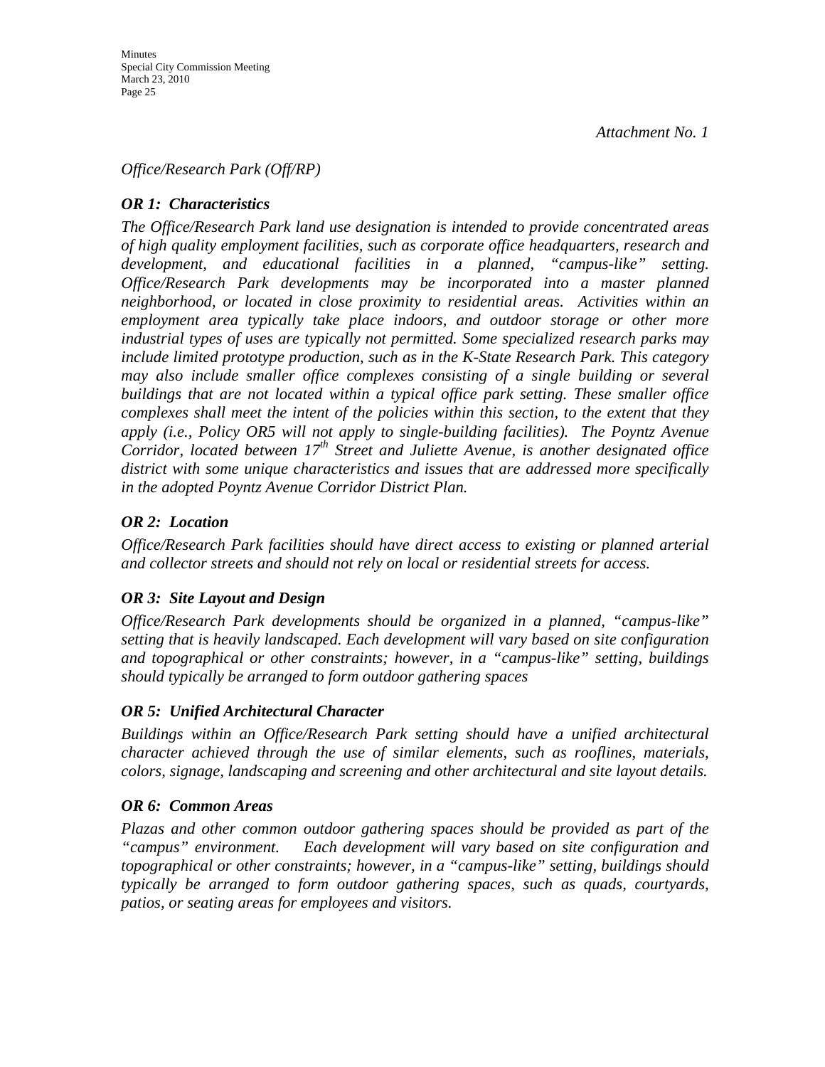*Attachment No. 1*

*Office/Research Park (Off/RP)*

***OR 1: Characteristics***

*The Office/Research Park land use designation is intended to provide concentrated areas of high quality employment facilities, such as corporate office headquarters, research and development, and educational facilities in a planned, "campus-like" setting. Office/Research Park developments may be incorporated into a master planned neighborhood, or located in close proximity to residential areas. Activities within an employment area typically take place indoors, and outdoor storage or other more industrial types of uses are typically not permitted. Some specialized research parks may include limited prototype production, such as in the K-State Research Park. This category may also include smaller office complexes consisting of a single building or several buildings that are not located within a typical office park setting. These smaller office complexes shall meet the intent of the policies within this section, to the extent that they apply (i.e., Policy OR5 will not apply to single-building facilities). The Poyntz Avenue Corridor, located between 17th Street and Juliette Avenue, is another designated office district with some unique characteristics and issues that are addressed more specifically in the adopted Poyntz Avenue Corridor District Plan.*

***OR 2: Location***

*Office/Research Park facilities should have direct access to existing or planned arterial and collector streets and should not rely on local or residential streets for access.*

***OR 3: Site Layout and Design***

*Office/Research Park developments should be organized in a planned, "campus-like" setting that is heavily landscaped. Each development will vary based on site configuration and topographical or other constraints; however, in a "campus-like" setting, buildings should typically be arranged to form outdoor gathering spaces*

***OR 5: Unified Architectural Character***

*Buildings within an Office/Research Park setting should have a unified architectural character achieved through the use of similar elements, such as rooflines, materials, colors, signage, landscaping and screening and other architectural and site layout details.*

***OR 6: Common Areas***

*Plazas and other common outdoor gathering spaces should be provided as part of the "campus" environment. Each development will vary based on site configuration and topographical or other constraints; however, in a "campus-like" setting, buildings should typically be arranged to form outdoor gathering spaces, such as quads, courtyards, patios, or seating areas for employees and visitors.*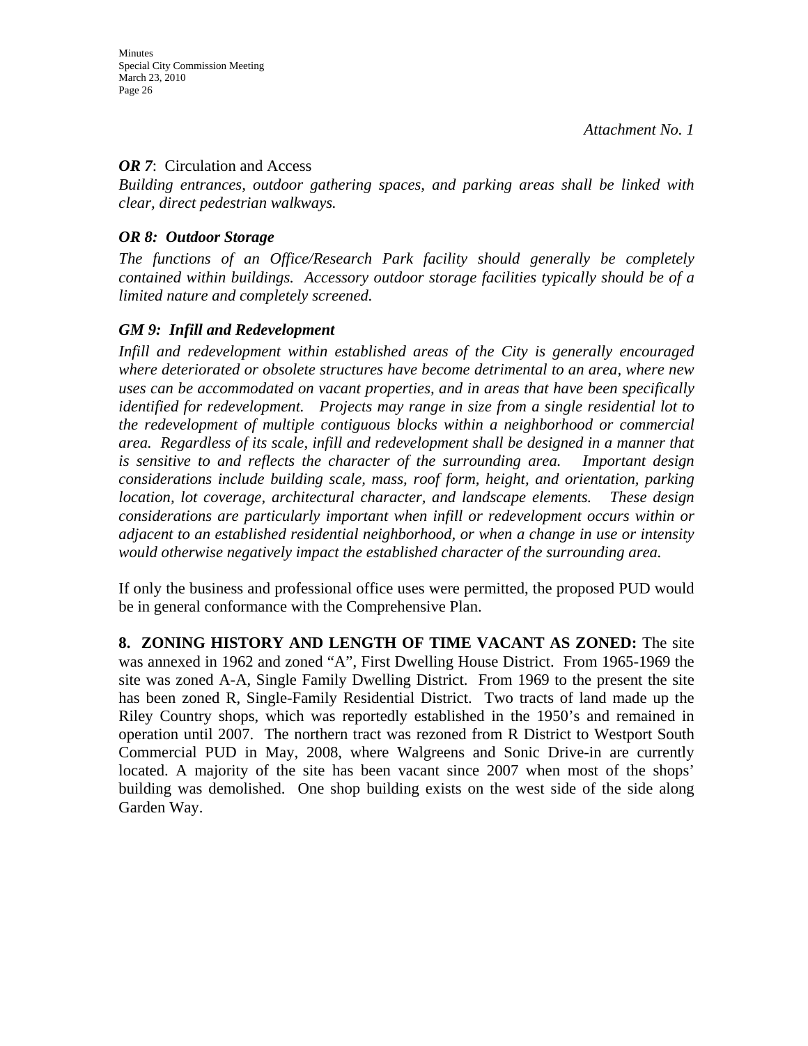*Attachment No. 1*

***OR 7***: Circulation and Access
*Building entrances, outdoor gathering spaces, and parking areas shall be linked with clear, direct pedestrian walkways.*

***OR 8: Outdoor Storage***
*The functions of an Office/Research Park facility should generally be completely contained within buildings. Accessory outdoor storage facilities typically should be of a limited nature and completely screened.*

***GM 9: Infill and Redevelopment***
*Infill and redevelopment within established areas of the City is generally encouraged where deteriorated or obsolete structures have become detrimental to an area, where new uses can be accommodated on vacant properties, and in areas that have been specifically identified for redevelopment. Projects may range in size from a single residential lot to the redevelopment of multiple contiguous blocks within a neighborhood or commercial area. Regardless of its scale, infill and redevelopment shall be designed in a manner that is sensitive to and reflects the character of the surrounding area. Important design considerations include building scale, mass, roof form, height, and orientation, parking location, lot coverage, architectural character, and landscape elements. These design considerations are particularly important when infill or redevelopment occurs within or adjacent to an established residential neighborhood, or when a change in use or intensity would otherwise negatively impact the established character of the surrounding area.*

If only the business and professional office uses were permitted, the proposed PUD would be in general conformance with the Comprehensive Plan.

**8. ZONING HISTORY AND LENGTH OF TIME VACANT AS ZONED:** The site was annexed in 1962 and zoned "A", First Dwelling House District. From 1965-1969 the site was zoned A-A, Single Family Dwelling District. From 1969 to the present the site has been zoned R, Single-Family Residential District. Two tracts of land made up the Riley Country shops, which was reportedly established in the 1950's and remained in operation until 2007. The northern tract was rezoned from R District to Westport South Commercial PUD in May, 2008, where Walgreens and Sonic Drive-in are currently located. A majority of the site has been vacant since 2007 when most of the shops' building was demolished. One shop building exists on the west side of the side along Garden Way.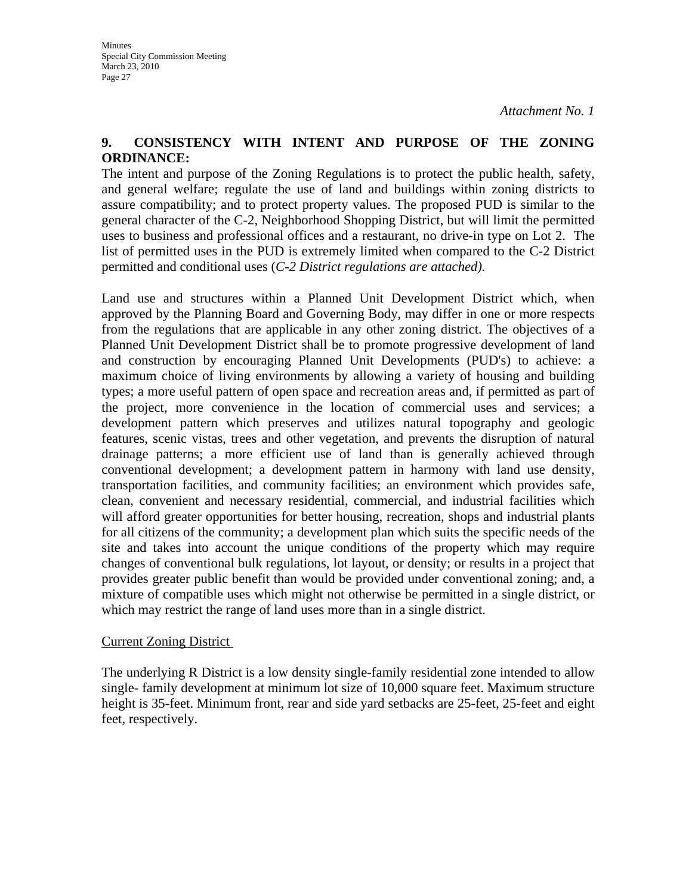*Attachment No. 1*

**9. CONSISTENCY WITH INTENT AND PURPOSE OF THE ZONING ORDINANCE:**

The intent and purpose of the Zoning Regulations is to protect the public health, safety, and general welfare; regulate the use of land and buildings within zoning districts to assure compatibility; and to protect property values. The proposed PUD is similar to the general character of the C-2, Neighborhood Shopping District, but will limit the permitted uses to business and professional offices and a restaurant, no drive-in type on Lot 2. The list of permitted uses in the PUD is extremely limited when compared to the C-2 District permitted and conditional uses (*C-2 District regulations are attached).*

Land use and structures within a Planned Unit Development District which, when approved by the Planning Board and Governing Body, may differ in one or more respects from the regulations that are applicable in any other zoning district. The objectives of a Planned Unit Development District shall be to promote progressive development of land and construction by encouraging Planned Unit Developments (PUD's) to achieve: a maximum choice of living environments by allowing a variety of housing and building types; a more useful pattern of open space and recreation areas and, if permitted as part of the project, more convenience in the location of commercial uses and services; a development pattern which preserves and utilizes natural topography and geologic features, scenic vistas, trees and other vegetation, and prevents the disruption of natural drainage patterns; a more efficient use of land than is generally achieved through conventional development; a development pattern in harmony with land use density, transportation facilities, and community facilities; an environment which provides safe, clean, convenient and necessary residential, commercial, and industrial facilities which will afford greater opportunities for better housing, recreation, shops and industrial plants for all citizens of the community; a development plan which suits the specific needs of the site and takes into account the unique conditions of the property which may require changes of conventional bulk regulations, lot layout, or density; or results in a project that provides greater public benefit than would be provided under conventional zoning; and, a mixture of compatible uses which might not otherwise be permitted in a single district, or which may restrict the range of land uses more than in a single district.

Current Zoning District

The underlying R District is a low density single-family residential zone intended to allow single- family development at minimum lot size of 10,000 square feet. Maximum structure height is 35-feet. Minimum front, rear and side yard setbacks are 25-feet, 25-feet and eight feet, respectively.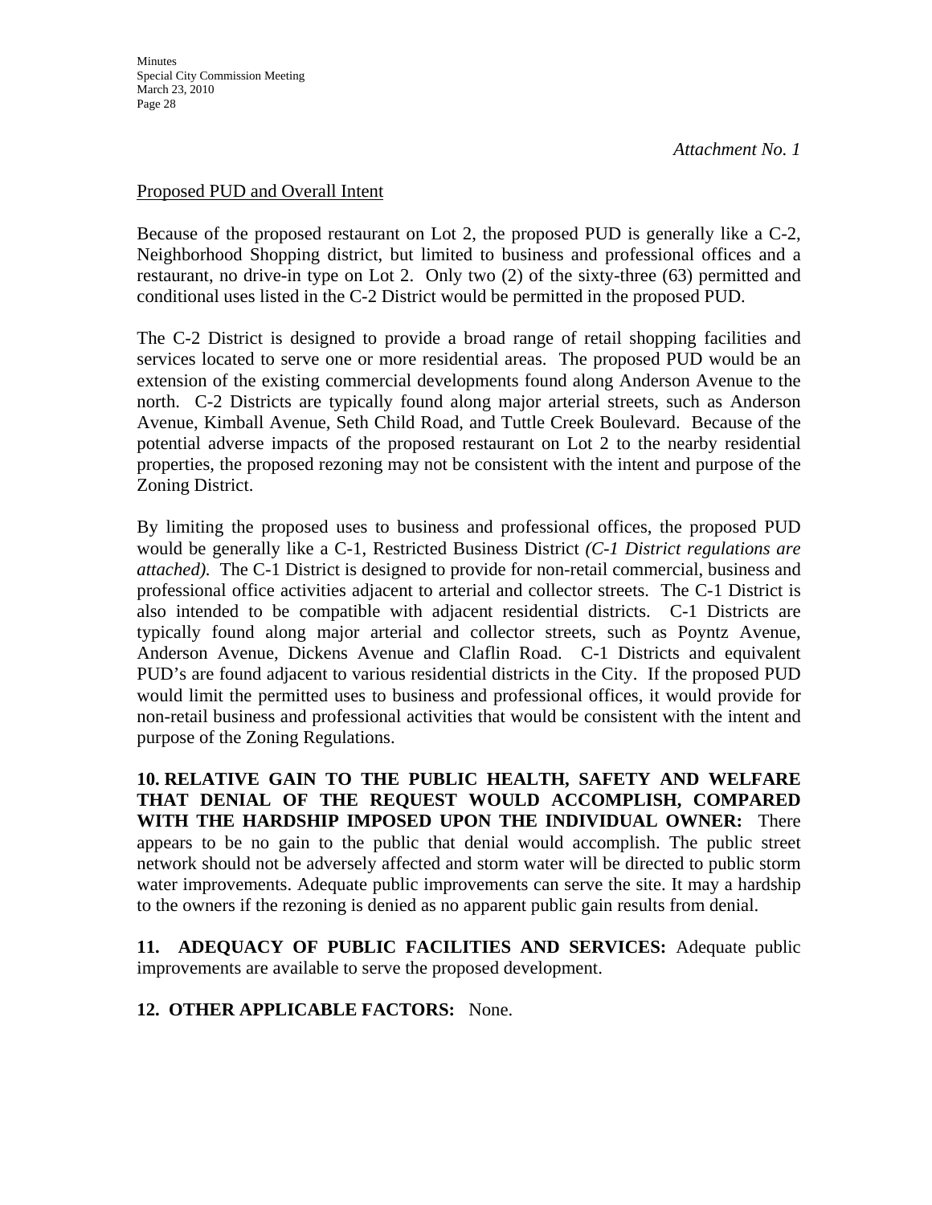*Attachment No. 1*

<u>Proposed PUD and Overall Intent</u>

Because of the proposed restaurant on Lot 2, the proposed PUD is generally like a C-2, Neighborhood Shopping district, but limited to business and professional offices and a restaurant, no drive-in type on Lot 2. Only two (2) of the sixty-three (63) permitted and conditional uses listed in the C-2 District would be permitted in the proposed PUD.

The C-2 District is designed to provide a broad range of retail shopping facilities and services located to serve one or more residential areas. The proposed PUD would be an extension of the existing commercial developments found along Anderson Avenue to the north. C-2 Districts are typically found along major arterial streets, such as Anderson Avenue, Kimball Avenue, Seth Child Road, and Tuttle Creek Boulevard. Because of the potential adverse impacts of the proposed restaurant on Lot 2 to the nearby residential properties, the proposed rezoning may not be consistent with the intent and purpose of the Zoning District.

By limiting the proposed uses to business and professional offices, the proposed PUD would be generally like a C-1, Restricted Business District *(C-1 District regulations are attached).* The C-1 District is designed to provide for non-retail commercial, business and professional office activities adjacent to arterial and collector streets. The C-1 District is also intended to be compatible with adjacent residential districts. C-1 Districts are typically found along major arterial and collector streets, such as Poyntz Avenue, Anderson Avenue, Dickens Avenue and Claflin Road. C-1 Districts and equivalent PUD's are found adjacent to various residential districts in the City. If the proposed PUD would limit the permitted uses to business and professional offices, it would provide for non-retail business and professional activities that would be consistent with the intent and purpose of the Zoning Regulations.

**10. RELATIVE GAIN TO THE PUBLIC HEALTH, SAFETY AND WELFARE THAT DENIAL OF THE REQUEST WOULD ACCOMPLISH, COMPARED WITH THE HARDSHIP IMPOSED UPON THE INDIVIDUAL OWNER:** There appears to be no gain to the public that denial would accomplish. The public street network should not be adversely affected and storm water will be directed to public storm water improvements. Adequate public improvements can serve the site. It may a hardship to the owners if the rezoning is denied as no apparent public gain results from denial.

**11. ADEQUACY OF PUBLIC FACILITIES AND SERVICES:** Adequate public improvements are available to serve the proposed development.

**12. OTHER APPLICABLE FACTORS:** None.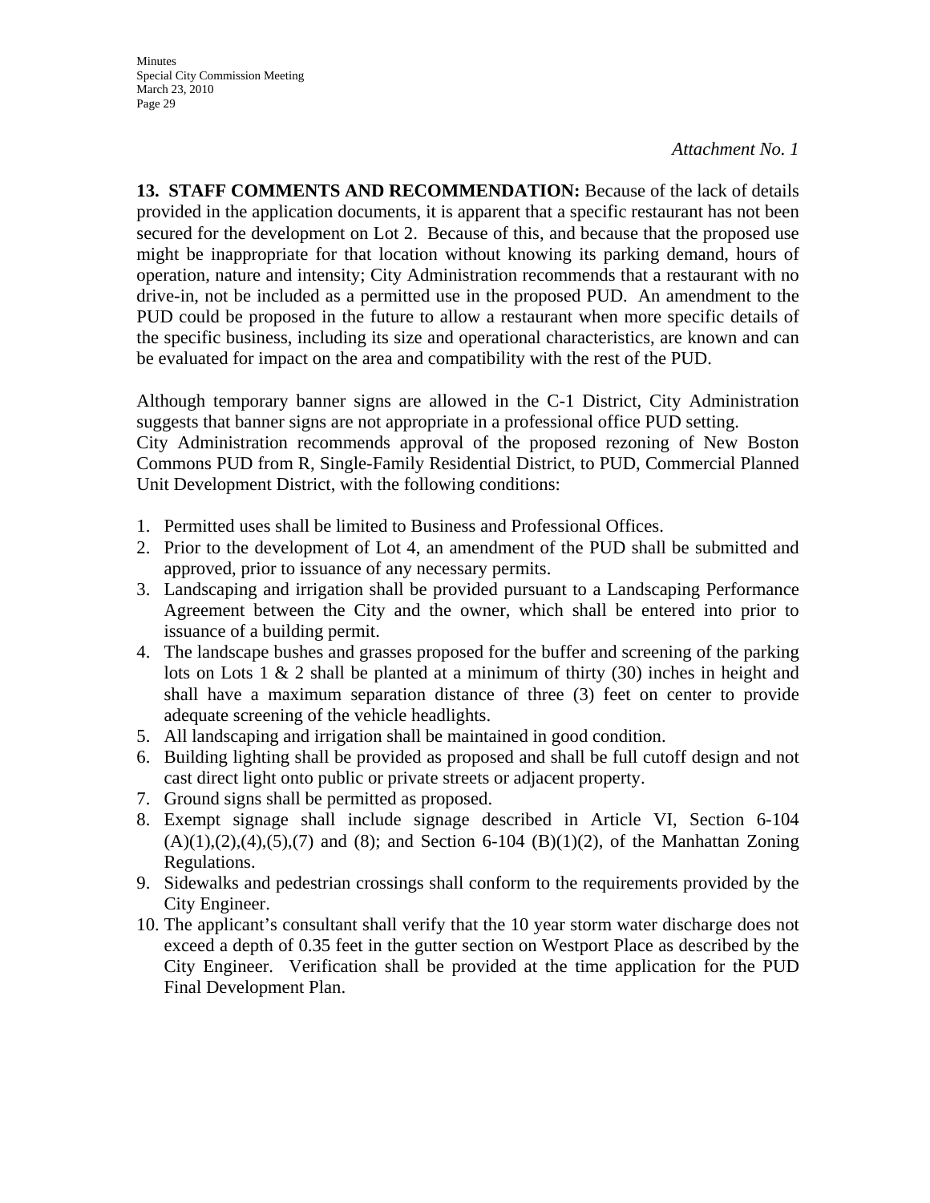*Attachment No. 1*

**13. STAFF COMMENTS AND RECOMMENDATION:** Because of the lack of details provided in the application documents, it is apparent that a specific restaurant has not been secured for the development on Lot 2. Because of this, and because that the proposed use might be inappropriate for that location without knowing its parking demand, hours of operation, nature and intensity; City Administration recommends that a restaurant with no drive-in, not be included as a permitted use in the proposed PUD. An amendment to the PUD could be proposed in the future to allow a restaurant when more specific details of the specific business, including its size and operational characteristics, are known and can be evaluated for impact on the area and compatibility with the rest of the PUD.

Although temporary banner signs are allowed in the C-1 District, City Administration suggests that banner signs are not appropriate in a professional office PUD setting.
City Administration recommends approval of the proposed rezoning of New Boston Commons PUD from R, Single-Family Residential District, to PUD, Commercial Planned Unit Development District, with the following conditions:

1. Permitted uses shall be limited to Business and Professional Offices.
2. Prior to the development of Lot 4, an amendment of the PUD shall be submitted and approved, prior to issuance of any necessary permits.
3. Landscaping and irrigation shall be provided pursuant to a Landscaping Performance Agreement between the City and the owner, which shall be entered into prior to issuance of a building permit.
4. The landscape bushes and grasses proposed for the buffer and screening of the parking lots on Lots 1 & 2 shall be planted at a minimum of thirty (30) inches in height and shall have a maximum separation distance of three (3) feet on center to provide adequate screening of the vehicle headlights.
5. All landscaping and irrigation shall be maintained in good condition.
6. Building lighting shall be provided as proposed and shall be full cutoff design and not cast direct light onto public or private streets or adjacent property.
7. Ground signs shall be permitted as proposed.
8. Exempt signage shall include signage described in Article VI, Section 6-104 (A)(1),(2),(4),(5),(7) and (8); and Section 6-104 (B)(1)(2), of the Manhattan Zoning Regulations.
9. Sidewalks and pedestrian crossings shall conform to the requirements provided by the City Engineer.
10. The applicant's consultant shall verify that the 10 year storm water discharge does not exceed a depth of 0.35 feet in the gutter section on Westport Place as described by the City Engineer. Verification shall be provided at the time application for the PUD Final Development Plan.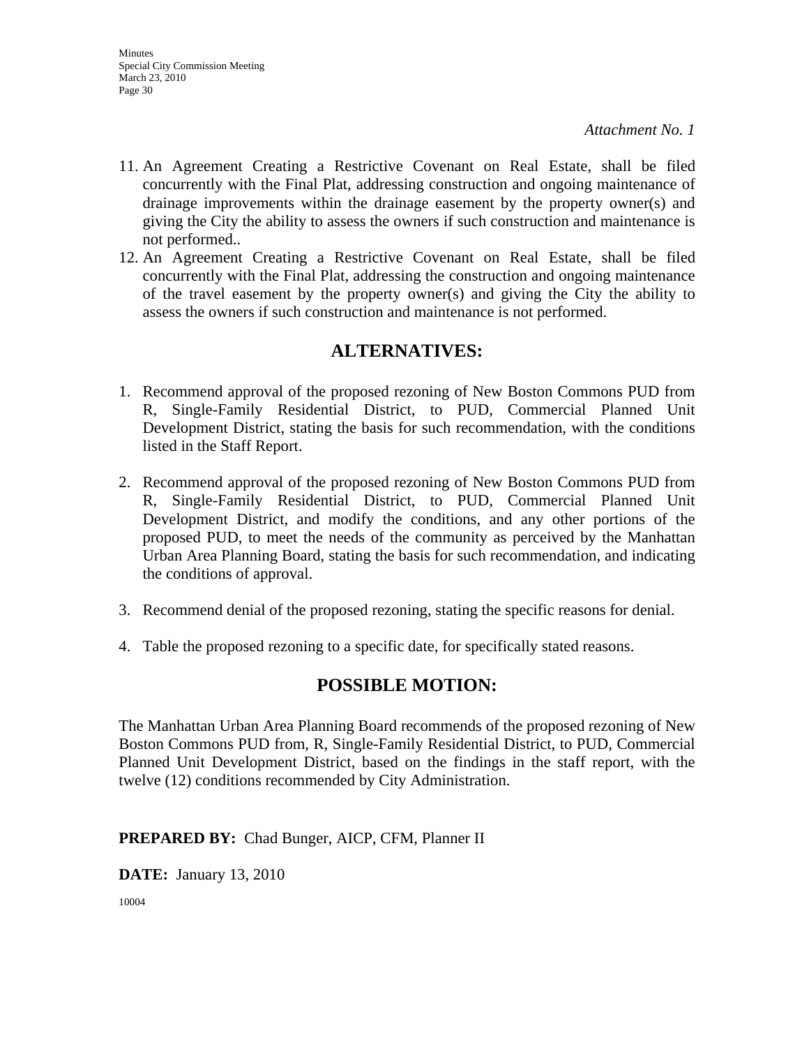*Attachment No. 1*

11. An Agreement Creating a Restrictive Covenant on Real Estate, shall be filed concurrently with the Final Plat, addressing construction and ongoing maintenance of drainage improvements within the drainage easement by the property owner(s) and giving the City the ability to assess the owners if such construction and maintenance is not performed..
12. An Agreement Creating a Restrictive Covenant on Real Estate, shall be filed concurrently with the Final Plat, addressing the construction and ongoing maintenance of the travel easement by the property owner(s) and giving the City the ability to assess the owners if such construction and maintenance is not performed.

## ALTERNATIVES:

1. Recommend approval of the proposed rezoning of New Boston Commons PUD from R, Single-Family Residential District, to PUD, Commercial Planned Unit Development District, stating the basis for such recommendation, with the conditions listed in the Staff Report.

2. Recommend approval of the proposed rezoning of New Boston Commons PUD from R, Single-Family Residential District, to PUD, Commercial Planned Unit Development District, and modify the conditions, and any other portions of the proposed PUD, to meet the needs of the community as perceived by the Manhattan Urban Area Planning Board, stating the basis for such recommendation, and indicating the conditions of approval.

3. Recommend denial of the proposed rezoning, stating the specific reasons for denial.

4. Table the proposed rezoning to a specific date, for specifically stated reasons.

## POSSIBLE MOTION:

The Manhattan Urban Area Planning Board recommends of the proposed rezoning of New Boston Commons PUD from, R, Single-Family Residential District, to PUD, Commercial Planned Unit Development District, based on the findings in the staff report, with the twelve (12) conditions recommended by City Administration.

**PREPARED BY:** Chad Bunger, AICP, CFM, Planner II

**DATE:** January 13, 2010

10004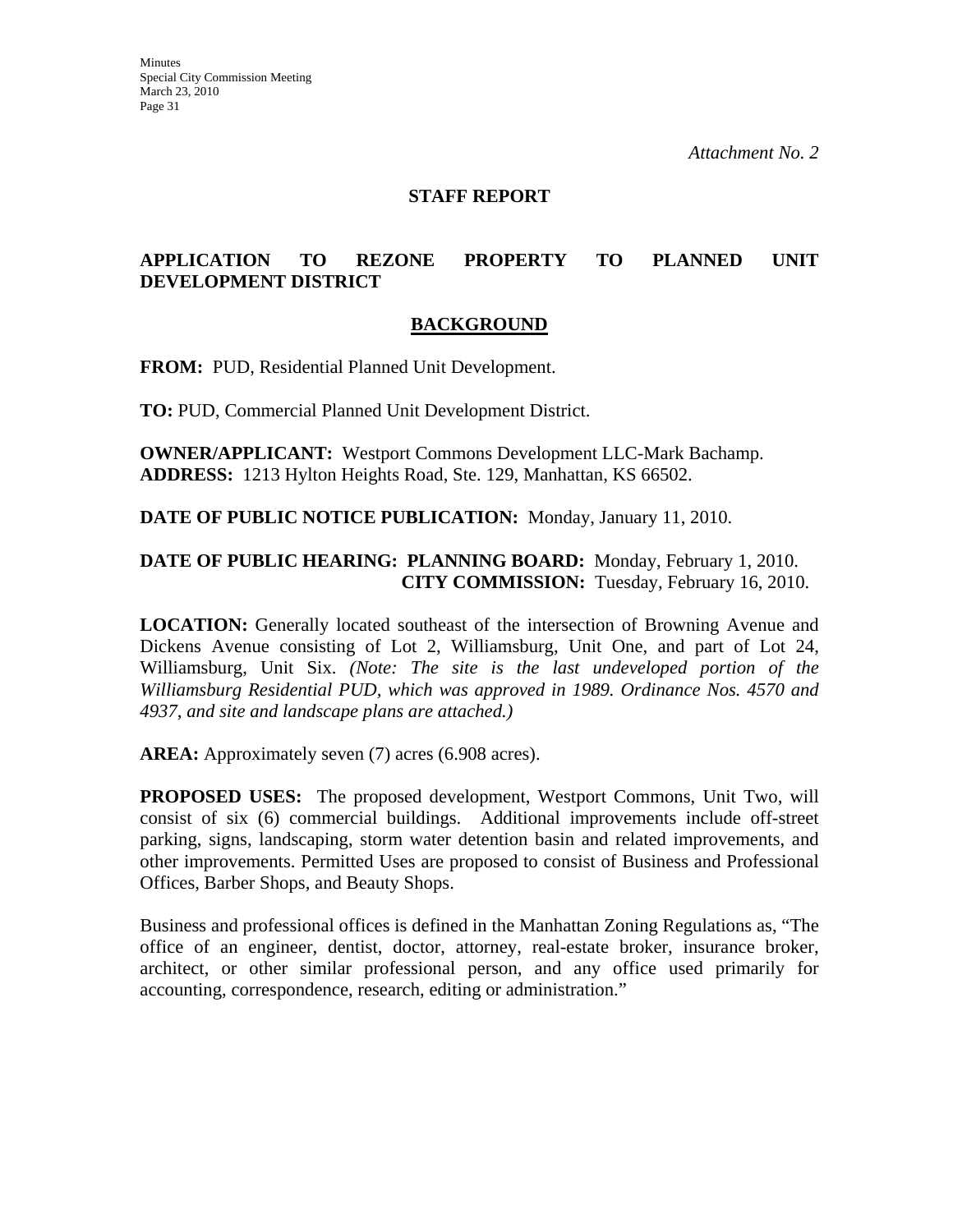*Attachment No. 2*

**STAFF REPORT**

**APPLICATION TO REZONE PROPERTY TO PLANNED UNIT DEVELOPMENT DISTRICT**

## BACKGROUND

**FROM:** PUD, Residential Planned Unit Development.

**TO:** PUD, Commercial Planned Unit Development District.

**OWNER/APPLICANT:** Westport Commons Development LLC-Mark Bachamp.
**ADDRESS:** 1213 Hylton Heights Road, Ste. 129, Manhattan, KS 66502.

**DATE OF PUBLIC NOTICE PUBLICATION:** Monday, January 11, 2010.

**DATE OF PUBLIC HEARING: PLANNING BOARD:** Monday, February 1, 2010.
**CITY COMMISSION:** Tuesday, February 16, 2010.

**LOCATION:** Generally located southeast of the intersection of Browning Avenue and Dickens Avenue consisting of Lot 2, Williamsburg, Unit One, and part of Lot 24, Williamsburg, Unit Six. *(Note: The site is the last undeveloped portion of the Williamsburg Residential PUD, which was approved in 1989. Ordinance Nos. 4570 and 4937, and site and landscape plans are attached.)*

**AREA:** Approximately seven (7) acres (6.908 acres).

**PROPOSED USES:** The proposed development, Westport Commons, Unit Two, will consist of six (6) commercial buildings. Additional improvements include off-street parking, signs, landscaping, storm water detention basin and related improvements, and other improvements. Permitted Uses are proposed to consist of Business and Professional Offices, Barber Shops, and Beauty Shops.

Business and professional offices is defined in the Manhattan Zoning Regulations as, "The office of an engineer, dentist, doctor, attorney, real-estate broker, insurance broker, architect, or other similar professional person, and any office used primarily for accounting, correspondence, research, editing or administration."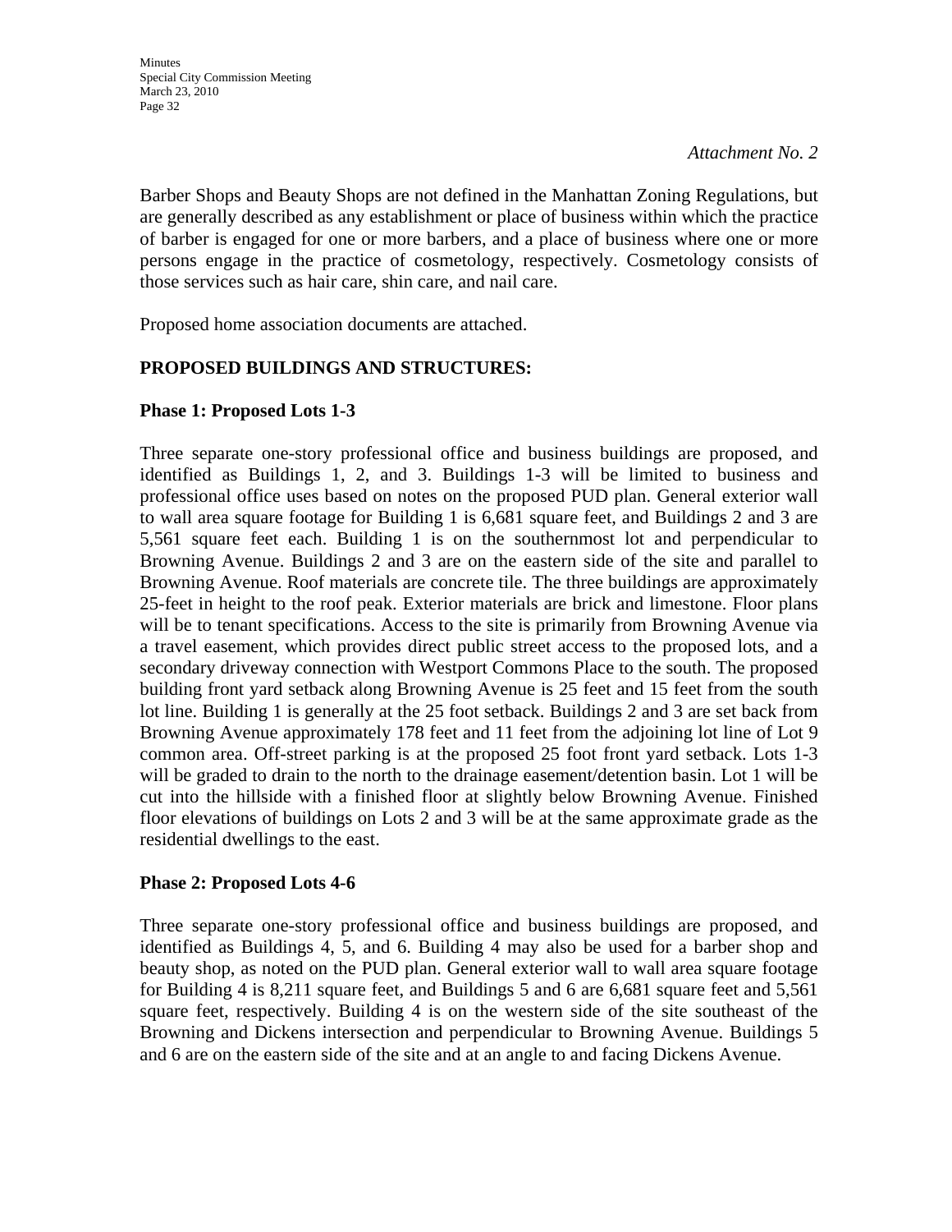*Attachment No. 2*

Barber Shops and Beauty Shops are not defined in the Manhattan Zoning Regulations, but are generally described as any establishment or place of business within which the practice of barber is engaged for one or more barbers, and a place of business where one or more persons engage in the practice of cosmetology, respectively. Cosmetology consists of those services such as hair care, shin care, and nail care.

Proposed home association documents are attached.

**PROPOSED BUILDINGS AND STRUCTURES:**

**Phase 1: Proposed Lots 1-3**

Three separate one-story professional office and business buildings are proposed, and identified as Buildings 1, 2, and 3. Buildings 1-3 will be limited to business and professional office uses based on notes on the proposed PUD plan. General exterior wall to wall area square footage for Building 1 is 6,681 square feet, and Buildings 2 and 3 are 5,561 square feet each. Building 1 is on the southernmost lot and perpendicular to Browning Avenue. Buildings 2 and 3 are on the eastern side of the site and parallel to Browning Avenue. Roof materials are concrete tile. The three buildings are approximately 25-feet in height to the roof peak. Exterior materials are brick and limestone. Floor plans will be to tenant specifications. Access to the site is primarily from Browning Avenue via a travel easement, which provides direct public street access to the proposed lots, and a secondary driveway connection with Westport Commons Place to the south. The proposed building front yard setback along Browning Avenue is 25 feet and 15 feet from the south lot line. Building 1 is generally at the 25 foot setback. Buildings 2 and 3 are set back from Browning Avenue approximately 178 feet and 11 feet from the adjoining lot line of Lot 9 common area. Off-street parking is at the proposed 25 foot front yard setback. Lots 1-3 will be graded to drain to the north to the drainage easement/detention basin. Lot 1 will be cut into the hillside with a finished floor at slightly below Browning Avenue. Finished floor elevations of buildings on Lots 2 and 3 will be at the same approximate grade as the residential dwellings to the east.

**Phase 2: Proposed Lots 4-6**

Three separate one-story professional office and business buildings are proposed, and identified as Buildings 4, 5, and 6. Building 4 may also be used for a barber shop and beauty shop, as noted on the PUD plan. General exterior wall to wall area square footage for Building 4 is 8,211 square feet, and Buildings 5 and 6 are 6,681 square feet and 5,561 square feet, respectively. Building 4 is on the western side of the site southeast of the Browning and Dickens intersection and perpendicular to Browning Avenue. Buildings 5 and 6 are on the eastern side of the site and at an angle to and facing Dickens Avenue.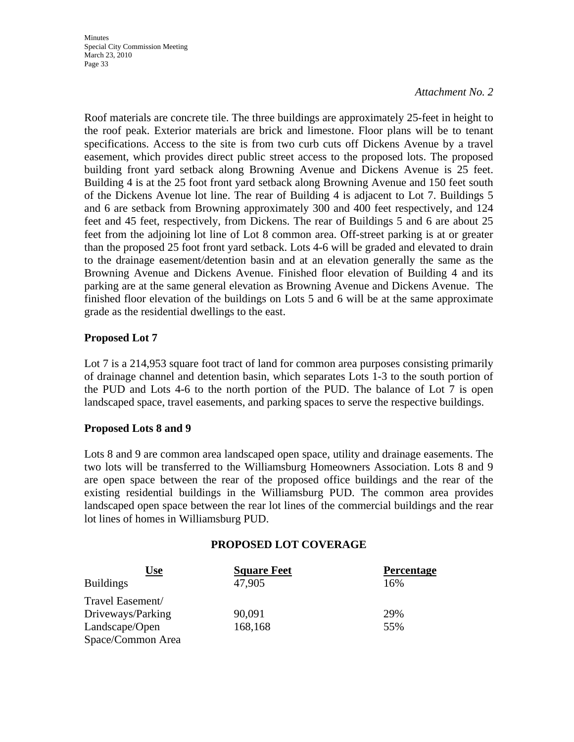*Attachment No. 2*

Roof materials are concrete tile. The three buildings are approximately 25-feet in height to the roof peak. Exterior materials are brick and limestone. Floor plans will be to tenant specifications. Access to the site is from two curb cuts off Dickens Avenue by a travel easement, which provides direct public street access to the proposed lots. The proposed building front yard setback along Browning Avenue and Dickens Avenue is 25 feet. Building 4 is at the 25 foot front yard setback along Browning Avenue and 150 feet south of the Dickens Avenue lot line. The rear of Building 4 is adjacent to Lot 7. Buildings 5 and 6 are setback from Browning approximately 300 and 400 feet respectively, and 124 feet and 45 feet, respectively, from Dickens. The rear of Buildings 5 and 6 are about 25 feet from the adjoining lot line of Lot 8 common area. Off-street parking is at or greater than the proposed 25 foot front yard setback. Lots 4-6 will be graded and elevated to drain to the drainage easement/detention basin and at an elevation generally the same as the Browning Avenue and Dickens Avenue. Finished floor elevation of Building 4 and its parking are at the same general elevation as Browning Avenue and Dickens Avenue. The finished floor elevation of the buildings on Lots 5 and 6 will be at the same approximate grade as the residential dwellings to the east.

**Proposed Lot 7**

Lot 7 is a 214,953 square foot tract of land for common area purposes consisting primarily of drainage channel and detention basin, which separates Lots 1-3 to the south portion of the PUD and Lots 4-6 to the north portion of the PUD. The balance of Lot 7 is open landscaped space, travel easements, and parking spaces to serve the respective buildings.

**Proposed Lots 8 and 9**

Lots 8 and 9 are common area landscaped open space, utility and drainage easements. The two lots will be transferred to the Williamsburg Homeowners Association. Lots 8 and 9 are open space between the rear of the proposed office buildings and the rear of the existing residential buildings in the Williamsburg PUD. The common area provides landscaped open space between the rear lot lines of the commercial buildings and the rear lot lines of homes in Williamsburg PUD.

**PROPOSED LOT COVERAGE**

| Use | Square Feet | Percentage |
|---|---|---|
| Buildings | 47,905 | 16% |
| Travel Easement/ Driveways/Parking | 90,091 | 29% |
| Landscape/Open Space/Common Area | 168,168 | 55% |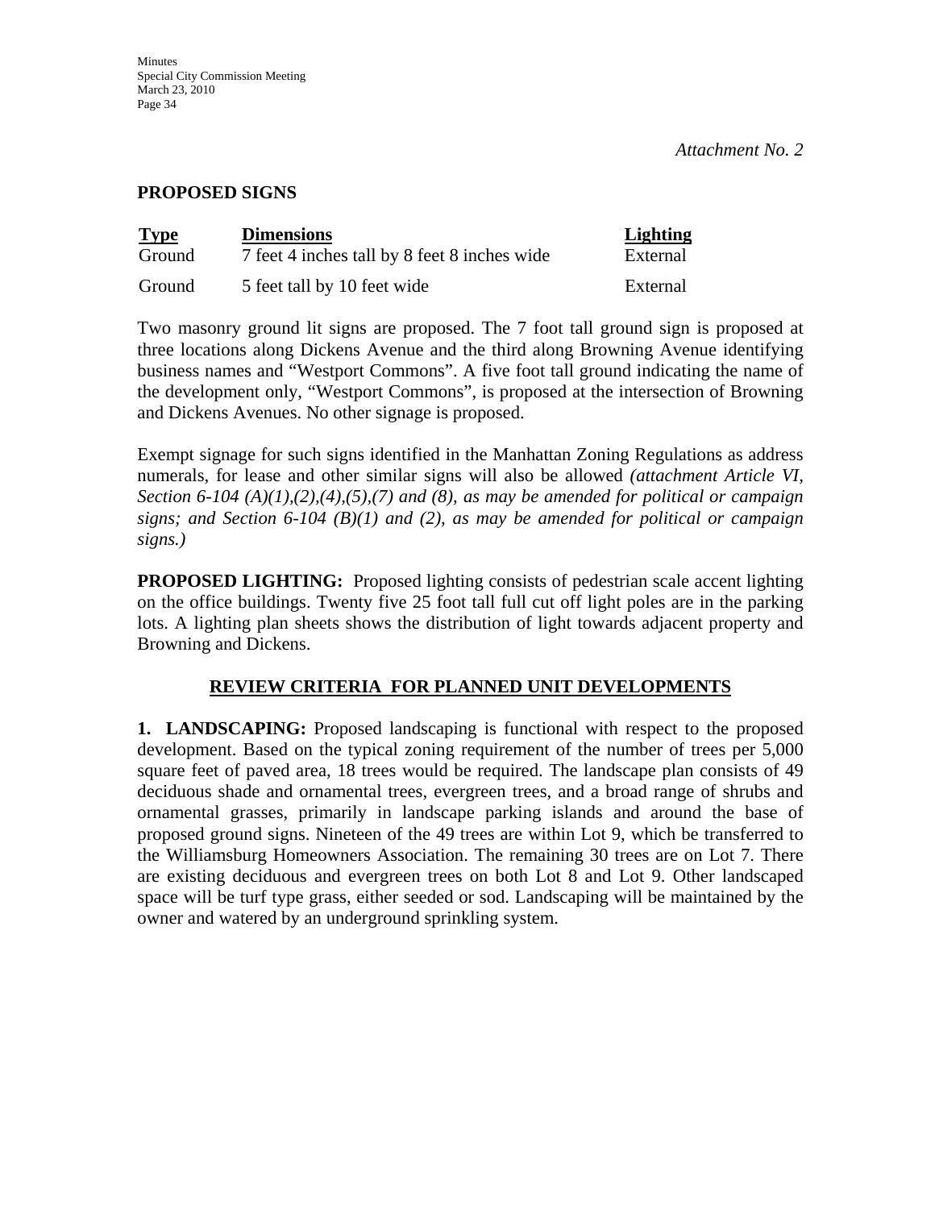*Attachment No. 2*

**PROPOSED SIGNS**

| Type | Dimensions | Lighting |
|---|---|---|
| Ground | 7 feet 4 inches tall by 8 feet 8 inches wide | External |
| Ground | 5 feet tall by 10 feet wide | External |

Two masonry ground lit signs are proposed. The 7 foot tall ground sign is proposed at three locations along Dickens Avenue and the third along Browning Avenue identifying business names and "Westport Commons". A five foot tall ground indicating the name of the development only, "Westport Commons", is proposed at the intersection of Browning and Dickens Avenues. No other signage is proposed.

Exempt signage for such signs identified in the Manhattan Zoning Regulations as address numerals, for lease and other similar signs will also be allowed *(attachment Article VI, Section 6-104 (A)(1),(2),(4),(5),(7) and (8), as may be amended for political or campaign signs; and Section 6-104 (B)(1) and (2), as may be amended for political or campaign signs.)*

**PROPOSED LIGHTING:** Proposed lighting consists of pedestrian scale accent lighting on the office buildings. Twenty five 25 foot tall full cut off light poles are in the parking lots. A lighting plan sheets shows the distribution of light towards adjacent property and Browning and Dickens.

## REVIEW CRITERIA FOR PLANNED UNIT DEVELOPMENTS

**1. LANDSCAPING:** Proposed landscaping is functional with respect to the proposed development. Based on the typical zoning requirement of the number of trees per 5,000 square feet of paved area, 18 trees would be required. The landscape plan consists of 49 deciduous shade and ornamental trees, evergreen trees, and a broad range of shrubs and ornamental grasses, primarily in landscape parking islands and around the base of proposed ground signs. Nineteen of the 49 trees are within Lot 9, which be transferred to the Williamsburg Homeowners Association. The remaining 30 trees are on Lot 7. There are existing deciduous and evergreen trees on both Lot 8 and Lot 9. Other landscaped space will be turf type grass, either seeded or sod. Landscaping will be maintained by the owner and watered by an underground sprinkling system.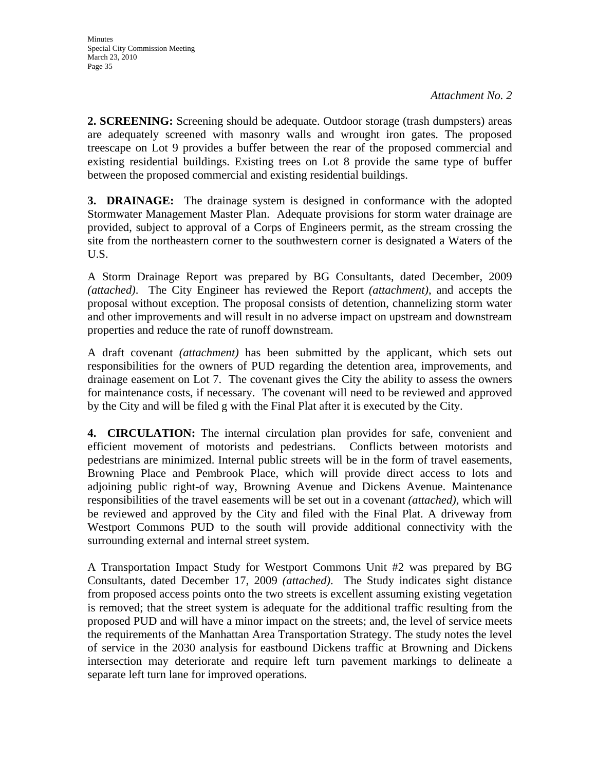*Attachment No. 2*

**2. SCREENING:** Screening should be adequate. Outdoor storage (trash dumpsters) areas are adequately screened with masonry walls and wrought iron gates. The proposed treescape on Lot 9 provides a buffer between the rear of the proposed commercial and existing residential buildings. Existing trees on Lot 8 provide the same type of buffer between the proposed commercial and existing residential buildings.

**3. DRAINAGE:** The drainage system is designed in conformance with the adopted Stormwater Management Master Plan. Adequate provisions for storm water drainage are provided, subject to approval of a Corps of Engineers permit, as the stream crossing the site from the northeastern corner to the southwestern corner is designated a Waters of the U.S.

A Storm Drainage Report was prepared by BG Consultants, dated December, 2009 *(attached)*. The City Engineer has reviewed the Report *(attachment)*, and accepts the proposal without exception. The proposal consists of detention, channelizing storm water and other improvements and will result in no adverse impact on upstream and downstream properties and reduce the rate of runoff downstream.

A draft covenant *(attachment)* has been submitted by the applicant, which sets out responsibilities for the owners of PUD regarding the detention area, improvements, and drainage easement on Lot 7. The covenant gives the City the ability to assess the owners for maintenance costs, if necessary. The covenant will need to be reviewed and approved by the City and will be filed g with the Final Plat after it is executed by the City.

**4. CIRCULATION:** The internal circulation plan provides for safe, convenient and efficient movement of motorists and pedestrians. Conflicts between motorists and pedestrians are minimized. Internal public streets will be in the form of travel easements, Browning Place and Pembrook Place, which will provide direct access to lots and adjoining public right-of way, Browning Avenue and Dickens Avenue. Maintenance responsibilities of the travel easements will be set out in a covenant *(attached)*, which will be reviewed and approved by the City and filed with the Final Plat. A driveway from Westport Commons PUD to the south will provide additional connectivity with the surrounding external and internal street system.

A Transportation Impact Study for Westport Commons Unit #2 was prepared by BG Consultants, dated December 17, 2009 *(attached)*. The Study indicates sight distance from proposed access points onto the two streets is excellent assuming existing vegetation is removed; that the street system is adequate for the additional traffic resulting from the proposed PUD and will have a minor impact on the streets; and, the level of service meets the requirements of the Manhattan Area Transportation Strategy. The study notes the level of service in the 2030 analysis for eastbound Dickens traffic at Browning and Dickens intersection may deteriorate and require left turn pavement markings to delineate a separate left turn lane for improved operations.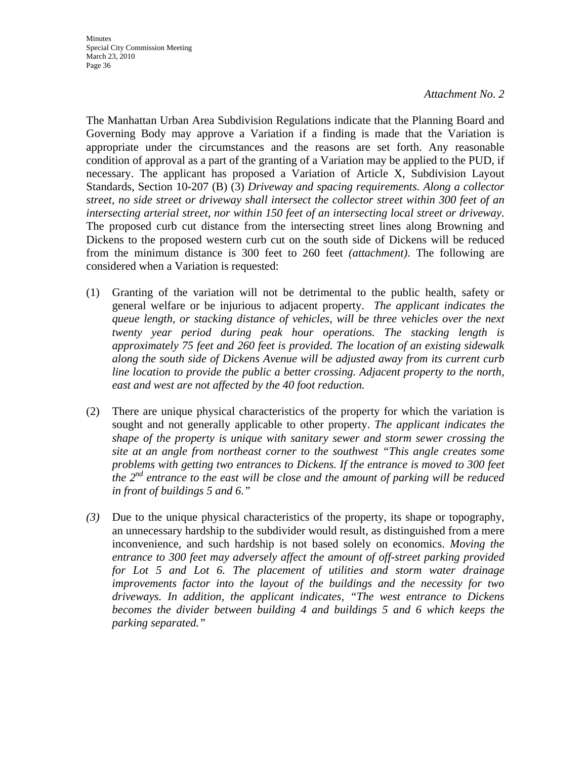*Attachment No. 2*

The Manhattan Urban Area Subdivision Regulations indicate that the Planning Board and Governing Body may approve a Variation if a finding is made that the Variation is appropriate under the circumstances and the reasons are set forth. Any reasonable condition of approval as a part of the granting of a Variation may be applied to the PUD, if necessary. The applicant has proposed a Variation of Article X, Subdivision Layout Standards, Section 10-207 (B) (3) *Driveway and spacing requirements. Along a collector street, no side street or driveway shall intersect the collector street within 300 feet of an intersecting arterial street, nor within 150 feet of an intersecting local street or driveway*. The proposed curb cut distance from the intersecting street lines along Browning and Dickens to the proposed western curb cut on the south side of Dickens will be reduced from the minimum distance is 300 feet to 260 feet *(attachment)*. The following are considered when a Variation is requested:

(1) Granting of the variation will not be detrimental to the public health, safety or general welfare or be injurious to adjacent property. *The applicant indicates the queue length, or stacking distance of vehicles, will be three vehicles over the next twenty year period during peak hour operations. The stacking length is approximately 75 feet and 260 feet is provided. The location of an existing sidewalk along the south side of Dickens Avenue will be adjusted away from its current curb line location to provide the public a better crossing. Adjacent property to the north, east and west are not affected by the 40 foot reduction.*

(2) There are unique physical characteristics of the property for which the variation is sought and not generally applicable to other property. *The applicant indicates the shape of the property is unique with sanitary sewer and storm sewer crossing the site at an angle from northeast corner to the southwest "This angle creates some problems with getting two entrances to Dickens. If the entrance is moved to 300 feet the 2nd entrance to the east will be close and the amount of parking will be reduced in front of buildings 5 and 6."*

*(3)* Due to the unique physical characteristics of the property, its shape or topography, an unnecessary hardship to the subdivider would result, as distinguished from a mere inconvenience, and such hardship is not based solely on economics. *Moving the entrance to 300 feet may adversely affect the amount of off-street parking provided for Lot 5 and Lot 6. The placement of utilities and storm water drainage improvements factor into the layout of the buildings and the necessity for two driveways. In addition, the applicant indicates, "The west entrance to Dickens becomes the divider between building 4 and buildings 5 and 6 which keeps the parking separated."*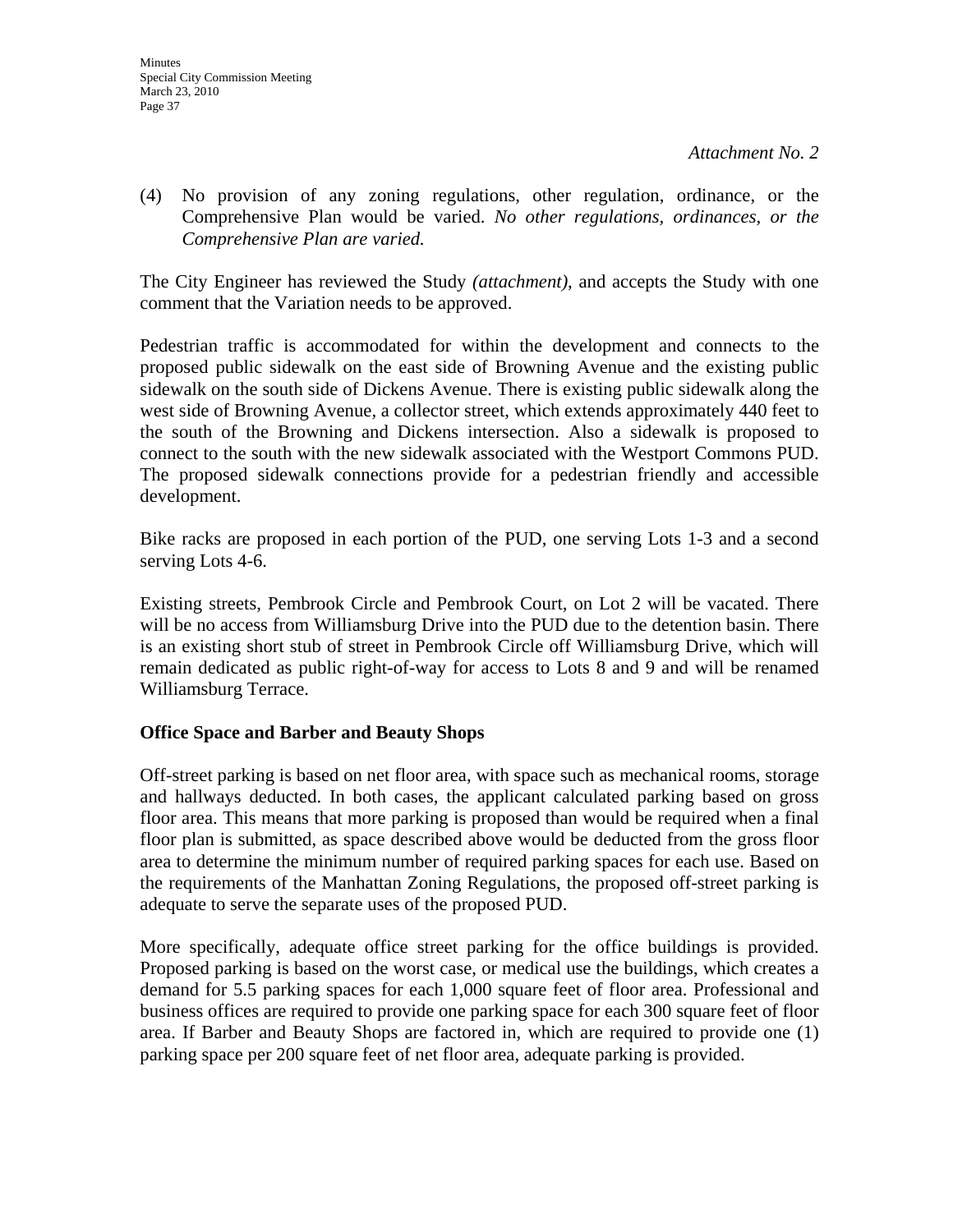*Attachment No. 2*

(4) No provision of any zoning regulations, other regulation, ordinance, or the Comprehensive Plan would be varied. *No other regulations, ordinances, or the Comprehensive Plan are varied.*

The City Engineer has reviewed the Study *(attachment)*, and accepts the Study with one comment that the Variation needs to be approved.

Pedestrian traffic is accommodated for within the development and connects to the proposed public sidewalk on the east side of Browning Avenue and the existing public sidewalk on the south side of Dickens Avenue. There is existing public sidewalk along the west side of Browning Avenue, a collector street, which extends approximately 440 feet to the south of the Browning and Dickens intersection. Also a sidewalk is proposed to connect to the south with the new sidewalk associated with the Westport Commons PUD. The proposed sidewalk connections provide for a pedestrian friendly and accessible development.

Bike racks are proposed in each portion of the PUD, one serving Lots 1-3 and a second serving Lots 4-6.

Existing streets, Pembrook Circle and Pembrook Court, on Lot 2 will be vacated. There will be no access from Williamsburg Drive into the PUD due to the detention basin. There is an existing short stub of street in Pembrook Circle off Williamsburg Drive, which will remain dedicated as public right-of-way for access to Lots 8 and 9 and will be renamed Williamsburg Terrace.

**Office Space and Barber and Beauty Shops**

Off-street parking is based on net floor area, with space such as mechanical rooms, storage and hallways deducted. In both cases, the applicant calculated parking based on gross floor area. This means that more parking is proposed than would be required when a final floor plan is submitted, as space described above would be deducted from the gross floor area to determine the minimum number of required parking spaces for each use. Based on the requirements of the Manhattan Zoning Regulations, the proposed off-street parking is adequate to serve the separate uses of the proposed PUD.

More specifically, adequate office street parking for the office buildings is provided. Proposed parking is based on the worst case, or medical use the buildings, which creates a demand for 5.5 parking spaces for each 1,000 square feet of floor area. Professional and business offices are required to provide one parking space for each 300 square feet of floor area. If Barber and Beauty Shops are factored in, which are required to provide one (1) parking space per 200 square feet of net floor area, adequate parking is provided.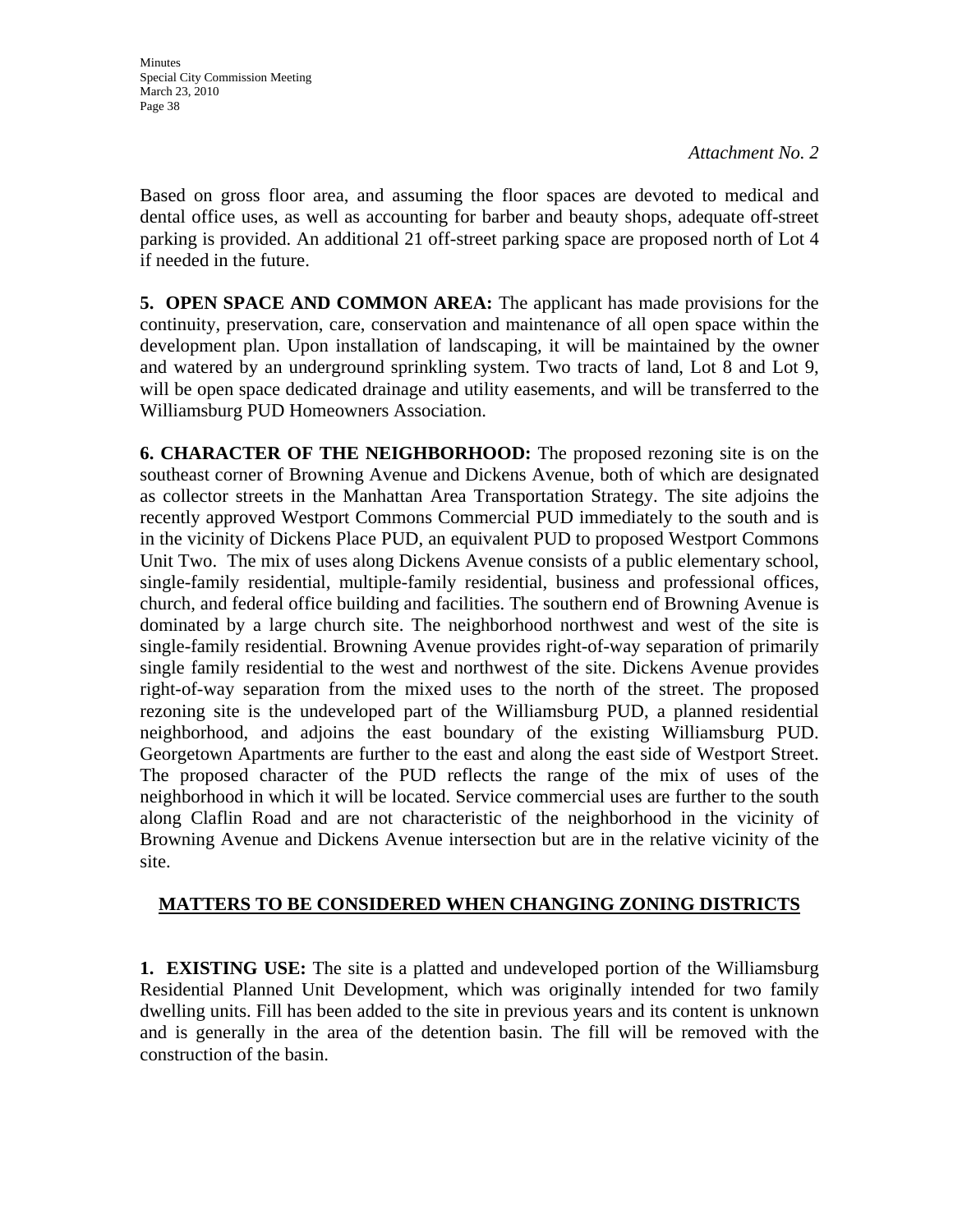*Attachment No. 2*

Based on gross floor area, and assuming the floor spaces are devoted to medical and dental office uses, as well as accounting for barber and beauty shops, adequate off-street parking is provided. An additional 21 off-street parking space are proposed north of Lot 4 if needed in the future.

**5. OPEN SPACE AND COMMON AREA:** The applicant has made provisions for the continuity, preservation, care, conservation and maintenance of all open space within the development plan. Upon installation of landscaping, it will be maintained by the owner and watered by an underground sprinkling system. Two tracts of land, Lot 8 and Lot 9, will be open space dedicated drainage and utility easements, and will be transferred to the Williamsburg PUD Homeowners Association.

**6. CHARACTER OF THE NEIGHBORHOOD:** The proposed rezoning site is on the southeast corner of Browning Avenue and Dickens Avenue, both of which are designated as collector streets in the Manhattan Area Transportation Strategy. The site adjoins the recently approved Westport Commons Commercial PUD immediately to the south and is in the vicinity of Dickens Place PUD, an equivalent PUD to proposed Westport Commons Unit Two. The mix of uses along Dickens Avenue consists of a public elementary school, single-family residential, multiple-family residential, business and professional offices, church, and federal office building and facilities. The southern end of Browning Avenue is dominated by a large church site. The neighborhood northwest and west of the site is single-family residential. Browning Avenue provides right-of-way separation of primarily single family residential to the west and northwest of the site. Dickens Avenue provides right-of-way separation from the mixed uses to the north of the street. The proposed rezoning site is the undeveloped part of the Williamsburg PUD, a planned residential neighborhood, and adjoins the east boundary of the existing Williamsburg PUD. Georgetown Apartments are further to the east and along the east side of Westport Street. The proposed character of the PUD reflects the range of the mix of uses of the neighborhood in which it will be located. Service commercial uses are further to the south along Claflin Road and are not characteristic of the neighborhood in the vicinity of Browning Avenue and Dickens Avenue intersection but are in the relative vicinity of the site.

## MATTERS TO BE CONSIDERED WHEN CHANGING ZONING DISTRICTS

**1. EXISTING USE:** The site is a platted and undeveloped portion of the Williamsburg Residential Planned Unit Development, which was originally intended for two family dwelling units. Fill has been added to the site in previous years and its content is unknown and is generally in the area of the detention basin. The fill will be removed with the construction of the basin.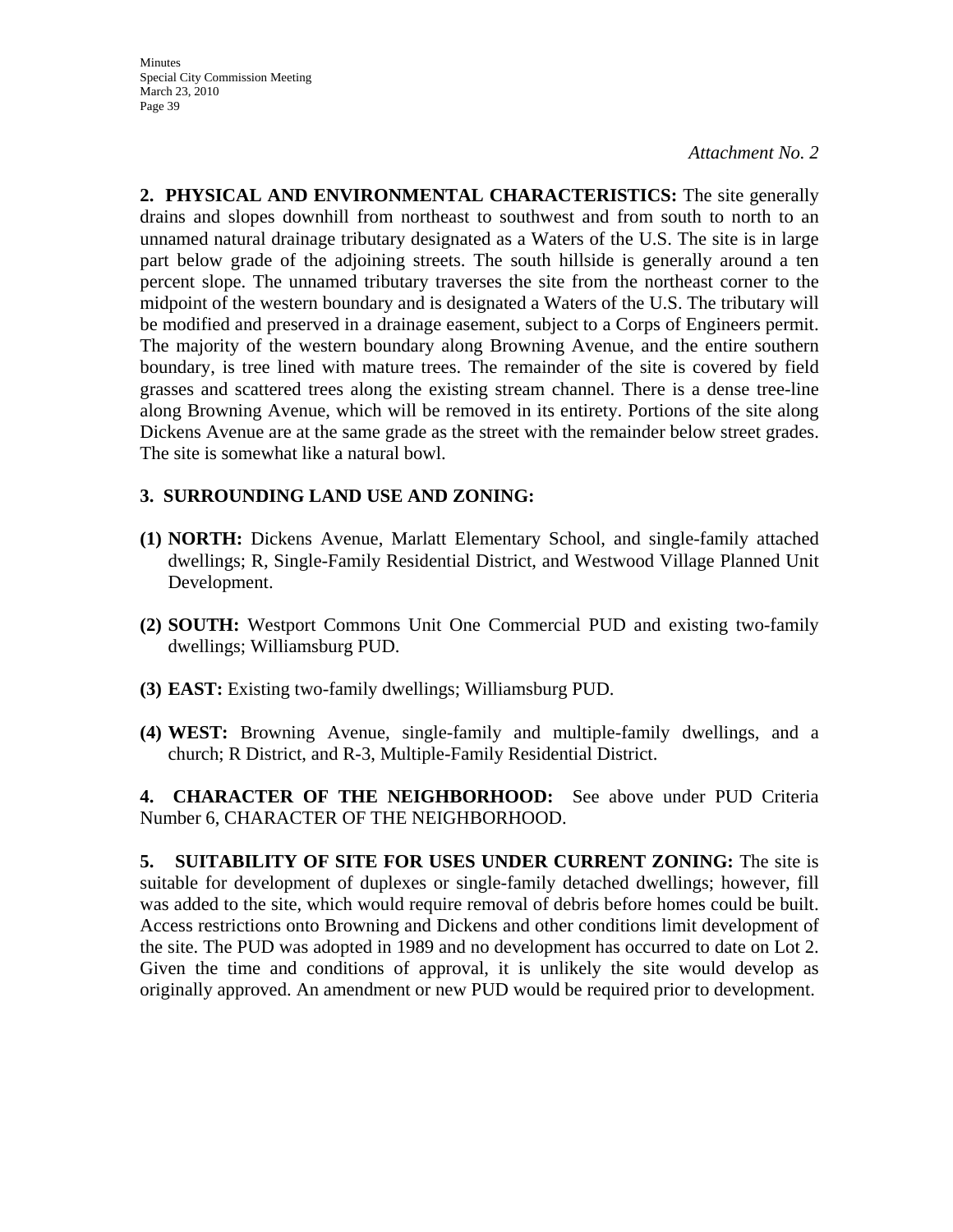*Attachment No. 2*

**2. PHYSICAL AND ENVIRONMENTAL CHARACTERISTICS:** The site generally drains and slopes downhill from northeast to southwest and from south to north to an unnamed natural drainage tributary designated as a Waters of the U.S. The site is in large part below grade of the adjoining streets. The south hillside is generally around a ten percent slope. The unnamed tributary traverses the site from the northeast corner to the midpoint of the western boundary and is designated a Waters of the U.S. The tributary will be modified and preserved in a drainage easement, subject to a Corps of Engineers permit. The majority of the western boundary along Browning Avenue, and the entire southern boundary, is tree lined with mature trees. The remainder of the site is covered by field grasses and scattered trees along the existing stream channel. There is a dense tree-line along Browning Avenue, which will be removed in its entirety. Portions of the site along Dickens Avenue are at the same grade as the street with the remainder below street grades. The site is somewhat like a natural bowl.

**3. SURROUNDING LAND USE AND ZONING:**

**(1) NORTH:** Dickens Avenue, Marlatt Elementary School, and single-family attached dwellings; R, Single-Family Residential District, and Westwood Village Planned Unit Development.

**(2) SOUTH:** Westport Commons Unit One Commercial PUD and existing two-family dwellings; Williamsburg PUD.

**(3) EAST:** Existing two-family dwellings; Williamsburg PUD.

**(4) WEST:** Browning Avenue, single-family and multiple-family dwellings, and a church; R District, and R-3, Multiple-Family Residential District.

**4. CHARACTER OF THE NEIGHBORHOOD:** See above under PUD Criteria Number 6, CHARACTER OF THE NEIGHBORHOOD.

**5. SUITABILITY OF SITE FOR USES UNDER CURRENT ZONING:** The site is suitable for development of duplexes or single-family detached dwellings; however, fill was added to the site, which would require removal of debris before homes could be built. Access restrictions onto Browning and Dickens and other conditions limit development of the site. The PUD was adopted in 1989 and no development has occurred to date on Lot 2. Given the time and conditions of approval, it is unlikely the site would develop as originally approved. An amendment or new PUD would be required prior to development.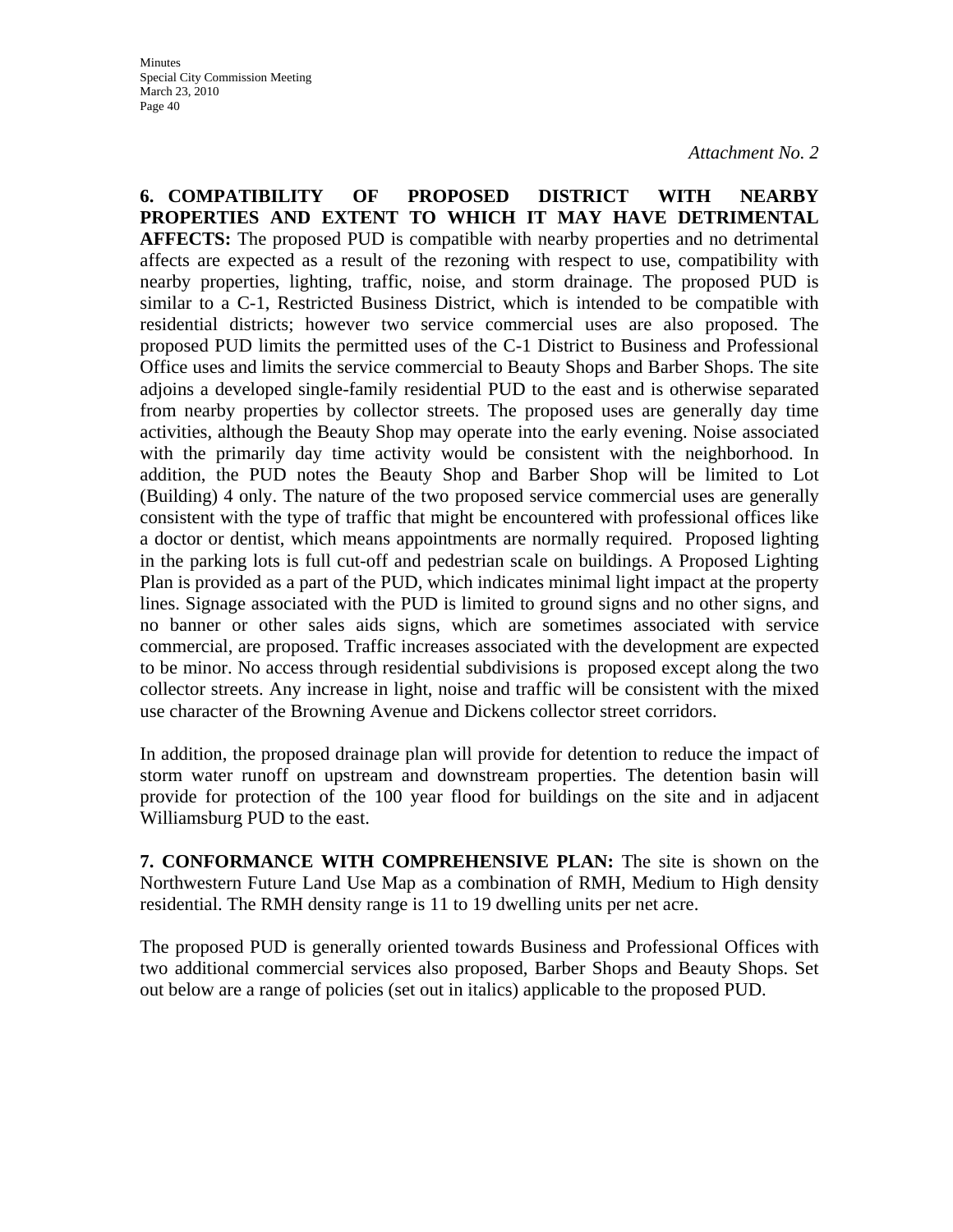*Attachment No. 2*

**6. COMPATIBILITY OF PROPOSED DISTRICT WITH NEARBY PROPERTIES AND EXTENT TO WHICH IT MAY HAVE DETRIMENTAL AFFECTS:** The proposed PUD is compatible with nearby properties and no detrimental affects are expected as a result of the rezoning with respect to use, compatibility with nearby properties, lighting, traffic, noise, and storm drainage. The proposed PUD is similar to a C-1, Restricted Business District, which is intended to be compatible with residential districts; however two service commercial uses are also proposed. The proposed PUD limits the permitted uses of the C-1 District to Business and Professional Office uses and limits the service commercial to Beauty Shops and Barber Shops. The site adjoins a developed single-family residential PUD to the east and is otherwise separated from nearby properties by collector streets. The proposed uses are generally day time activities, although the Beauty Shop may operate into the early evening. Noise associated with the primarily day time activity would be consistent with the neighborhood. In addition, the PUD notes the Beauty Shop and Barber Shop will be limited to Lot (Building) 4 only. The nature of the two proposed service commercial uses are generally consistent with the type of traffic that might be encountered with professional offices like a doctor or dentist, which means appointments are normally required. Proposed lighting in the parking lots is full cut-off and pedestrian scale on buildings. A Proposed Lighting Plan is provided as a part of the PUD, which indicates minimal light impact at the property lines. Signage associated with the PUD is limited to ground signs and no other signs, and no banner or other sales aids signs, which are sometimes associated with service commercial, are proposed. Traffic increases associated with the development are expected to be minor. No access through residential subdivisions is proposed except along the two collector streets. Any increase in light, noise and traffic will be consistent with the mixed use character of the Browning Avenue and Dickens collector street corridors.

In addition, the proposed drainage plan will provide for detention to reduce the impact of storm water runoff on upstream and downstream properties. The detention basin will provide for protection of the 100 year flood for buildings on the site and in adjacent Williamsburg PUD to the east.

**7. CONFORMANCE WITH COMPREHENSIVE PLAN:** The site is shown on the Northwestern Future Land Use Map as a combination of RMH, Medium to High density residential. The RMH density range is 11 to 19 dwelling units per net acre.

The proposed PUD is generally oriented towards Business and Professional Offices with two additional commercial services also proposed, Barber Shops and Beauty Shops. Set out below are a range of policies (set out in italics) applicable to the proposed PUD.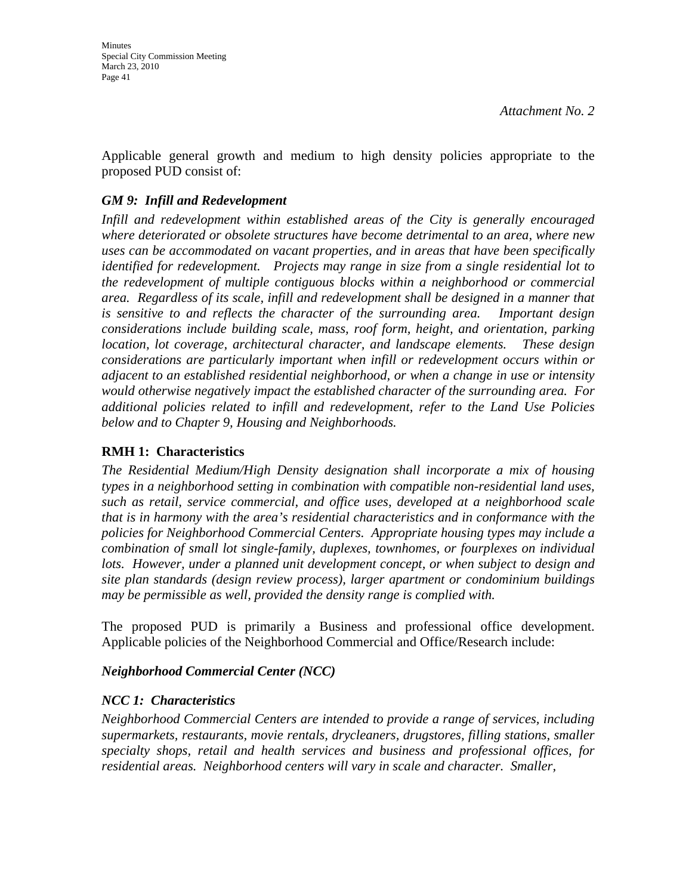*Attachment No. 2*

Applicable general growth and medium to high density policies appropriate to the proposed PUD consist of:

***GM 9: Infill and Redevelopment***

*Infill and redevelopment within established areas of the City is generally encouraged where deteriorated or obsolete structures have become detrimental to an area, where new uses can be accommodated on vacant properties, and in areas that have been specifically identified for redevelopment. Projects may range in size from a single residential lot to the redevelopment of multiple contiguous blocks within a neighborhood or commercial area. Regardless of its scale, infill and redevelopment shall be designed in a manner that is sensitive to and reflects the character of the surrounding area. Important design considerations include building scale, mass, roof form, height, and orientation, parking location, lot coverage, architectural character, and landscape elements. These design considerations are particularly important when infill or redevelopment occurs within or adjacent to an established residential neighborhood, or when a change in use or intensity would otherwise negatively impact the established character of the surrounding area. For additional policies related to infill and redevelopment, refer to the Land Use Policies below and to Chapter 9, Housing and Neighborhoods.*

**RMH 1: Characteristics**

*The Residential Medium/High Density designation shall incorporate a mix of housing types in a neighborhood setting in combination with compatible non-residential land uses, such as retail, service commercial, and office uses, developed at a neighborhood scale that is in harmony with the area's residential characteristics and in conformance with the policies for Neighborhood Commercial Centers. Appropriate housing types may include a combination of small lot single-family, duplexes, townhomes, or fourplexes on individual lots. However, under a planned unit development concept, or when subject to design and site plan standards (design review process), larger apartment or condominium buildings may be permissible as well, provided the density range is complied with.*

The proposed PUD is primarily a Business and professional office development. Applicable policies of the Neighborhood Commercial and Office/Research include:

***Neighborhood Commercial Center (NCC)***

***NCC 1: Characteristics***

*Neighborhood Commercial Centers are intended to provide a range of services, including supermarkets, restaurants, movie rentals, drycleaners, drugstores, filling stations, smaller specialty shops, retail and health services and business and professional offices, for residential areas. Neighborhood centers will vary in scale and character. Smaller,*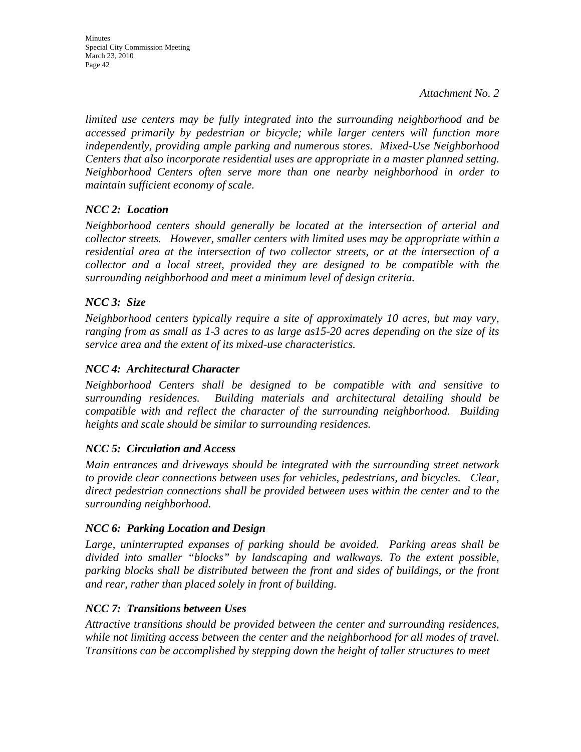*Attachment No. 2*

*limited use centers may be fully integrated into the surrounding neighborhood and be accessed primarily by pedestrian or bicycle; while larger centers will function more independently, providing ample parking and numerous stores. Mixed-Use Neighborhood Centers that also incorporate residential uses are appropriate in a master planned setting. Neighborhood Centers often serve more than one nearby neighborhood in order to maintain sufficient economy of scale.*

### *NCC 2: Location*

*Neighborhood centers should generally be located at the intersection of arterial and collector streets. However, smaller centers with limited uses may be appropriate within a residential area at the intersection of two collector streets, or at the intersection of a collector and a local street, provided they are designed to be compatible with the surrounding neighborhood and meet a minimum level of design criteria.*

### *NCC 3: Size*

*Neighborhood centers typically require a site of approximately 10 acres, but may vary, ranging from as small as 1-3 acres to as large as15-20 acres depending on the size of its service area and the extent of its mixed-use characteristics.*

### *NCC 4: Architectural Character*

*Neighborhood Centers shall be designed to be compatible with and sensitive to surrounding residences. Building materials and architectural detailing should be compatible with and reflect the character of the surrounding neighborhood. Building heights and scale should be similar to surrounding residences.*

### *NCC 5: Circulation and Access*

*Main entrances and driveways should be integrated with the surrounding street network to provide clear connections between uses for vehicles, pedestrians, and bicycles. Clear, direct pedestrian connections shall be provided between uses within the center and to the surrounding neighborhood.*

### *NCC 6: Parking Location and Design*

*Large, uninterrupted expanses of parking should be avoided. Parking areas shall be divided into smaller "blocks" by landscaping and walkways. To the extent possible, parking blocks shall be distributed between the front and sides of buildings, or the front and rear, rather than placed solely in front of building.*

### *NCC 7: Transitions between Uses*

*Attractive transitions should be provided between the center and surrounding residences, while not limiting access between the center and the neighborhood for all modes of travel. Transitions can be accomplished by stepping down the height of taller structures to meet*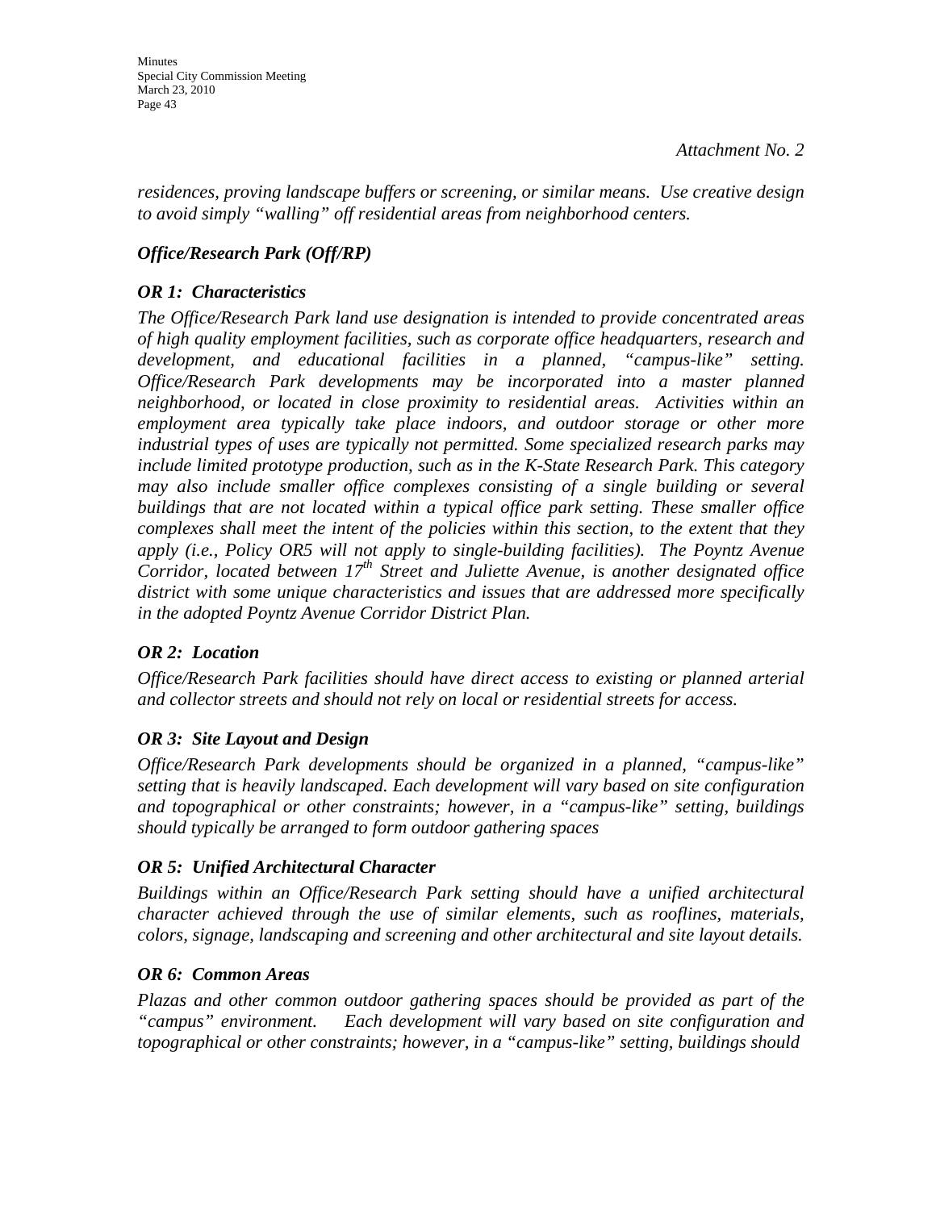*Attachment No. 2*

*residences, proving landscape buffers or screening, or similar means. Use creative design to avoid simply "walling" off residential areas from neighborhood centers.*

### *Office/Research Park (Off/RP)*

#### *OR 1: Characteristics*

*The Office/Research Park land use designation is intended to provide concentrated areas of high quality employment facilities, such as corporate office headquarters, research and development, and educational facilities in a planned, "campus-like" setting. Office/Research Park developments may be incorporated into a master planned neighborhood, or located in close proximity to residential areas. Activities within an employment area typically take place indoors, and outdoor storage or other more industrial types of uses are typically not permitted. Some specialized research parks may include limited prototype production, such as in the K-State Research Park. This category may also include smaller office complexes consisting of a single building or several buildings that are not located within a typical office park setting. These smaller office complexes shall meet the intent of the policies within this section, to the extent that they apply (i.e., Policy OR5 will not apply to single-building facilities). The Poyntz Avenue Corridor, located between 17th Street and Juliette Avenue, is another designated office district with some unique characteristics and issues that are addressed more specifically in the adopted Poyntz Avenue Corridor District Plan.*

#### *OR 2: Location*

*Office/Research Park facilities should have direct access to existing or planned arterial and collector streets and should not rely on local or residential streets for access.*

#### *OR 3: Site Layout and Design*

*Office/Research Park developments should be organized in a planned, "campus-like" setting that is heavily landscaped. Each development will vary based on site configuration and topographical or other constraints; however, in a "campus-like" setting, buildings should typically be arranged to form outdoor gathering spaces*

#### *OR 5: Unified Architectural Character*

*Buildings within an Office/Research Park setting should have a unified architectural character achieved through the use of similar elements, such as rooflines, materials, colors, signage, landscaping and screening and other architectural and site layout details.*

#### *OR 6: Common Areas*

*Plazas and other common outdoor gathering spaces should be provided as part of the "campus" environment. Each development will vary based on site configuration and topographical or other constraints; however, in a "campus-like" setting, buildings should*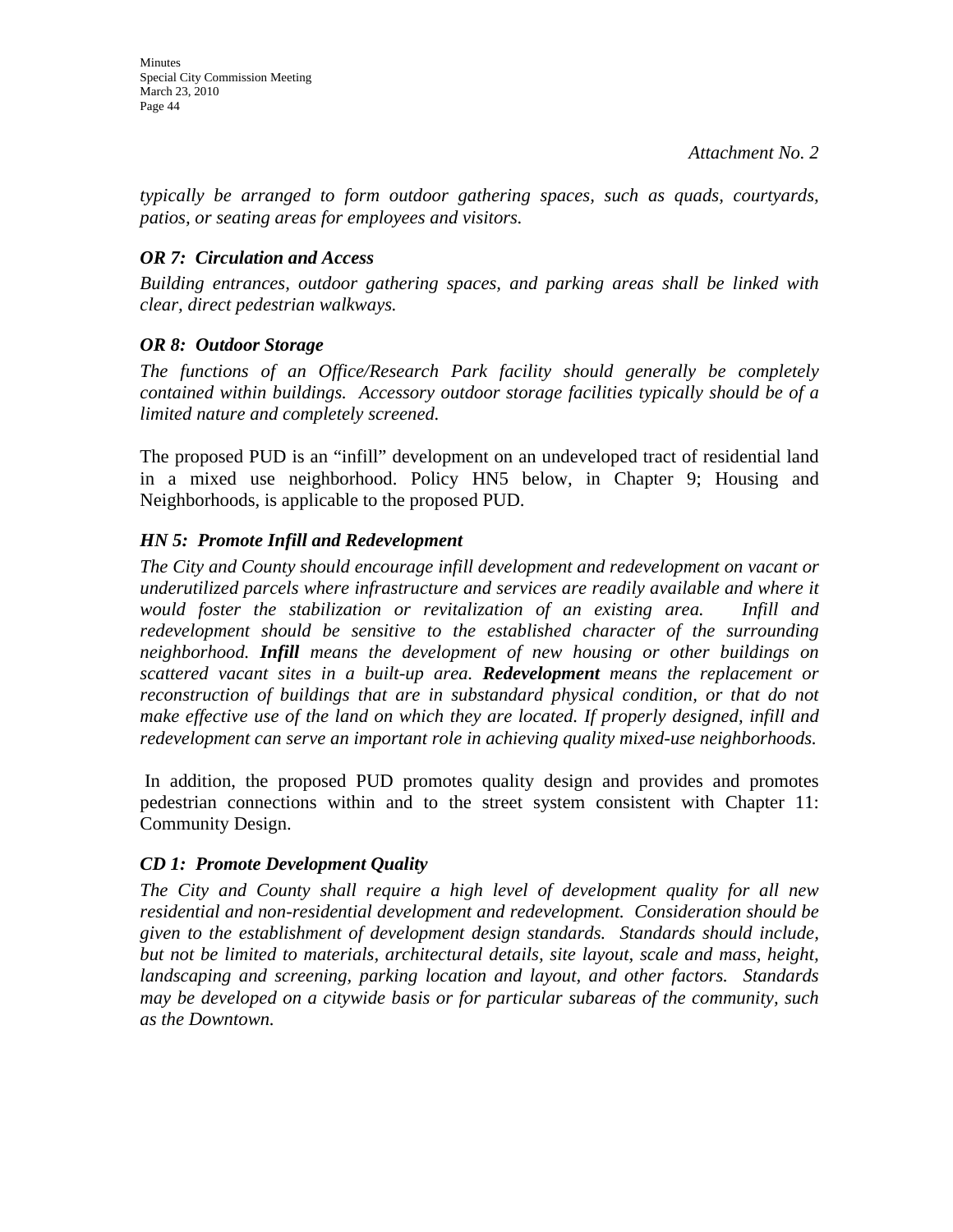*Attachment No. 2*

*typically be arranged to form outdoor gathering spaces, such as quads, courtyards, patios, or seating areas for employees and visitors.*

### *OR 7: Circulation and Access*

*Building entrances, outdoor gathering spaces, and parking areas shall be linked with clear, direct pedestrian walkways.*

### *OR 8: Outdoor Storage*

*The functions of an Office/Research Park facility should generally be completely contained within buildings. Accessory outdoor storage facilities typically should be of a limited nature and completely screened.*

The proposed PUD is an "infill" development on an undeveloped tract of residential land in a mixed use neighborhood. Policy HN5 below, in Chapter 9; Housing and Neighborhoods, is applicable to the proposed PUD.

### *HN 5: Promote Infill and Redevelopment*

*The City and County should encourage infill development and redevelopment on vacant or underutilized parcels where infrastructure and services are readily available and where it would foster the stabilization or revitalization of an existing area. Infill and redevelopment should be sensitive to the established character of the surrounding neighborhood.* ***Infill*** *means the development of new housing or other buildings on scattered vacant sites in a built-up area.* ***Redevelopment*** *means the replacement or reconstruction of buildings that are in substandard physical condition, or that do not make effective use of the land on which they are located. If properly designed, infill and redevelopment can serve an important role in achieving quality mixed-use neighborhoods.*

In addition, the proposed PUD promotes quality design and provides and promotes pedestrian connections within and to the street system consistent with Chapter 11: Community Design.

### *CD 1: Promote Development Quality*

*The City and County shall require a high level of development quality for all new residential and non-residential development and redevelopment. Consideration should be given to the establishment of development design standards. Standards should include, but not be limited to materials, architectural details, site layout, scale and mass, height, landscaping and screening, parking location and layout, and other factors. Standards may be developed on a citywide basis or for particular subareas of the community, such as the Downtown.*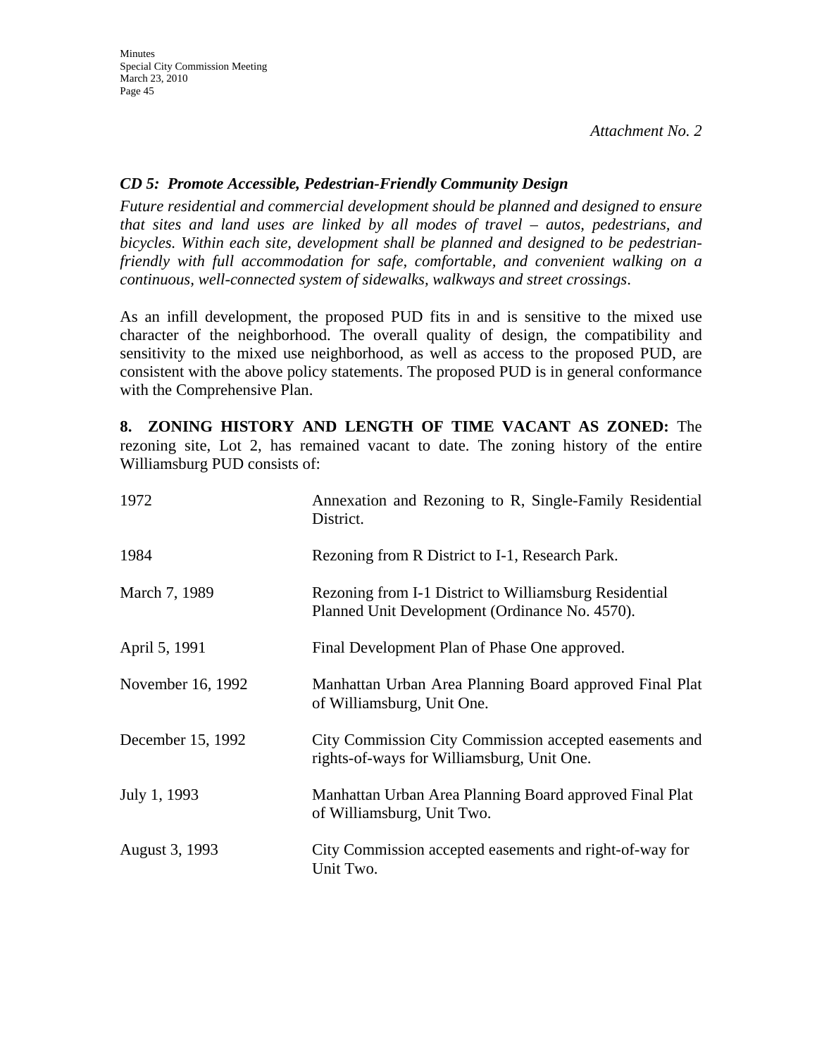*Attachment No. 2*

***CD 5: Promote Accessible, Pedestrian-Friendly Community Design***

*Future residential and commercial development should be planned and designed to ensure that sites and land uses are linked by all modes of travel – autos, pedestrians, and bicycles. Within each site, development shall be planned and designed to be pedestrian-friendly with full accommodation for safe, comfortable, and convenient walking on a continuous, well-connected system of sidewalks, walkways and street crossings*.

As an infill development, the proposed PUD fits in and is sensitive to the mixed use character of the neighborhood. The overall quality of design, the compatibility and sensitivity to the mixed use neighborhood, as well as access to the proposed PUD, are consistent with the above policy statements. The proposed PUD is in general conformance with the Comprehensive Plan.

**8. ZONING HISTORY AND LENGTH OF TIME VACANT AS ZONED:** The rezoning site, Lot 2, has remained vacant to date. The zoning history of the entire Williamsburg PUD consists of:

| | |
|---|---|
| 1972 | Annexation and Rezoning to R, Single-Family Residential District. |
| 1984 | Rezoning from R District to I-1, Research Park. |
| March 7, 1989 | Rezoning from I-1 District to Williamsburg Residential Planned Unit Development (Ordinance No. 4570). |
| April 5, 1991 | Final Development Plan of Phase One approved. |
| November 16, 1992 | Manhattan Urban Area Planning Board approved Final Plat of Williamsburg, Unit One. |
| December 15, 1992 | City Commission City Commission accepted easements and rights-of-ways for Williamsburg, Unit One. |
| July 1, 1993 | Manhattan Urban Area Planning Board approved Final Plat of Williamsburg, Unit Two. |
| August 3, 1993 | City Commission accepted easements and right-of-way for Unit Two. |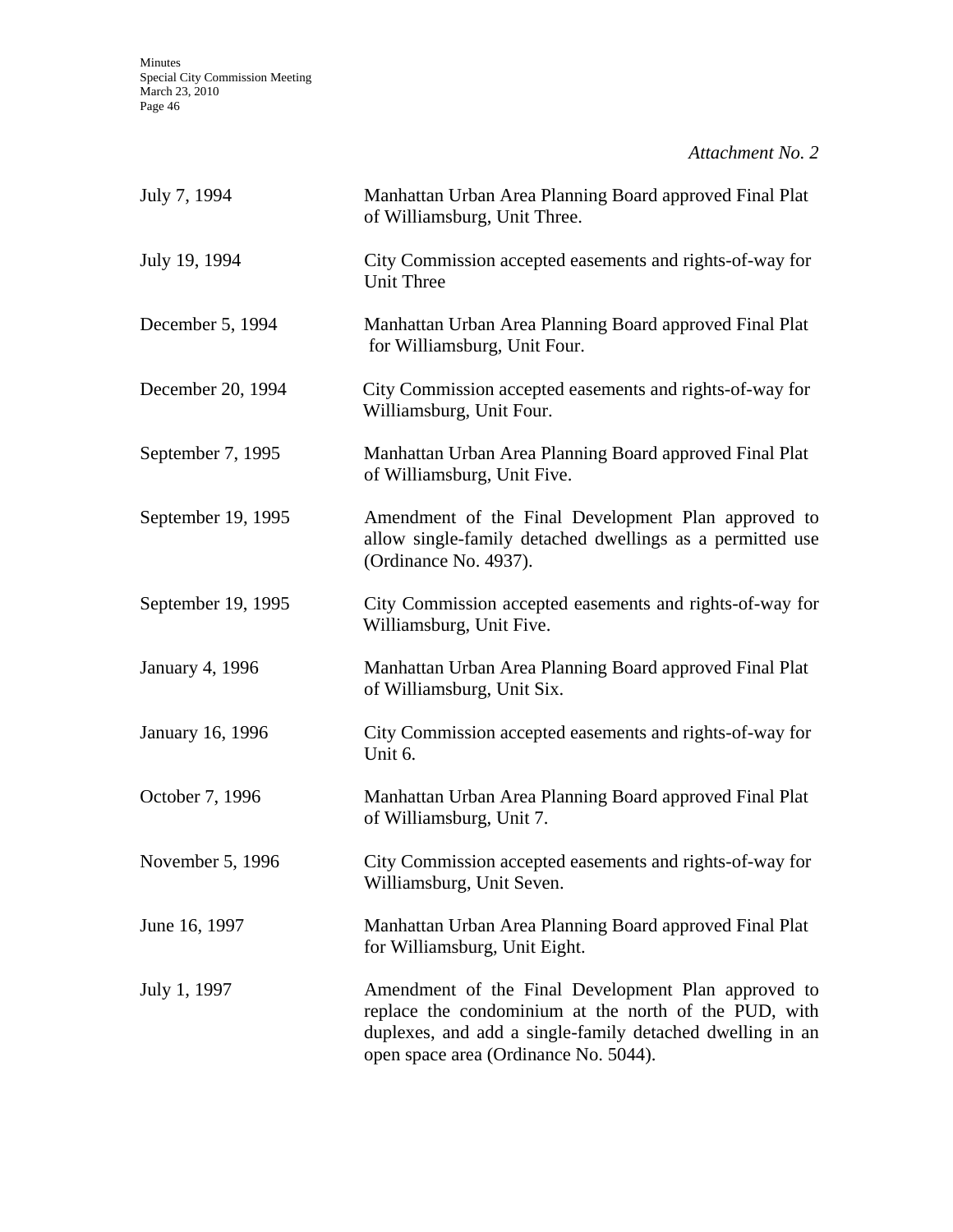*Attachment No. 2*

| | |
|---|---|
| July 7, 1994 | Manhattan Urban Area Planning Board approved Final Plat of Williamsburg, Unit Three. |
| July 19, 1994 | City Commission accepted easements and rights-of-way for Unit Three |
| December 5, 1994 | Manhattan Urban Area Planning Board approved Final Plat for Williamsburg, Unit Four. |
| December 20, 1994 | City Commission accepted easements and rights-of-way for Williamsburg, Unit Four. |
| September 7, 1995 | Manhattan Urban Area Planning Board approved Final Plat of Williamsburg, Unit Five. |
| September 19, 1995 | Amendment of the Final Development Plan approved to allow single-family detached dwellings as a permitted use (Ordinance No. 4937). |
| September 19, 1995 | City Commission accepted easements and rights-of-way for Williamsburg, Unit Five. |
| January 4, 1996 | Manhattan Urban Area Planning Board approved Final Plat of Williamsburg, Unit Six. |
| January 16, 1996 | City Commission accepted easements and rights-of-way for Unit 6. |
| October 7, 1996 | Manhattan Urban Area Planning Board approved Final Plat of Williamsburg, Unit 7. |
| November 5, 1996 | City Commission accepted easements and rights-of-way for Williamsburg, Unit Seven. |
| June 16, 1997 | Manhattan Urban Area Planning Board approved Final Plat for Williamsburg, Unit Eight. |
| July 1, 1997 | Amendment of the Final Development Plan approved to replace the condominium at the north of the PUD, with duplexes, and add a single-family detached dwelling in an open space area (Ordinance No. 5044). |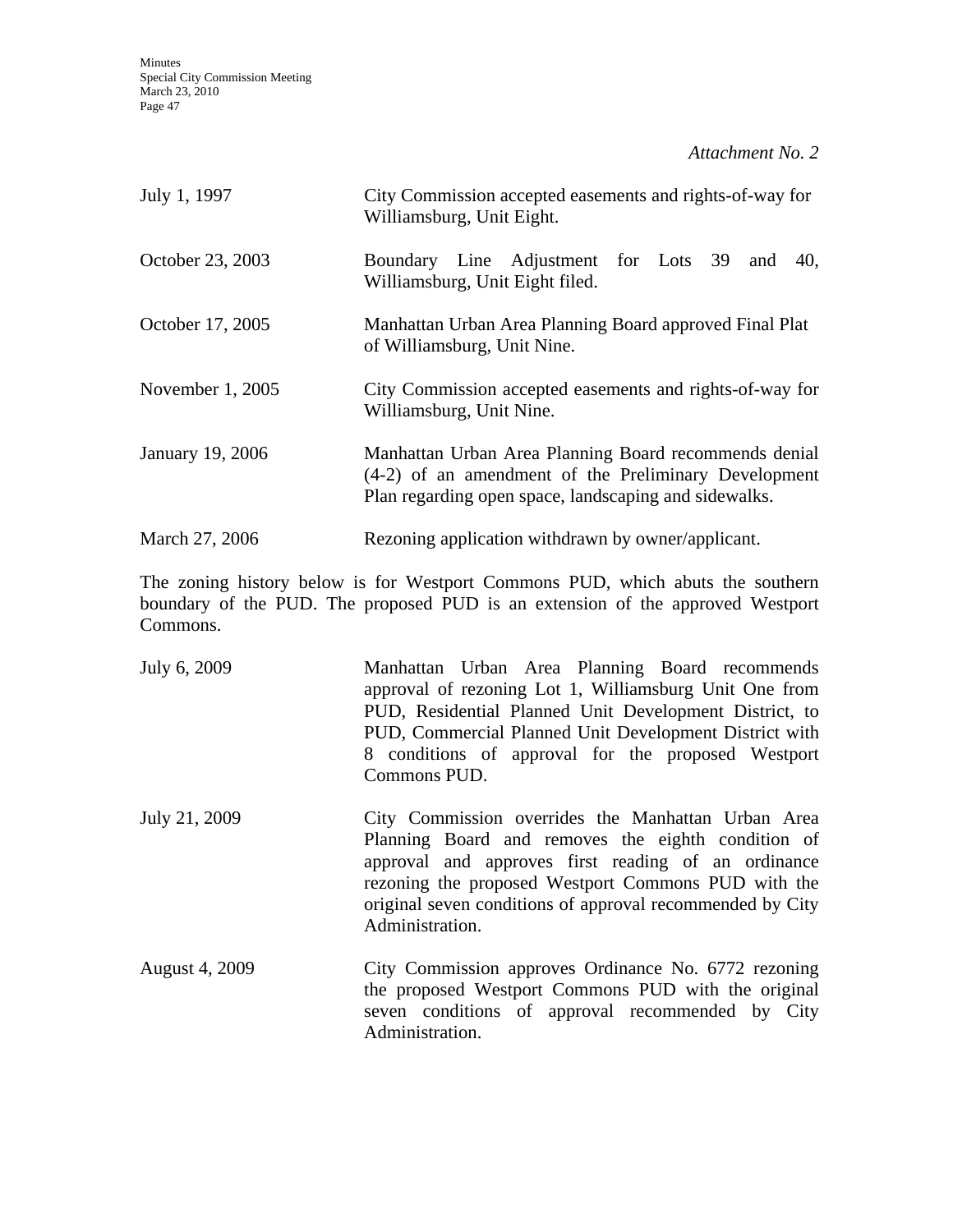*Attachment No. 2*

| | |
|---|---|
| July 1, 1997 | City Commission accepted easements and rights-of-way for Williamsburg, Unit Eight. |
| October 23, 2003 | Boundary Line Adjustment for Lots 39 and 40, Williamsburg, Unit Eight filed. |
| October 17, 2005 | Manhattan Urban Area Planning Board approved Final Plat of Williamsburg, Unit Nine. |
| November 1, 2005 | City Commission accepted easements and rights-of-way for Williamsburg, Unit Nine. |
| January 19, 2006 | Manhattan Urban Area Planning Board recommends denial (4-2) of an amendment of the Preliminary Development Plan regarding open space, landscaping and sidewalks. |
| March 27, 2006 | Rezoning application withdrawn by owner/applicant. |

The zoning history below is for Westport Commons PUD, which abuts the southern boundary of the PUD. The proposed PUD is an extension of the approved Westport Commons.

| | |
|---|---|
| July 6, 2009 | Manhattan Urban Area Planning Board recommends approval of rezoning Lot 1, Williamsburg Unit One from PUD, Residential Planned Unit Development District, to PUD, Commercial Planned Unit Development District with 8 conditions of approval for the proposed Westport Commons PUD. |
| July 21, 2009 | City Commission overrides the Manhattan Urban Area Planning Board and removes the eighth condition of approval and approves first reading of an ordinance rezoning the proposed Westport Commons PUD with the original seven conditions of approval recommended by City Administration. |
| August 4, 2009 | City Commission approves Ordinance No. 6772 rezoning the proposed Westport Commons PUD with the original seven conditions of approval recommended by City Administration. |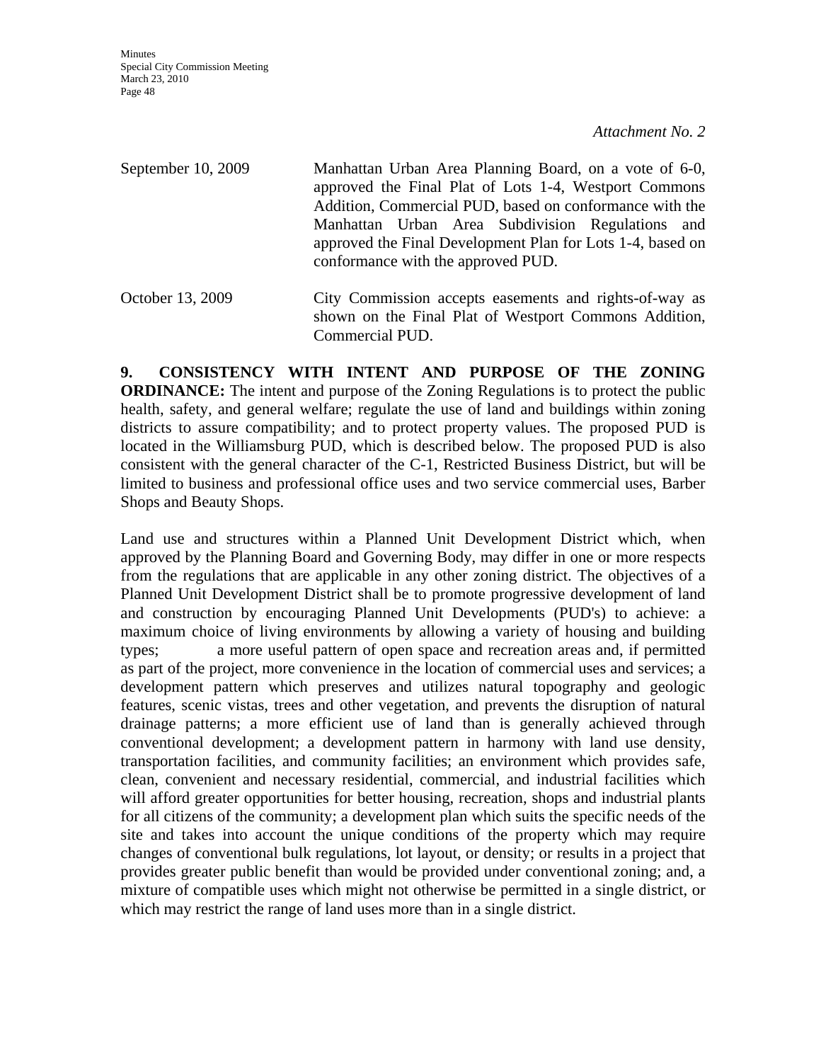*Attachment No. 2*

| | |
|---|---|
| September 10, 2009 | Manhattan Urban Area Planning Board, on a vote of 6-0, approved the Final Plat of Lots 1-4, Westport Commons Addition, Commercial PUD, based on conformance with the Manhattan Urban Area Subdivision Regulations and approved the Final Development Plan for Lots 1-4, based on conformance with the approved PUD. |
| October 13, 2009 | City Commission accepts easements and rights-of-way as shown on the Final Plat of Westport Commons Addition, Commercial PUD. |

**9. CONSISTENCY WITH INTENT AND PURPOSE OF THE ZONING ORDINANCE:** The intent and purpose of the Zoning Regulations is to protect the public health, safety, and general welfare; regulate the use of land and buildings within zoning districts to assure compatibility; and to protect property values. The proposed PUD is located in the Williamsburg PUD, which is described below. The proposed PUD is also consistent with the general character of the C-1, Restricted Business District, but will be limited to business and professional office uses and two service commercial uses, Barber Shops and Beauty Shops.

Land use and structures within a Planned Unit Development District which, when approved by the Planning Board and Governing Body, may differ in one or more respects from the regulations that are applicable in any other zoning district. The objectives of a Planned Unit Development District shall be to promote progressive development of land and construction by encouraging Planned Unit Developments (PUD's) to achieve: a maximum choice of living environments by allowing a variety of housing and building types; a more useful pattern of open space and recreation areas and, if permitted as part of the project, more convenience in the location of commercial uses and services; a development pattern which preserves and utilizes natural topography and geologic features, scenic vistas, trees and other vegetation, and prevents the disruption of natural drainage patterns; a more efficient use of land than is generally achieved through conventional development; a development pattern in harmony with land use density, transportation facilities, and community facilities; an environment which provides safe, clean, convenient and necessary residential, commercial, and industrial facilities which will afford greater opportunities for better housing, recreation, shops and industrial plants for all citizens of the community; a development plan which suits the specific needs of the site and takes into account the unique conditions of the property which may require changes of conventional bulk regulations, lot layout, or density; or results in a project that provides greater public benefit than would be provided under conventional zoning; and, a mixture of compatible uses which might not otherwise be permitted in a single district, or which may restrict the range of land uses more than in a single district.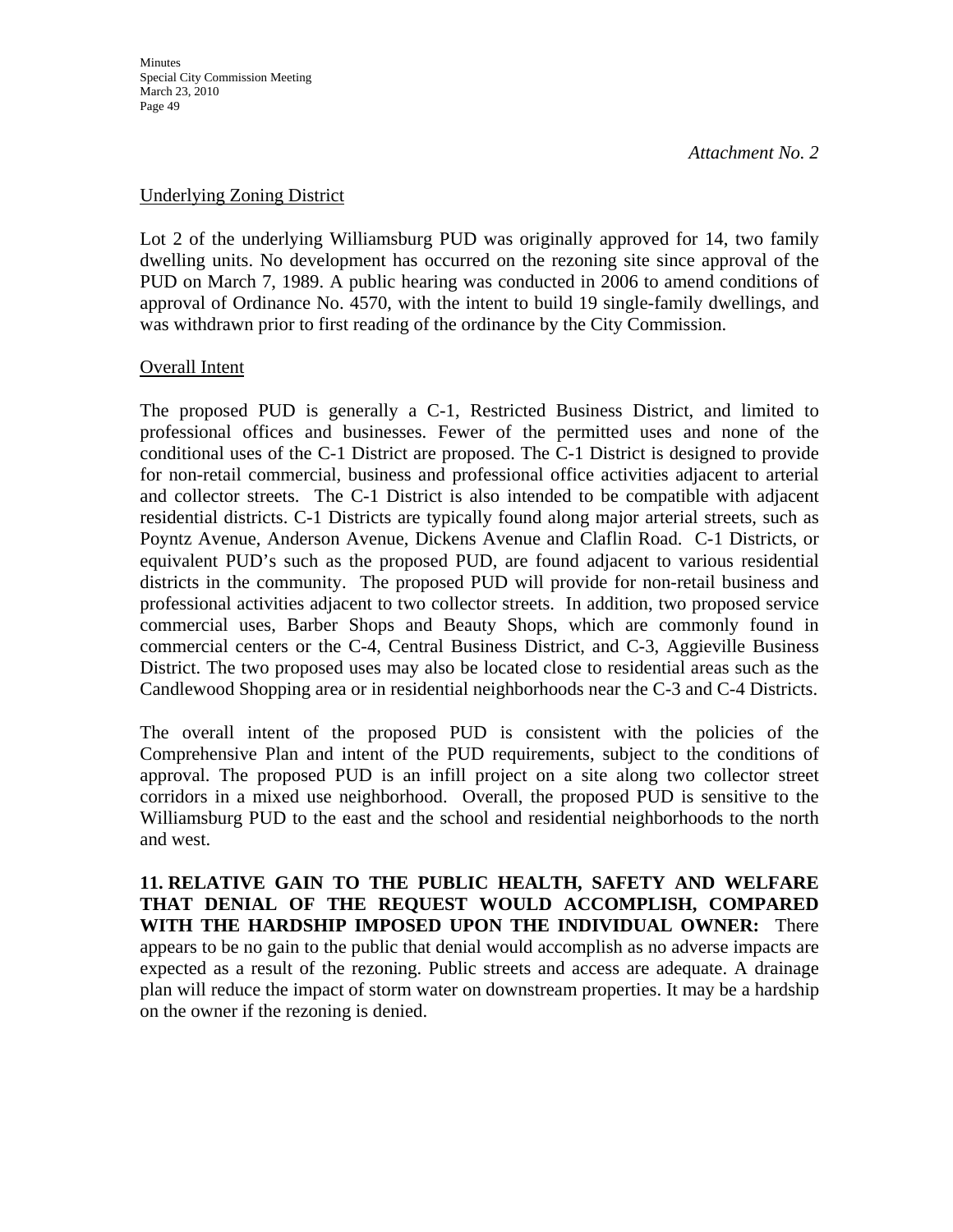*Attachment No. 2*

Underlying Zoning District

Lot 2 of the underlying Williamsburg PUD was originally approved for 14, two family dwelling units. No development has occurred on the rezoning site since approval of the PUD on March 7, 1989. A public hearing was conducted in 2006 to amend conditions of approval of Ordinance No. 4570, with the intent to build 19 single-family dwellings, and was withdrawn prior to first reading of the ordinance by the City Commission.

Overall Intent

The proposed PUD is generally a C-1, Restricted Business District, and limited to professional offices and businesses. Fewer of the permitted uses and none of the conditional uses of the C-1 District are proposed. The C-1 District is designed to provide for non-retail commercial, business and professional office activities adjacent to arterial and collector streets. The C-1 District is also intended to be compatible with adjacent residential districts. C-1 Districts are typically found along major arterial streets, such as Poyntz Avenue, Anderson Avenue, Dickens Avenue and Claflin Road. C-1 Districts, or equivalent PUD's such as the proposed PUD, are found adjacent to various residential districts in the community. The proposed PUD will provide for non-retail business and professional activities adjacent to two collector streets. In addition, two proposed service commercial uses, Barber Shops and Beauty Shops, which are commonly found in commercial centers or the C-4, Central Business District, and C-3, Aggieville Business District. The two proposed uses may also be located close to residential areas such as the Candlewood Shopping area or in residential neighborhoods near the C-3 and C-4 Districts.

The overall intent of the proposed PUD is consistent with the policies of the Comprehensive Plan and intent of the PUD requirements, subject to the conditions of approval. The proposed PUD is an infill project on a site along two collector street corridors in a mixed use neighborhood. Overall, the proposed PUD is sensitive to the Williamsburg PUD to the east and the school and residential neighborhoods to the north and west.

**11. RELATIVE GAIN TO THE PUBLIC HEALTH, SAFETY AND WELFARE THAT DENIAL OF THE REQUEST WOULD ACCOMPLISH, COMPARED WITH THE HARDSHIP IMPOSED UPON THE INDIVIDUAL OWNER:** There appears to be no gain to the public that denial would accomplish as no adverse impacts are expected as a result of the rezoning. Public streets and access are adequate. A drainage plan will reduce the impact of storm water on downstream properties. It may be a hardship on the owner if the rezoning is denied.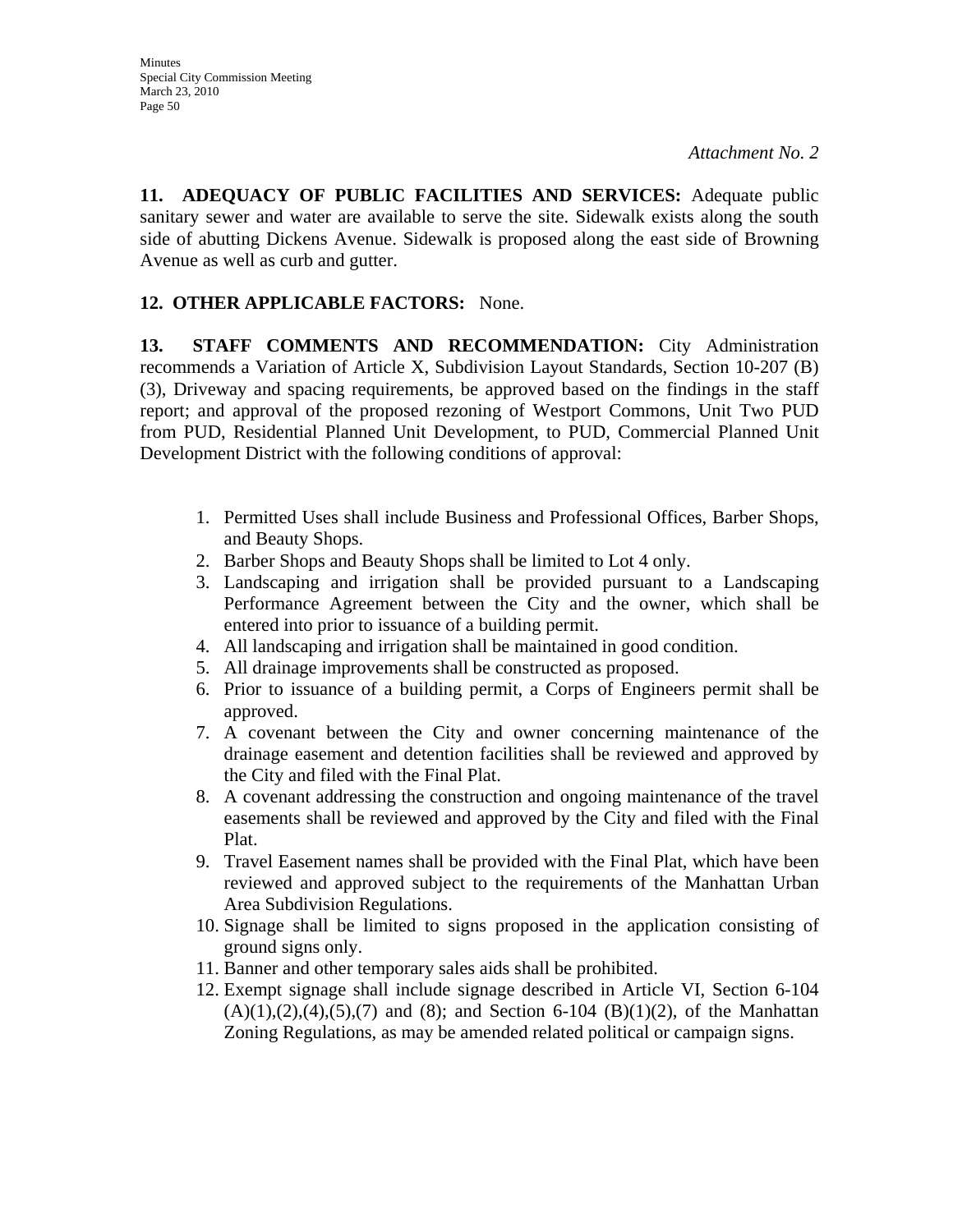*Attachment No. 2*

**11. ADEQUACY OF PUBLIC FACILITIES AND SERVICES:** Adequate public sanitary sewer and water are available to serve the site. Sidewalk exists along the south side of abutting Dickens Avenue. Sidewalk is proposed along the east side of Browning Avenue as well as curb and gutter.

**12. OTHER APPLICABLE FACTORS:** None.

**13. STAFF COMMENTS AND RECOMMENDATION:** City Administration recommends a Variation of Article X, Subdivision Layout Standards, Section 10-207 (B) (3), Driveway and spacing requirements, be approved based on the findings in the staff report; and approval of the proposed rezoning of Westport Commons, Unit Two PUD from PUD, Residential Planned Unit Development, to PUD, Commercial Planned Unit Development District with the following conditions of approval:

1. Permitted Uses shall include Business and Professional Offices, Barber Shops, and Beauty Shops.
2. Barber Shops and Beauty Shops shall be limited to Lot 4 only.
3. Landscaping and irrigation shall be provided pursuant to a Landscaping Performance Agreement between the City and the owner, which shall be entered into prior to issuance of a building permit.
4. All landscaping and irrigation shall be maintained in good condition.
5. All drainage improvements shall be constructed as proposed.
6. Prior to issuance of a building permit, a Corps of Engineers permit shall be approved.
7. A covenant between the City and owner concerning maintenance of the drainage easement and detention facilities shall be reviewed and approved by the City and filed with the Final Plat.
8. A covenant addressing the construction and ongoing maintenance of the travel easements shall be reviewed and approved by the City and filed with the Final Plat.
9. Travel Easement names shall be provided with the Final Plat, which have been reviewed and approved subject to the requirements of the Manhattan Urban Area Subdivision Regulations.
10. Signage shall be limited to signs proposed in the application consisting of ground signs only.
11. Banner and other temporary sales aids shall be prohibited.
12. Exempt signage shall include signage described in Article VI, Section 6-104 (A)(1),(2),(4),(5),(7) and (8); and Section 6-104 (B)(1)(2), of the Manhattan Zoning Regulations, as may be amended related political or campaign signs.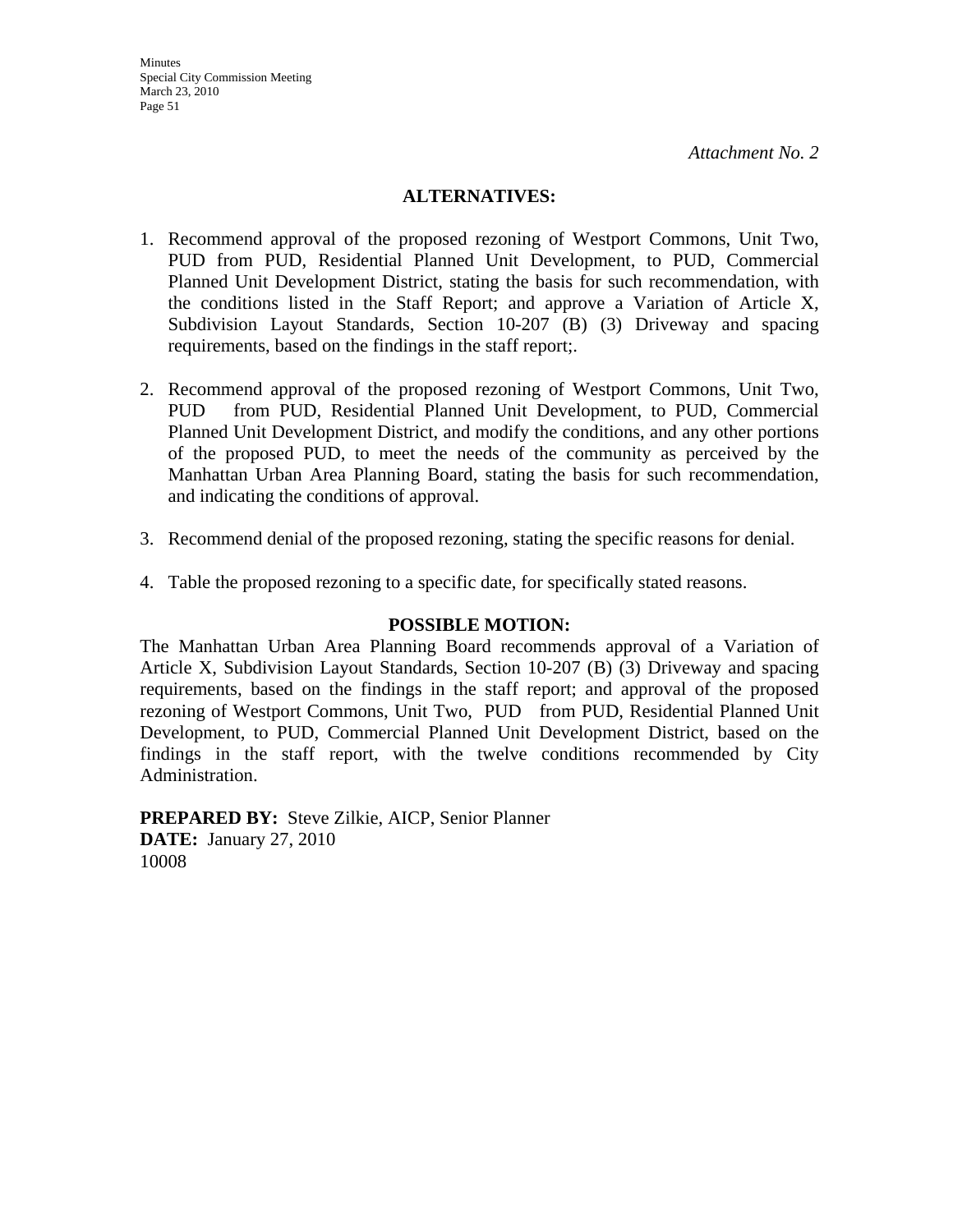*Attachment No. 2*

**ALTERNATIVES:**

1. Recommend approval of the proposed rezoning of Westport Commons, Unit Two, PUD from PUD, Residential Planned Unit Development, to PUD, Commercial Planned Unit Development District, stating the basis for such recommendation, with the conditions listed in the Staff Report; and approve a Variation of Article X, Subdivision Layout Standards, Section 10-207 (B) (3) Driveway and spacing requirements, based on the findings in the staff report;.

2. Recommend approval of the proposed rezoning of Westport Commons, Unit Two, PUD from PUD, Residential Planned Unit Development, to PUD, Commercial Planned Unit Development District, and modify the conditions, and any other portions of the proposed PUD, to meet the needs of the community as perceived by the Manhattan Urban Area Planning Board, stating the basis for such recommendation, and indicating the conditions of approval.

3. Recommend denial of the proposed rezoning, stating the specific reasons for denial.

4. Table the proposed rezoning to a specific date, for specifically stated reasons.

**POSSIBLE MOTION:**

The Manhattan Urban Area Planning Board recommends approval of a Variation of Article X, Subdivision Layout Standards, Section 10-207 (B) (3) Driveway and spacing requirements, based on the findings in the staff report; and approval of the proposed rezoning of Westport Commons, Unit Two, PUD from PUD, Residential Planned Unit Development, to PUD, Commercial Planned Unit Development District, based on the findings in the staff report, with the twelve conditions recommended by City Administration.

**PREPARED BY:** Steve Zilkie, AICP, Senior Planner
**DATE:** January 27, 2010
10008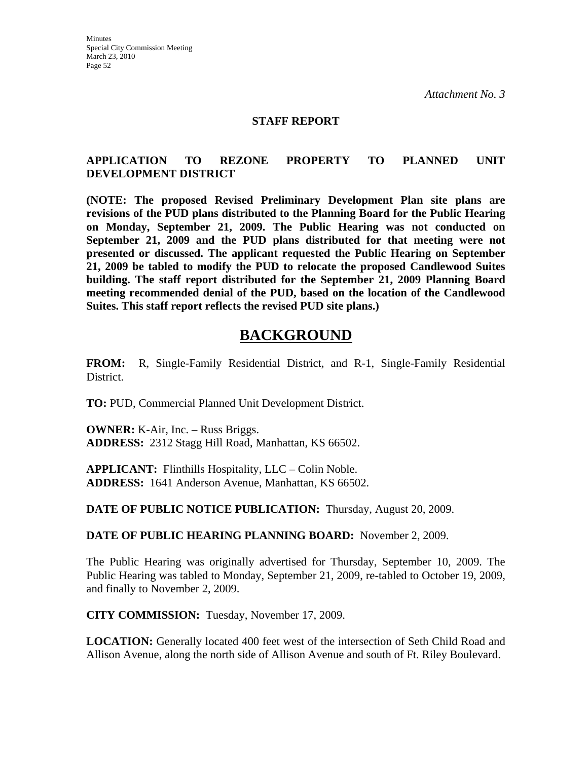*Attachment No. 3*

**STAFF REPORT**

**APPLICATION TO REZONE PROPERTY TO PLANNED UNIT DEVELOPMENT DISTRICT**

**(NOTE: The proposed Revised Preliminary Development Plan site plans are revisions of the PUD plans distributed to the Planning Board for the Public Hearing on Monday, September 21, 2009. The Public Hearing was not conducted on September 21, 2009 and the PUD plans distributed for that meeting were not presented or discussed. The applicant requested the Public Hearing on September 21, 2009 be tabled to modify the PUD to relocate the proposed Candlewood Suites building. The staff report distributed for the September 21, 2009 Planning Board meeting recommended denial of the PUD, based on the location of the Candlewood Suites. This staff report reflects the revised PUD site plans.)**

# BACKGROUND

**FROM:** R, Single-Family Residential District, and R-1, Single-Family Residential District.

**TO:** PUD, Commercial Planned Unit Development District.

**OWNER:** K-Air, Inc. – Russ Briggs.
**ADDRESS:** 2312 Stagg Hill Road, Manhattan, KS 66502.

**APPLICANT:** Flinthills Hospitality, LLC – Colin Noble.
**ADDRESS:** 1641 Anderson Avenue, Manhattan, KS 66502.

**DATE OF PUBLIC NOTICE PUBLICATION:** Thursday, August 20, 2009.

**DATE OF PUBLIC HEARING PLANNING BOARD:** November 2, 2009.

The Public Hearing was originally advertised for Thursday, September 10, 2009. The Public Hearing was tabled to Monday, September 21, 2009, re-tabled to October 19, 2009, and finally to November 2, 2009.

**CITY COMMISSION:** Tuesday, November 17, 2009.

**LOCATION:** Generally located 400 feet west of the intersection of Seth Child Road and Allison Avenue, along the north side of Allison Avenue and south of Ft. Riley Boulevard.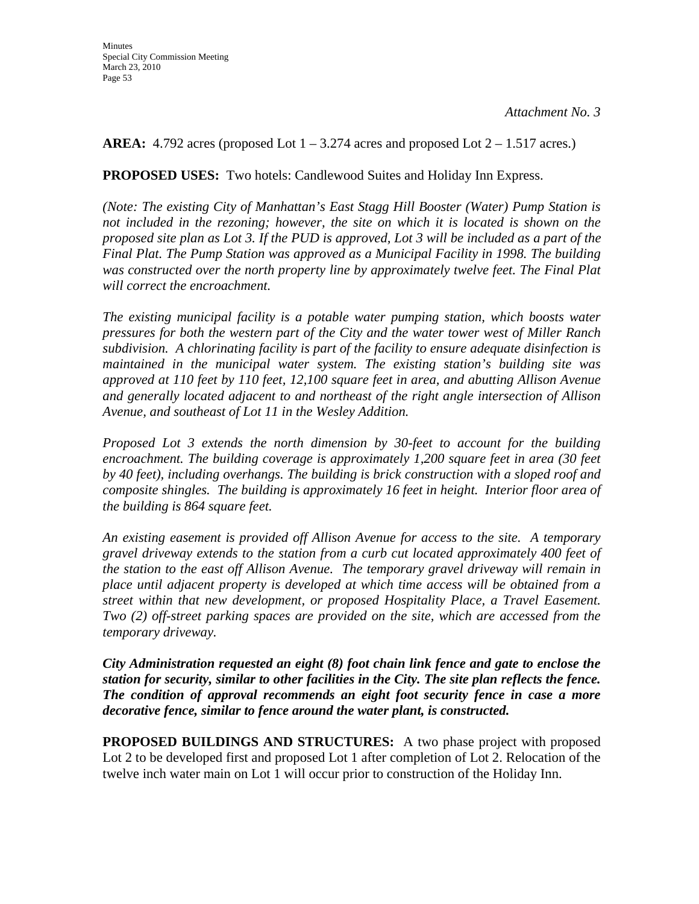*Attachment No. 3*

**AREA:** 4.792 acres (proposed Lot 1 – 3.274 acres and proposed Lot 2 – 1.517 acres.)

**PROPOSED USES:** Two hotels: Candlewood Suites and Holiday Inn Express.

*(Note: The existing City of Manhattan's East Stagg Hill Booster (Water) Pump Station is not included in the rezoning; however, the site on which it is located is shown on the proposed site plan as Lot 3. If the PUD is approved, Lot 3 will be included as a part of the Final Plat. The Pump Station was approved as a Municipal Facility in 1998. The building was constructed over the north property line by approximately twelve feet. The Final Plat will correct the encroachment.*

*The existing municipal facility is a potable water pumping station, which boosts water pressures for both the western part of the City and the water tower west of Miller Ranch subdivision. A chlorinating facility is part of the facility to ensure adequate disinfection is maintained in the municipal water system. The existing station's building site was approved at 110 feet by 110 feet, 12,100 square feet in area, and abutting Allison Avenue and generally located adjacent to and northeast of the right angle intersection of Allison Avenue, and southeast of Lot 11 in the Wesley Addition.*

*Proposed Lot 3 extends the north dimension by 30-feet to account for the building encroachment. The building coverage is approximately 1,200 square feet in area (30 feet by 40 feet), including overhangs. The building is brick construction with a sloped roof and composite shingles. The building is approximately 16 feet in height. Interior floor area of the building is 864 square feet.*

*An existing easement is provided off Allison Avenue for access to the site. A temporary gravel driveway extends to the station from a curb cut located approximately 400 feet of the station to the east off Allison Avenue. The temporary gravel driveway will remain in place until adjacent property is developed at which time access will be obtained from a street within that new development, or proposed Hospitality Place, a Travel Easement. Two (2) off-street parking spaces are provided on the site, which are accessed from the temporary driveway.*

***City Administration requested an eight (8) foot chain link fence and gate to enclose the station for security, similar to other facilities in the City. The site plan reflects the fence. The condition of approval recommends an eight foot security fence in case a more decorative fence, similar to fence around the water plant, is constructed.***

**PROPOSED BUILDINGS AND STRUCTURES:** A two phase project with proposed Lot 2 to be developed first and proposed Lot 1 after completion of Lot 2. Relocation of the twelve inch water main on Lot 1 will occur prior to construction of the Holiday Inn.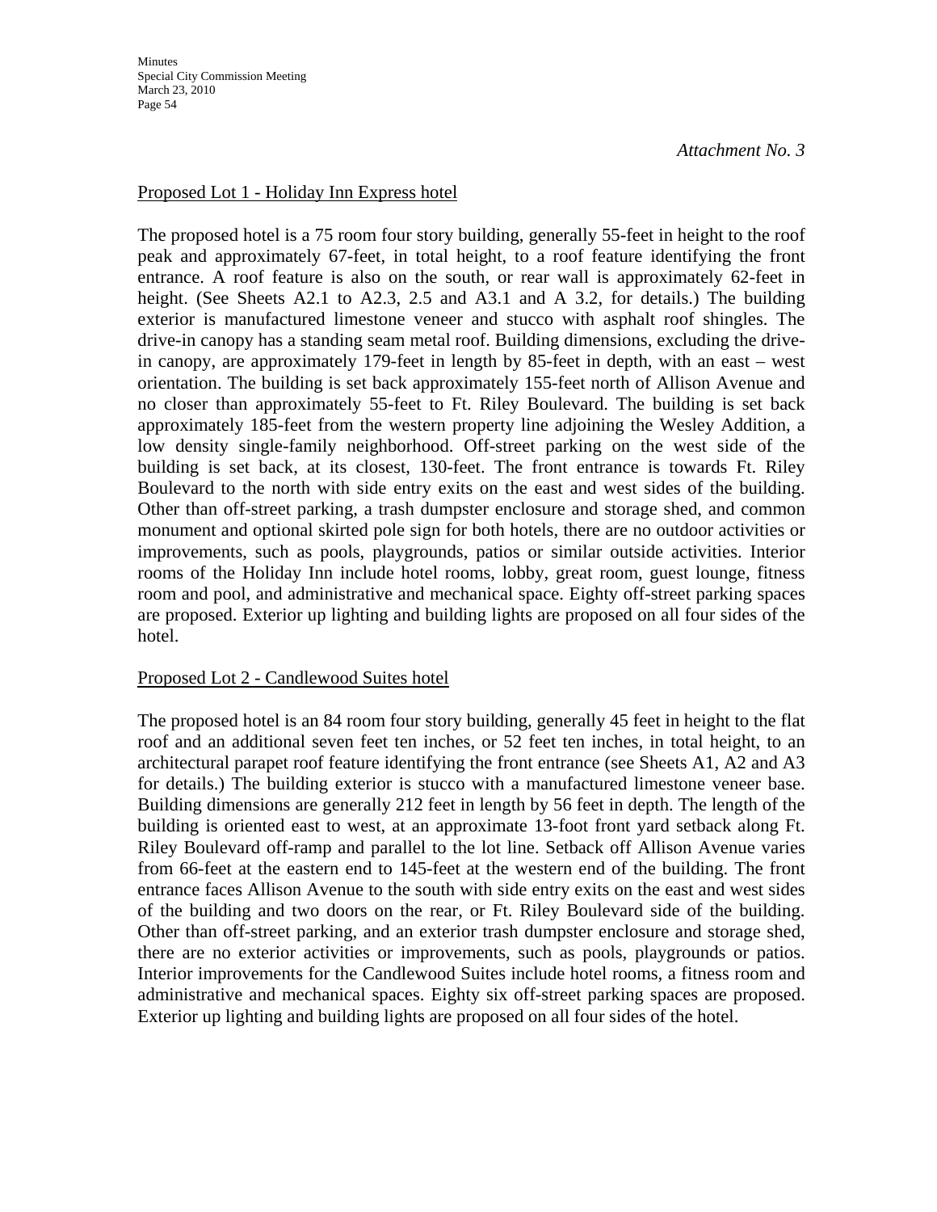*Attachment No. 3*

Proposed Lot 1 - Holiday Inn Express hotel

The proposed hotel is a 75 room four story building, generally 55-feet in height to the roof peak and approximately 67-feet, in total height, to a roof feature identifying the front entrance. A roof feature is also on the south, or rear wall is approximately 62-feet in height. (See Sheets A2.1 to A2.3, 2.5 and A3.1 and A 3.2, for details.) The building exterior is manufactured limestone veneer and stucco with asphalt roof shingles. The drive-in canopy has a standing seam metal roof. Building dimensions, excluding the drive-in canopy, are approximately 179-feet in length by 85-feet in depth, with an east – west orientation. The building is set back approximately 155-feet north of Allison Avenue and no closer than approximately 55-feet to Ft. Riley Boulevard. The building is set back approximately 185-feet from the western property line adjoining the Wesley Addition, a low density single-family neighborhood. Off-street parking on the west side of the building is set back, at its closest, 130-feet. The front entrance is towards Ft. Riley Boulevard to the north with side entry exits on the east and west sides of the building. Other than off-street parking, a trash dumpster enclosure and storage shed, and common monument and optional skirted pole sign for both hotels, there are no outdoor activities or improvements, such as pools, playgrounds, patios or similar outside activities. Interior rooms of the Holiday Inn include hotel rooms, lobby, great room, guest lounge, fitness room and pool, and administrative and mechanical space. Eighty off-street parking spaces are proposed. Exterior up lighting and building lights are proposed on all four sides of the hotel.

Proposed Lot 2 - Candlewood Suites hotel

The proposed hotel is an 84 room four story building, generally 45 feet in height to the flat roof and an additional seven feet ten inches, or 52 feet ten inches, in total height, to an architectural parapet roof feature identifying the front entrance (see Sheets A1, A2 and A3 for details.) The building exterior is stucco with a manufactured limestone veneer base. Building dimensions are generally 212 feet in length by 56 feet in depth. The length of the building is oriented east to west, at an approximate 13-foot front yard setback along Ft. Riley Boulevard off-ramp and parallel to the lot line. Setback off Allison Avenue varies from 66-feet at the eastern end to 145-feet at the western end of the building. The front entrance faces Allison Avenue to the south with side entry exits on the east and west sides of the building and two doors on the rear, or Ft. Riley Boulevard side of the building. Other than off-street parking, and an exterior trash dumpster enclosure and storage shed, there are no exterior activities or improvements, such as pools, playgrounds or patios. Interior improvements for the Candlewood Suites include hotel rooms, a fitness room and administrative and mechanical spaces. Eighty six off-street parking spaces are proposed. Exterior up lighting and building lights are proposed on all four sides of the hotel.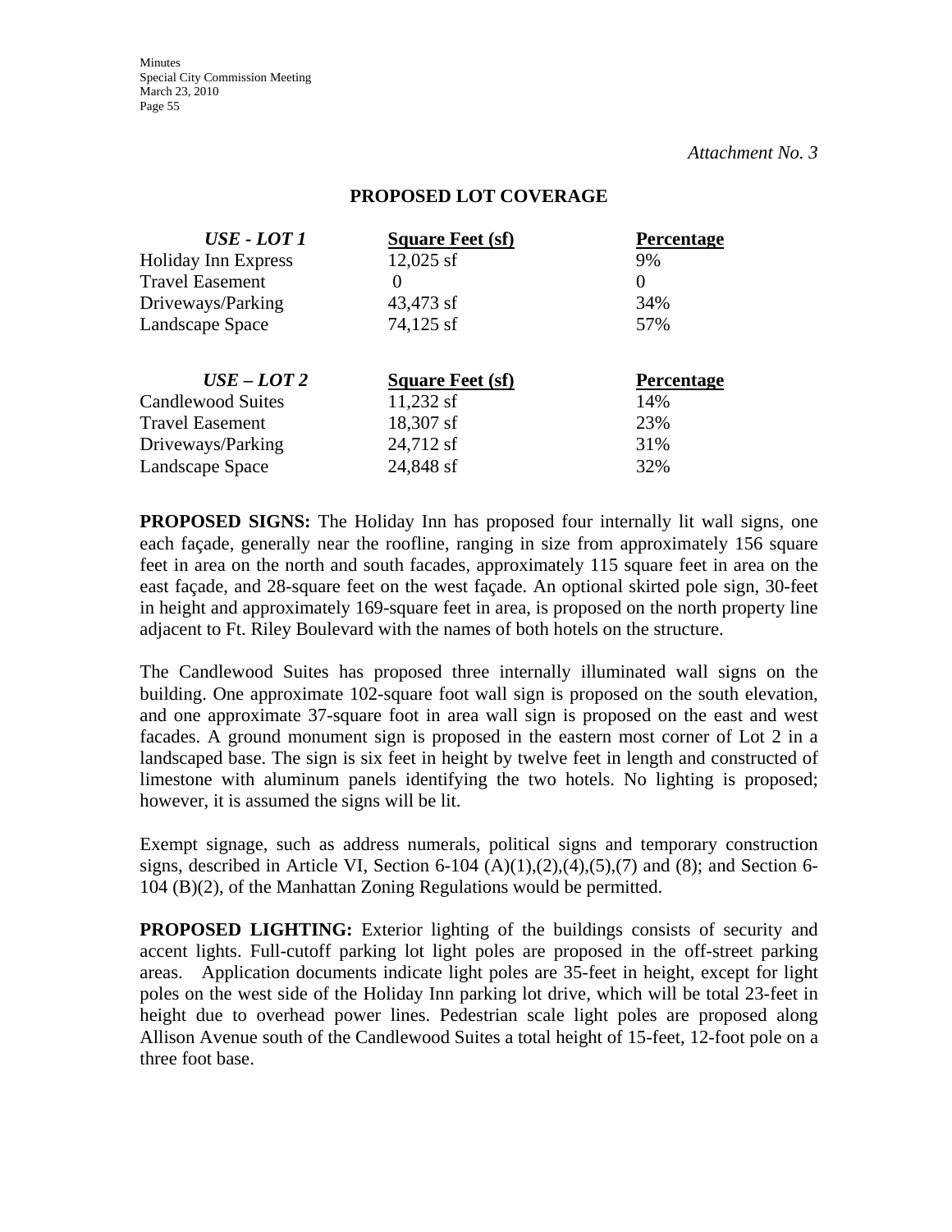*Attachment No. 3*

## PROPOSED LOT COVERAGE

| ***USE - LOT 1*** | **Square Feet (sf)** | **Percentage** |
|---|---|---|
| Holiday Inn Express | 12,025 sf | 9% |
| Travel Easement | 0 | 0 |
| Driveways/Parking | 43,473 sf | 34% |
| Landscape Space | 74,125 sf | 57% |

| ***USE – LOT 2*** | **Square Feet (sf)** | **Percentage** |
|---|---|---|
| Candlewood Suites | 11,232 sf | 14% |
| Travel Easement | 18,307 sf | 23% |
| Driveways/Parking | 24,712 sf | 31% |
| Landscape Space | 24,848 sf | 32% |

**PROPOSED SIGNS:** The Holiday Inn has proposed four internally lit wall signs, one each façade, generally near the roofline, ranging in size from approximately 156 square feet in area on the north and south facades, approximately 115 square feet in area on the east façade, and 28-square feet on the west façade. An optional skirted pole sign, 30-feet in height and approximately 169-square feet in area, is proposed on the north property line adjacent to Ft. Riley Boulevard with the names of both hotels on the structure.

The Candlewood Suites has proposed three internally illuminated wall signs on the building. One approximate 102-square foot wall sign is proposed on the south elevation, and one approximate 37-square foot in area wall sign is proposed on the east and west facades. A ground monument sign is proposed in the eastern most corner of Lot 2 in a landscaped base. The sign is six feet in height by twelve feet in length and constructed of limestone with aluminum panels identifying the two hotels. No lighting is proposed; however, it is assumed the signs will be lit.

Exempt signage, such as address numerals, political signs and temporary construction signs, described in Article VI, Section 6-104 (A)(1),(2),(4),(5),(7) and (8); and Section 6-104 (B)(2), of the Manhattan Zoning Regulations would be permitted.

**PROPOSED LIGHTING:** Exterior lighting of the buildings consists of security and accent lights. Full-cutoff parking lot light poles are proposed in the off-street parking areas. Application documents indicate light poles are 35-feet in height, except for light poles on the west side of the Holiday Inn parking lot drive, which will be total 23-feet in height due to overhead power lines. Pedestrian scale light poles are proposed along Allison Avenue south of the Candlewood Suites a total height of 15-feet, 12-foot pole on a three foot base.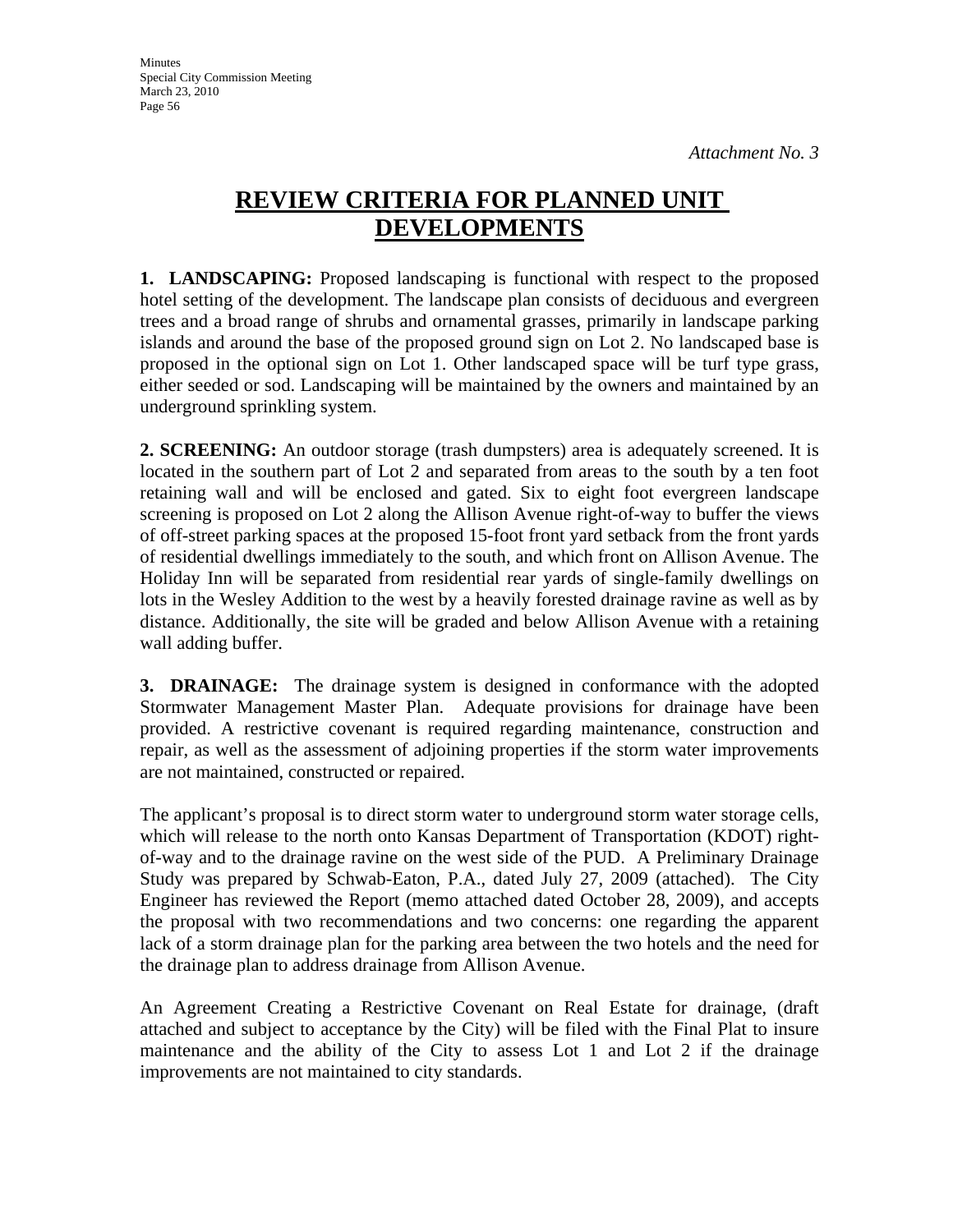*Attachment No. 3*

# REVIEW CRITERIA FOR PLANNED UNIT DEVELOPMENTS

**1. LANDSCAPING:** Proposed landscaping is functional with respect to the proposed hotel setting of the development. The landscape plan consists of deciduous and evergreen trees and a broad range of shrubs and ornamental grasses, primarily in landscape parking islands and around the base of the proposed ground sign on Lot 2. No landscaped base is proposed in the optional sign on Lot 1. Other landscaped space will be turf type grass, either seeded or sod. Landscaping will be maintained by the owners and maintained by an underground sprinkling system.

**2. SCREENING:** An outdoor storage (trash dumpsters) area is adequately screened. It is located in the southern part of Lot 2 and separated from areas to the south by a ten foot retaining wall and will be enclosed and gated. Six to eight foot evergreen landscape screening is proposed on Lot 2 along the Allison Avenue right-of-way to buffer the views of off-street parking spaces at the proposed 15-foot front yard setback from the front yards of residential dwellings immediately to the south, and which front on Allison Avenue. The Holiday Inn will be separated from residential rear yards of single-family dwellings on lots in the Wesley Addition to the west by a heavily forested drainage ravine as well as by distance. Additionally, the site will be graded and below Allison Avenue with a retaining wall adding buffer.

**3. DRAINAGE:** The drainage system is designed in conformance with the adopted Stormwater Management Master Plan. Adequate provisions for drainage have been provided. A restrictive covenant is required regarding maintenance, construction and repair, as well as the assessment of adjoining properties if the storm water improvements are not maintained, constructed or repaired.

The applicant's proposal is to direct storm water to underground storm water storage cells, which will release to the north onto Kansas Department of Transportation (KDOT) right-of-way and to the drainage ravine on the west side of the PUD. A Preliminary Drainage Study was prepared by Schwab-Eaton, P.A., dated July 27, 2009 (attached). The City Engineer has reviewed the Report (memo attached dated October 28, 2009), and accepts the proposal with two recommendations and two concerns: one regarding the apparent lack of a storm drainage plan for the parking area between the two hotels and the need for the drainage plan to address drainage from Allison Avenue.

An Agreement Creating a Restrictive Covenant on Real Estate for drainage, (draft attached and subject to acceptance by the City) will be filed with the Final Plat to insure maintenance and the ability of the City to assess Lot 1 and Lot 2 if the drainage improvements are not maintained to city standards.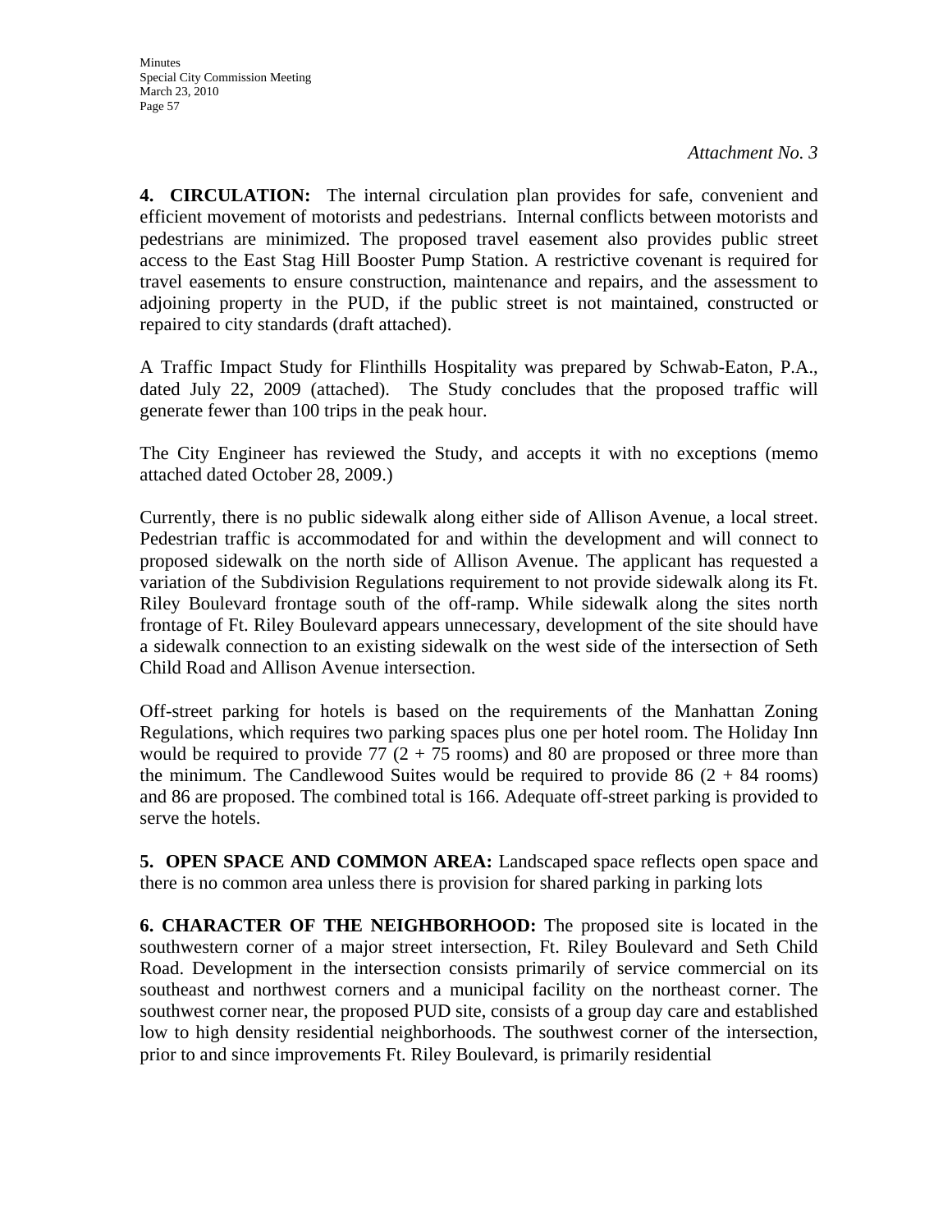*Attachment No. 3*

**4. CIRCULATION:** The internal circulation plan provides for safe, convenient and efficient movement of motorists and pedestrians. Internal conflicts between motorists and pedestrians are minimized. The proposed travel easement also provides public street access to the East Stag Hill Booster Pump Station. A restrictive covenant is required for travel easements to ensure construction, maintenance and repairs, and the assessment to adjoining property in the PUD, if the public street is not maintained, constructed or repaired to city standards (draft attached).

A Traffic Impact Study for Flinthills Hospitality was prepared by Schwab-Eaton, P.A., dated July 22, 2009 (attached). The Study concludes that the proposed traffic will generate fewer than 100 trips in the peak hour.

The City Engineer has reviewed the Study, and accepts it with no exceptions (memo attached dated October 28, 2009.)

Currently, there is no public sidewalk along either side of Allison Avenue, a local street. Pedestrian traffic is accommodated for and within the development and will connect to proposed sidewalk on the north side of Allison Avenue. The applicant has requested a variation of the Subdivision Regulations requirement to not provide sidewalk along its Ft. Riley Boulevard frontage south of the off-ramp. While sidewalk along the sites north frontage of Ft. Riley Boulevard appears unnecessary, development of the site should have a sidewalk connection to an existing sidewalk on the west side of the intersection of Seth Child Road and Allison Avenue intersection.

Off-street parking for hotels is based on the requirements of the Manhattan Zoning Regulations, which requires two parking spaces plus one per hotel room. The Holiday Inn would be required to provide 77 (2 + 75 rooms) and 80 are proposed or three more than the minimum. The Candlewood Suites would be required to provide 86 (2 + 84 rooms) and 86 are proposed. The combined total is 166. Adequate off-street parking is provided to serve the hotels.

**5. OPEN SPACE AND COMMON AREA:** Landscaped space reflects open space and there is no common area unless there is provision for shared parking in parking lots

**6. CHARACTER OF THE NEIGHBORHOOD:** The proposed site is located in the southwestern corner of a major street intersection, Ft. Riley Boulevard and Seth Child Road. Development in the intersection consists primarily of service commercial on its southeast and northwest corners and a municipal facility on the northeast corner. The southwest corner near, the proposed PUD site, consists of a group day care and established low to high density residential neighborhoods. The southwest corner of the intersection, prior to and since improvements Ft. Riley Boulevard, is primarily residential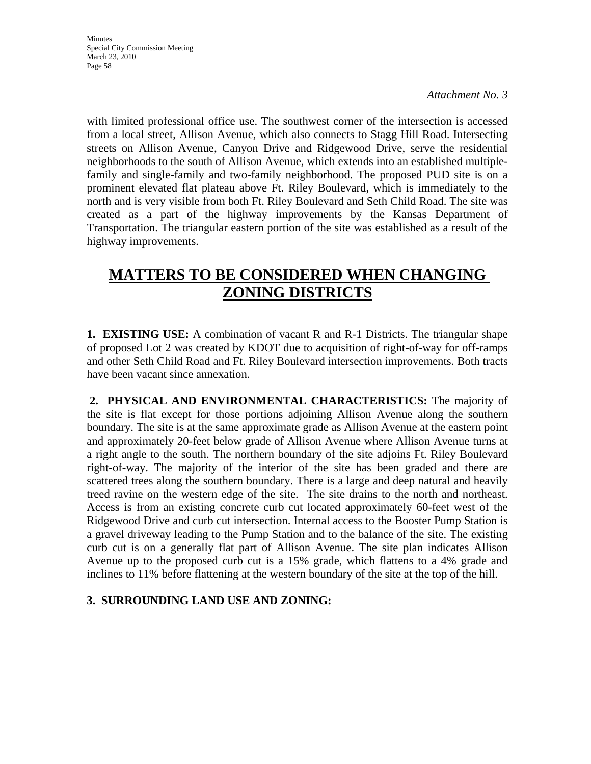*Attachment No. 3*

with limited professional office use. The southwest corner of the intersection is accessed from a local street, Allison Avenue, which also connects to Stagg Hill Road. Intersecting streets on Allison Avenue, Canyon Drive and Ridgewood Drive, serve the residential neighborhoods to the south of Allison Avenue, which extends into an established multiple-family and single-family and two-family neighborhood. The proposed PUD site is on a prominent elevated flat plateau above Ft. Riley Boulevard, which is immediately to the north and is very visible from both Ft. Riley Boulevard and Seth Child Road. The site was created as a part of the highway improvements by the Kansas Department of Transportation. The triangular eastern portion of the site was established as a result of the highway improvements.

# MATTERS TO BE CONSIDERED WHEN CHANGING ZONING DISTRICTS

**1. EXISTING USE:** A combination of vacant R and R-1 Districts. The triangular shape of proposed Lot 2 was created by KDOT due to acquisition of right-of-way for off-ramps and other Seth Child Road and Ft. Riley Boulevard intersection improvements. Both tracts have been vacant since annexation.

**2. PHYSICAL AND ENVIRONMENTAL CHARACTERISTICS:** The majority of the site is flat except for those portions adjoining Allison Avenue along the southern boundary. The site is at the same approximate grade as Allison Avenue at the eastern point and approximately 20-feet below grade of Allison Avenue where Allison Avenue turns at a right angle to the south. The northern boundary of the site adjoins Ft. Riley Boulevard right-of-way. The majority of the interior of the site has been graded and there are scattered trees along the southern boundary. There is a large and deep natural and heavily treed ravine on the western edge of the site. The site drains to the north and northeast. Access is from an existing concrete curb cut located approximately 60-feet west of the Ridgewood Drive and curb cut intersection. Internal access to the Booster Pump Station is a gravel driveway leading to the Pump Station and to the balance of the site. The existing curb cut is on a generally flat part of Allison Avenue. The site plan indicates Allison Avenue up to the proposed curb cut is a 15% grade, which flattens to a 4% grade and inclines to 11% before flattening at the western boundary of the site at the top of the hill.

**3. SURROUNDING LAND USE AND ZONING:**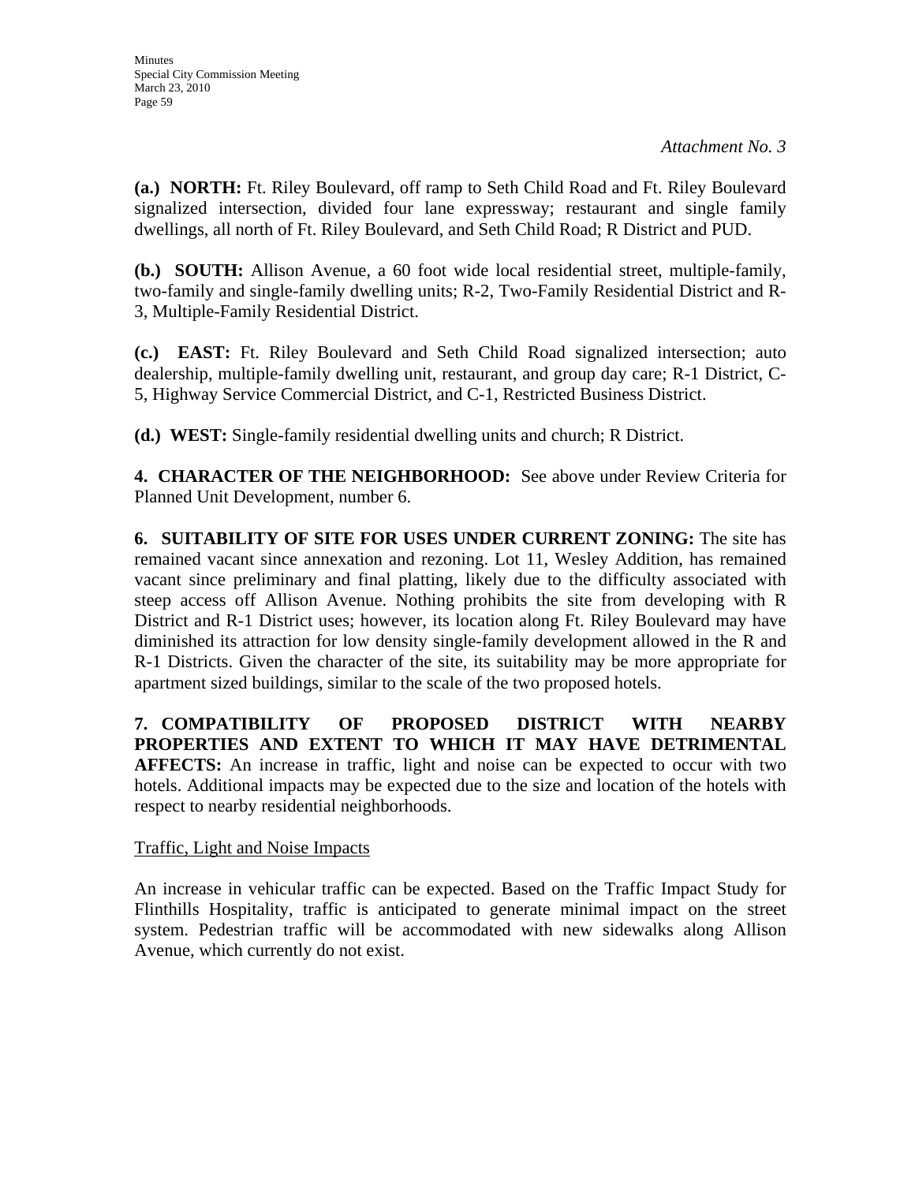*Attachment No. 3*

**(a.) NORTH:** Ft. Riley Boulevard, off ramp to Seth Child Road and Ft. Riley Boulevard signalized intersection, divided four lane expressway; restaurant and single family dwellings, all north of Ft. Riley Boulevard, and Seth Child Road; R District and PUD.

**(b.) SOUTH:** Allison Avenue, a 60 foot wide local residential street, multiple-family, two-family and single-family dwelling units; R-2, Two-Family Residential District and R-3, Multiple-Family Residential District.

**(c.) EAST:** Ft. Riley Boulevard and Seth Child Road signalized intersection; auto dealership, multiple-family dwelling unit, restaurant, and group day care; R-1 District, C-5, Highway Service Commercial District, and C-1, Restricted Business District.

**(d.) WEST:** Single-family residential dwelling units and church; R District.

**4. CHARACTER OF THE NEIGHBORHOOD:** See above under Review Criteria for Planned Unit Development, number 6.

**6. SUITABILITY OF SITE FOR USES UNDER CURRENT ZONING:** The site has remained vacant since annexation and rezoning. Lot 11, Wesley Addition, has remained vacant since preliminary and final platting, likely due to the difficulty associated with steep access off Allison Avenue. Nothing prohibits the site from developing with R District and R-1 District uses; however, its location along Ft. Riley Boulevard may have diminished its attraction for low density single-family development allowed in the R and R-1 Districts. Given the character of the site, its suitability may be more appropriate for apartment sized buildings, similar to the scale of the two proposed hotels.

**7. COMPATIBILITY OF PROPOSED DISTRICT WITH NEARBY PROPERTIES AND EXTENT TO WHICH IT MAY HAVE DETRIMENTAL AFFECTS:** An increase in traffic, light and noise can be expected to occur with two hotels. Additional impacts may be expected due to the size and location of the hotels with respect to nearby residential neighborhoods.

Traffic, Light and Noise Impacts

An increase in vehicular traffic can be expected. Based on the Traffic Impact Study for Flinthills Hospitality, traffic is anticipated to generate minimal impact on the street system. Pedestrian traffic will be accommodated with new sidewalks along Allison Avenue, which currently do not exist.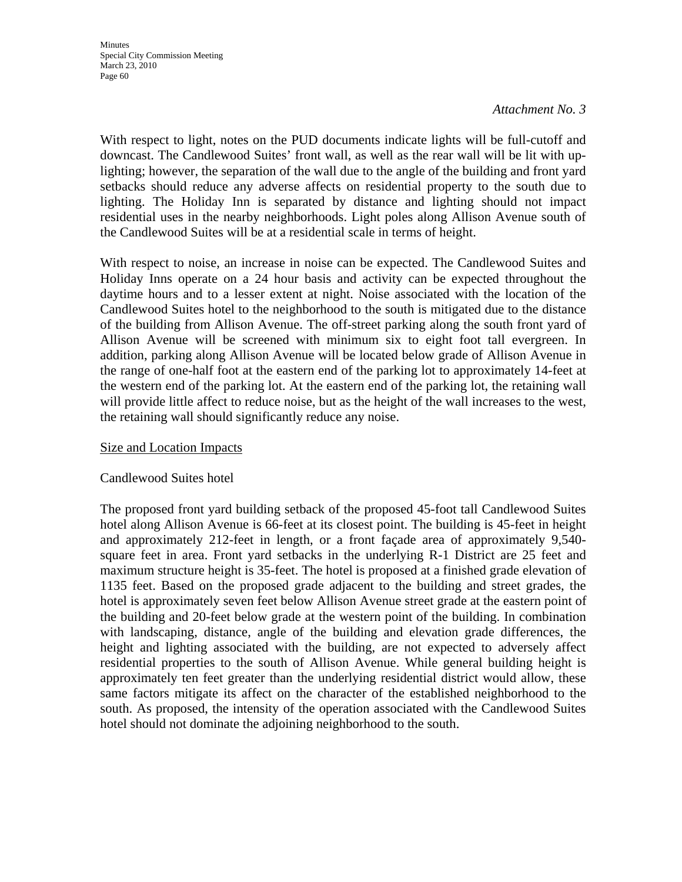*Attachment No. 3*

With respect to light, notes on the PUD documents indicate lights will be full-cutoff and downcast. The Candlewood Suites' front wall, as well as the rear wall will be lit with up-lighting; however, the separation of the wall due to the angle of the building and front yard setbacks should reduce any adverse affects on residential property to the south due to lighting. The Holiday Inn is separated by distance and lighting should not impact residential uses in the nearby neighborhoods. Light poles along Allison Avenue south of the Candlewood Suites will be at a residential scale in terms of height.

With respect to noise, an increase in noise can be expected. The Candlewood Suites and Holiday Inns operate on a 24 hour basis and activity can be expected throughout the daytime hours and to a lesser extent at night. Noise associated with the location of the Candlewood Suites hotel to the neighborhood to the south is mitigated due to the distance of the building from Allison Avenue. The off-street parking along the south front yard of Allison Avenue will be screened with minimum six to eight foot tall evergreen. In addition, parking along Allison Avenue will be located below grade of Allison Avenue in the range of one-half foot at the eastern end of the parking lot to approximately 14-feet at the western end of the parking lot. At the eastern end of the parking lot, the retaining wall will provide little affect to reduce noise, but as the height of the wall increases to the west, the retaining wall should significantly reduce any noise.

<u>Size and Location Impacts</u>

Candlewood Suites hotel

The proposed front yard building setback of the proposed 45-foot tall Candlewood Suites hotel along Allison Avenue is 66-feet at its closest point. The building is 45-feet in height and approximately 212-feet in length, or a front façade area of approximately 9,540-square feet in area. Front yard setbacks in the underlying R-1 District are 25 feet and maximum structure height is 35-feet. The hotel is proposed at a finished grade elevation of 1135 feet. Based on the proposed grade adjacent to the building and street grades, the hotel is approximately seven feet below Allison Avenue street grade at the eastern point of the building and 20-feet below grade at the western point of the building. In combination with landscaping, distance, angle of the building and elevation grade differences, the height and lighting associated with the building, are not expected to adversely affect residential properties to the south of Allison Avenue. While general building height is approximately ten feet greater than the underlying residential district would allow, these same factors mitigate its affect on the character of the established neighborhood to the south. As proposed, the intensity of the operation associated with the Candlewood Suites hotel should not dominate the adjoining neighborhood to the south.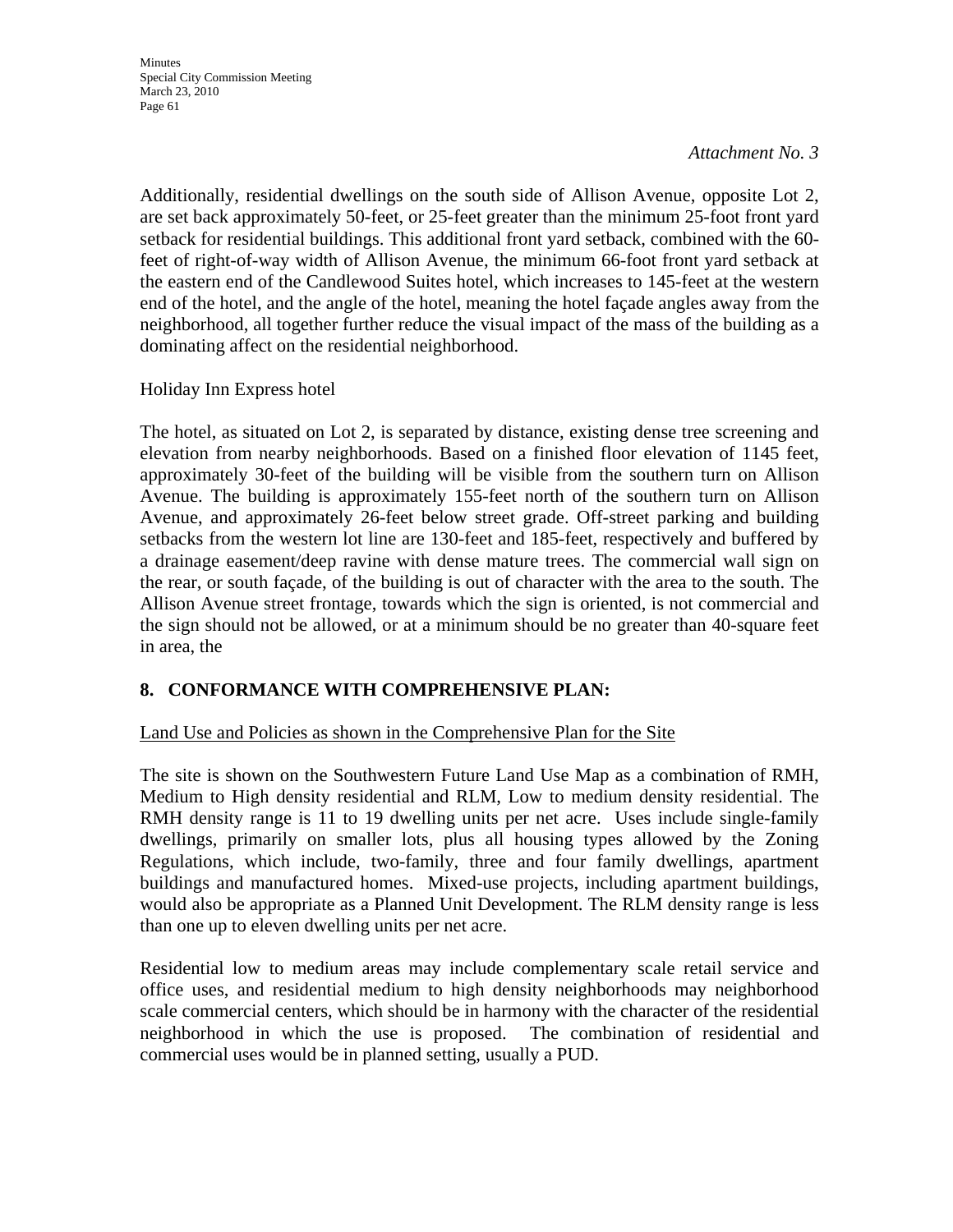*Attachment No. 3*

Additionally, residential dwellings on the south side of Allison Avenue, opposite Lot 2, are set back approximately 50-feet, or 25-feet greater than the minimum 25-foot front yard setback for residential buildings. This additional front yard setback, combined with the 60-feet of right-of-way width of Allison Avenue, the minimum 66-foot front yard setback at the eastern end of the Candlewood Suites hotel, which increases to 145-feet at the western end of the hotel, and the angle of the hotel, meaning the hotel façade angles away from the neighborhood, all together further reduce the visual impact of the mass of the building as a dominating affect on the residential neighborhood.

Holiday Inn Express hotel

The hotel, as situated on Lot 2, is separated by distance, existing dense tree screening and elevation from nearby neighborhoods. Based on a finished floor elevation of 1145 feet, approximately 30-feet of the building will be visible from the southern turn on Allison Avenue. The building is approximately 155-feet north of the southern turn on Allison Avenue, and approximately 26-feet below street grade. Off-street parking and building setbacks from the western lot line are 130-feet and 185-feet, respectively and buffered by a drainage easement/deep ravine with dense mature trees. The commercial wall sign on the rear, or south façade, of the building is out of character with the area to the south. The Allison Avenue street frontage, towards which the sign is oriented, is not commercial and the sign should not be allowed, or at a minimum should be no greater than 40-square feet in area, the

## 8. CONFORMANCE WITH COMPREHENSIVE PLAN:

Land Use and Policies as shown in the Comprehensive Plan for the Site

The site is shown on the Southwestern Future Land Use Map as a combination of RMH, Medium to High density residential and RLM, Low to medium density residential. The RMH density range is 11 to 19 dwelling units per net acre. Uses include single-family dwellings, primarily on smaller lots, plus all housing types allowed by the Zoning Regulations, which include, two-family, three and four family dwellings, apartment buildings and manufactured homes. Mixed-use projects, including apartment buildings, would also be appropriate as a Planned Unit Development. The RLM density range is less than one up to eleven dwelling units per net acre.

Residential low to medium areas may include complementary scale retail service and office uses, and residential medium to high density neighborhoods may neighborhood scale commercial centers, which should be in harmony with the character of the residential neighborhood in which the use is proposed. The combination of residential and commercial uses would be in planned setting, usually a PUD.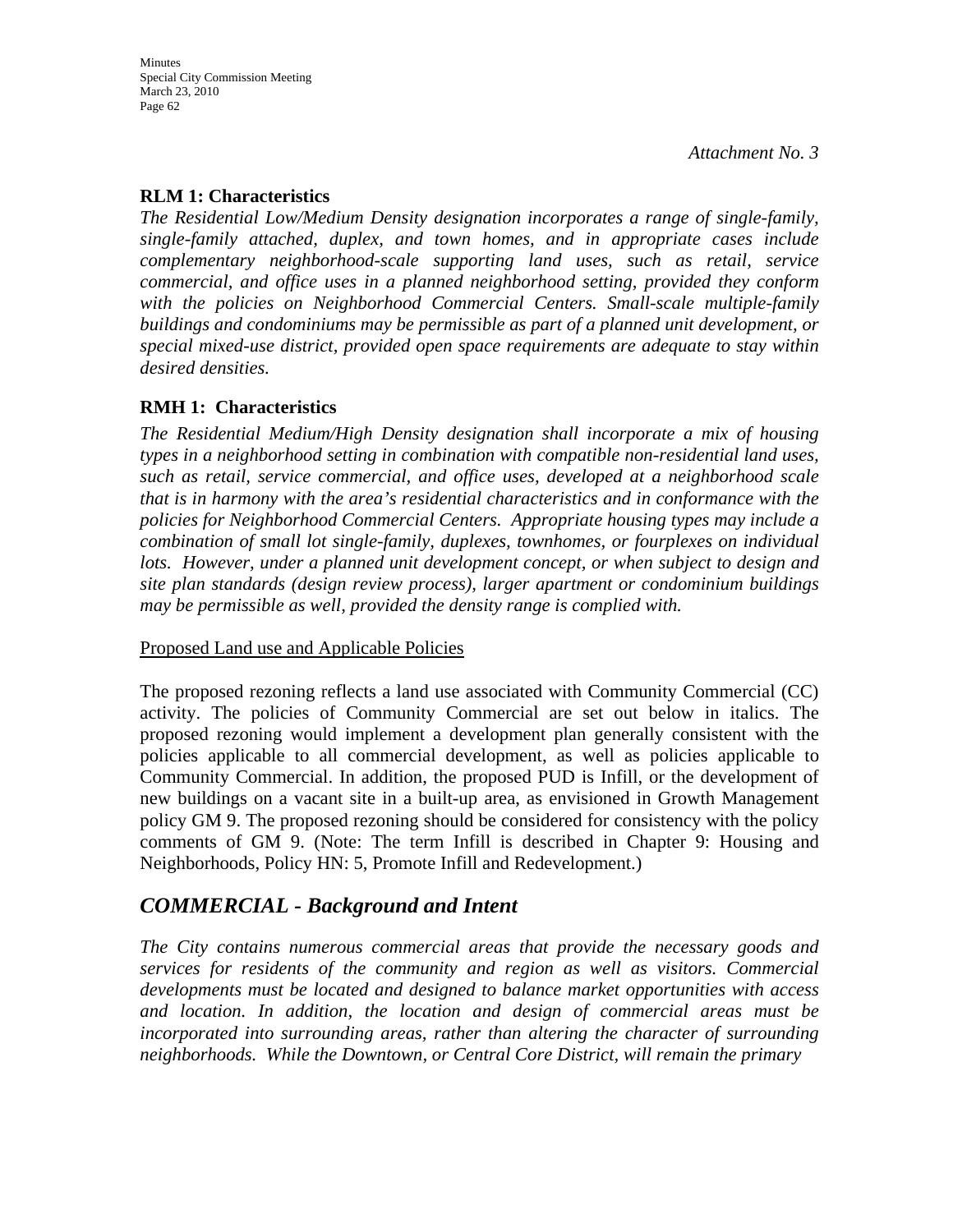*Attachment No. 3*

**RLM 1: Characteristics**

*The Residential Low/Medium Density designation incorporates a range of single-family, single-family attached, duplex, and town homes, and in appropriate cases include complementary neighborhood-scale supporting land uses, such as retail, service commercial, and office uses in a planned neighborhood setting, provided they conform with the policies on Neighborhood Commercial Centers. Small-scale multiple-family buildings and condominiums may be permissible as part of a planned unit development, or special mixed-use district, provided open space requirements are adequate to stay within desired densities.*

**RMH 1: Characteristics**

*The Residential Medium/High Density designation shall incorporate a mix of housing types in a neighborhood setting in combination with compatible non-residential land uses, such as retail, service commercial, and office uses, developed at a neighborhood scale that is in harmony with the area's residential characteristics and in conformance with the policies for Neighborhood Commercial Centers. Appropriate housing types may include a combination of small lot single-family, duplexes, townhomes, or fourplexes on individual lots. However, under a planned unit development concept, or when subject to design and site plan standards (design review process), larger apartment or condominium buildings may be permissible as well, provided the density range is complied with.*

Proposed Land use and Applicable Policies

The proposed rezoning reflects a land use associated with Community Commercial (CC) activity. The policies of Community Commercial are set out below in italics. The proposed rezoning would implement a development plan generally consistent with the policies applicable to all commercial development, as well as policies applicable to Community Commercial. In addition, the proposed PUD is Infill, or the development of new buildings on a vacant site in a built-up area, as envisioned in Growth Management policy GM 9. The proposed rezoning should be considered for consistency with the policy comments of GM 9. (Note: The term Infill is described in Chapter 9: Housing and Neighborhoods, Policy HN: 5, Promote Infill and Redevelopment.)

## *COMMERCIAL - Background and Intent*

*The City contains numerous commercial areas that provide the necessary goods and services for residents of the community and region as well as visitors. Commercial developments must be located and designed to balance market opportunities with access and location. In addition, the location and design of commercial areas must be incorporated into surrounding areas, rather than altering the character of surrounding neighborhoods. While the Downtown, or Central Core District, will remain the primary*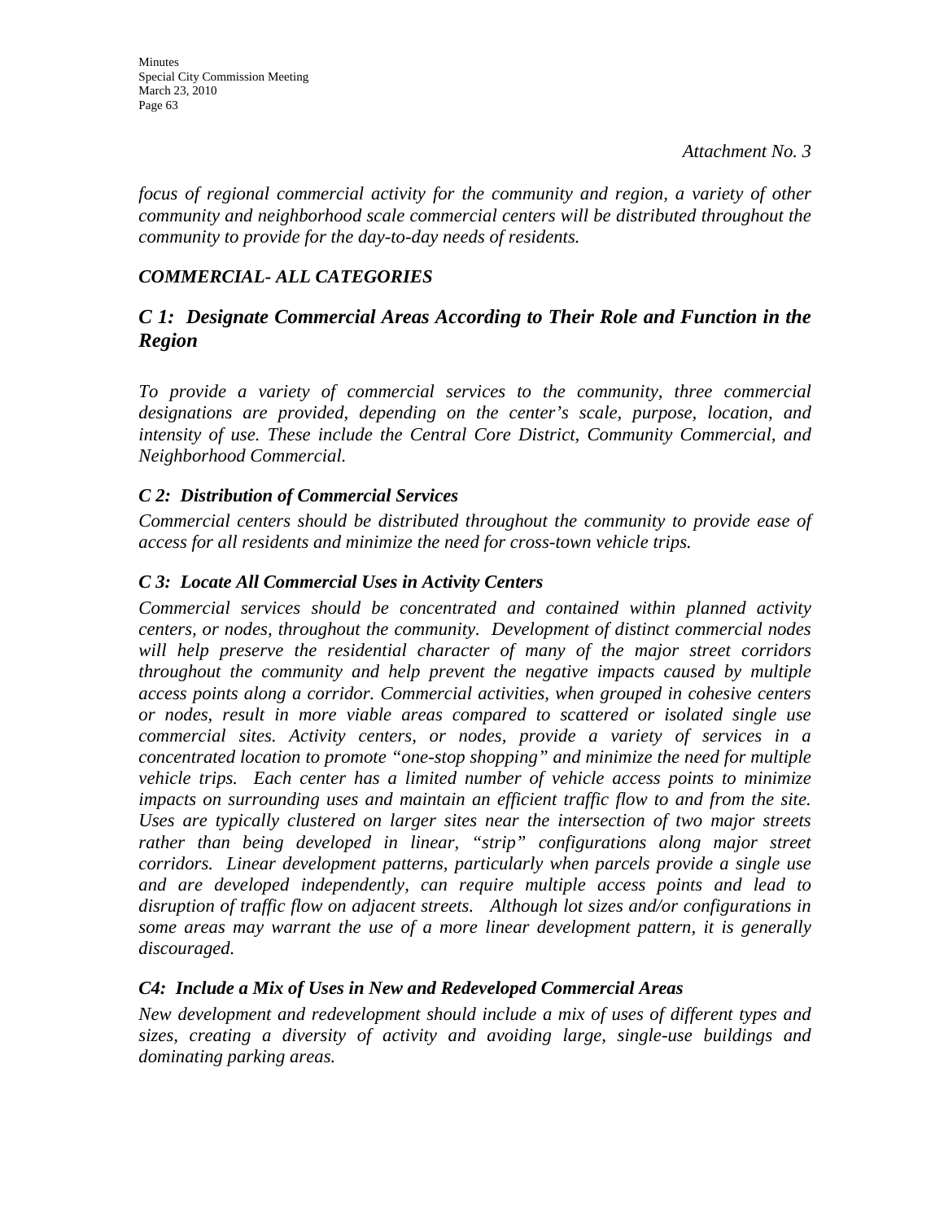*Attachment No. 3*

*focus of regional commercial activity for the community and region, a variety of other community and neighborhood scale commercial centers will be distributed throughout the community to provide for the day-to-day needs of residents.*

### *COMMERCIAL- ALL CATEGORIES*

## *C 1: Designate Commercial Areas According to Their Role and Function in the Region*

*To provide a variety of commercial services to the community, three commercial designations are provided, depending on the center's scale, purpose, location, and intensity of use. These include the Central Core District, Community Commercial, and Neighborhood Commercial.*

### *C 2: Distribution of Commercial Services*

*Commercial centers should be distributed throughout the community to provide ease of access for all residents and minimize the need for cross-town vehicle trips.*

### *C 3: Locate All Commercial Uses in Activity Centers*

*Commercial services should be concentrated and contained within planned activity centers, or nodes, throughout the community. Development of distinct commercial nodes will help preserve the residential character of many of the major street corridors throughout the community and help prevent the negative impacts caused by multiple access points along a corridor. Commercial activities, when grouped in cohesive centers or nodes, result in more viable areas compared to scattered or isolated single use commercial sites. Activity centers, or nodes, provide a variety of services in a concentrated location to promote "one-stop shopping" and minimize the need for multiple vehicle trips. Each center has a limited number of vehicle access points to minimize impacts on surrounding uses and maintain an efficient traffic flow to and from the site. Uses are typically clustered on larger sites near the intersection of two major streets rather than being developed in linear, "strip" configurations along major street corridors. Linear development patterns, particularly when parcels provide a single use and are developed independently, can require multiple access points and lead to disruption of traffic flow on adjacent streets. Although lot sizes and/or configurations in some areas may warrant the use of a more linear development pattern, it is generally discouraged.*

### *C4: Include a Mix of Uses in New and Redeveloped Commercial Areas*

*New development and redevelopment should include a mix of uses of different types and sizes, creating a diversity of activity and avoiding large, single-use buildings and dominating parking areas.*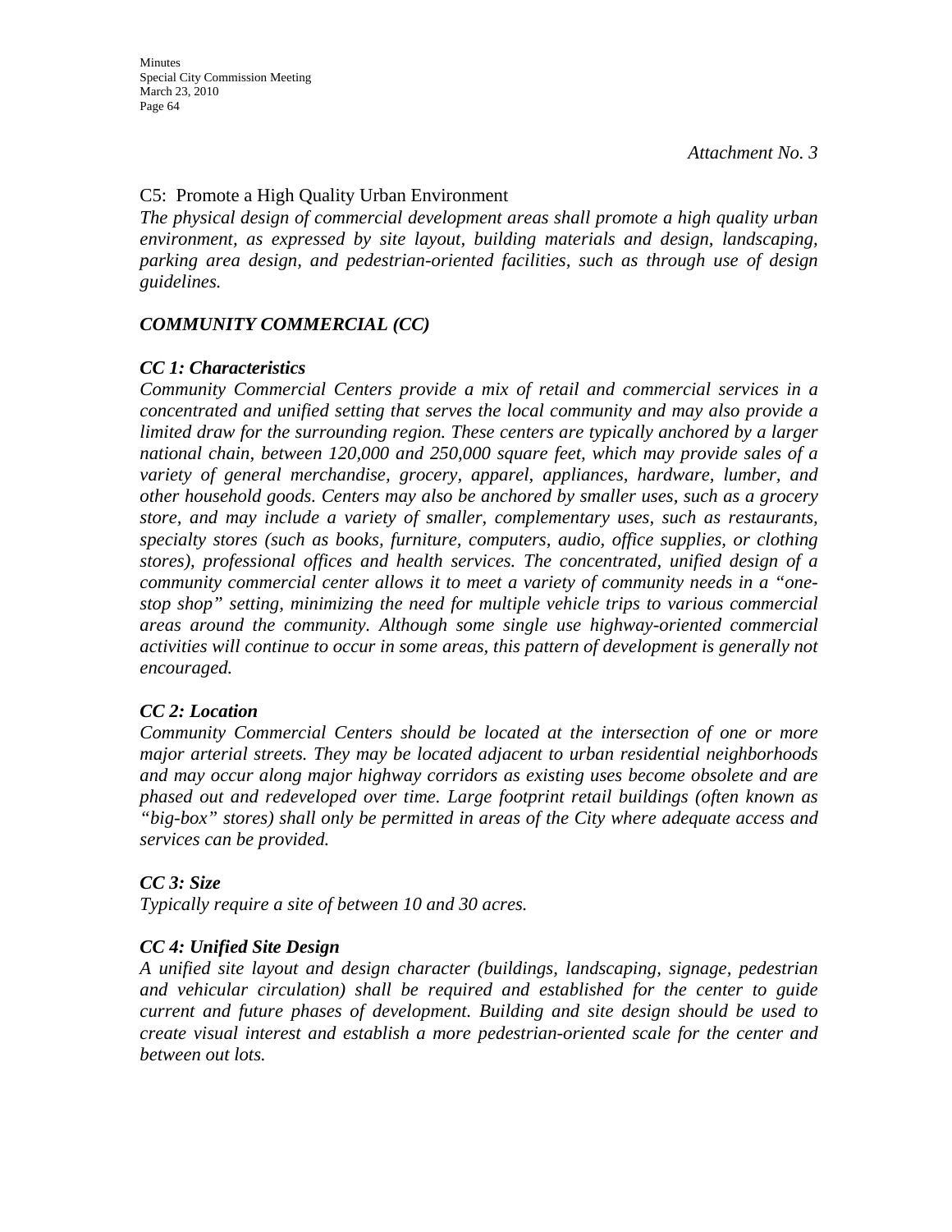*Attachment No. 3*

C5: Promote a High Quality Urban Environment

*The physical design of commercial development areas shall promote a high quality urban environment, as expressed by site layout, building materials and design, landscaping, parking area design, and pedestrian-oriented facilities, such as through use of design guidelines.*

## *COMMUNITY COMMERCIAL (CC)*

### *CC 1: Characteristics*

*Community Commercial Centers provide a mix of retail and commercial services in a concentrated and unified setting that serves the local community and may also provide a limited draw for the surrounding region. These centers are typically anchored by a larger national chain, between 120,000 and 250,000 square feet, which may provide sales of a variety of general merchandise, grocery, apparel, appliances, hardware, lumber, and other household goods. Centers may also be anchored by smaller uses, such as a grocery store, and may include a variety of smaller, complementary uses, such as restaurants, specialty stores (such as books, furniture, computers, audio, office supplies, or clothing stores), professional offices and health services. The concentrated, unified design of a community commercial center allows it to meet a variety of community needs in a "one-stop shop" setting, minimizing the need for multiple vehicle trips to various commercial areas around the community. Although some single use highway-oriented commercial activities will continue to occur in some areas, this pattern of development is generally not encouraged.*

### *CC 2: Location*

*Community Commercial Centers should be located at the intersection of one or more major arterial streets. They may be located adjacent to urban residential neighborhoods and may occur along major highway corridors as existing uses become obsolete and are phased out and redeveloped over time. Large footprint retail buildings (often known as "big-box" stores) shall only be permitted in areas of the City where adequate access and services can be provided.*

### *CC 3: Size*

*Typically require a site of between 10 and 30 acres.*

### *CC 4: Unified Site Design*

*A unified site layout and design character (buildings, landscaping, signage, pedestrian and vehicular circulation) shall be required and established for the center to guide current and future phases of development. Building and site design should be used to create visual interest and establish a more pedestrian-oriented scale for the center and between out lots.*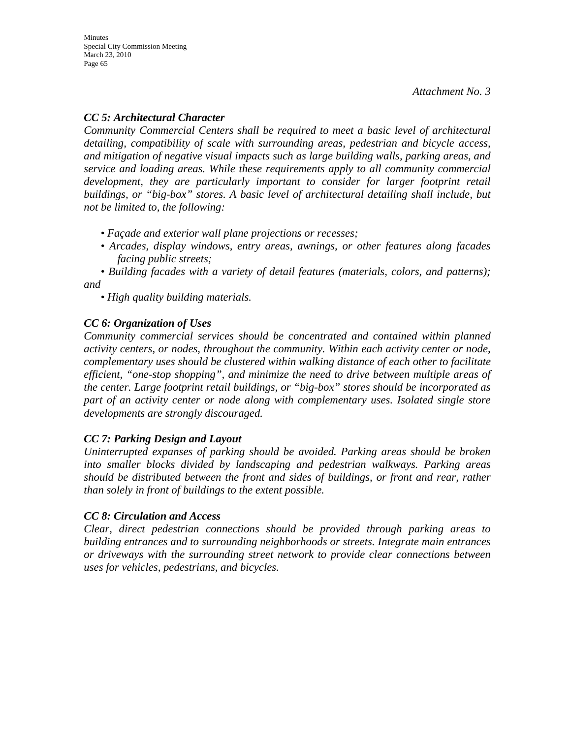*Attachment No. 3*

***CC 5: Architectural Character***

*Community Commercial Centers shall be required to meet a basic level of architectural detailing, compatibility of scale with surrounding areas, pedestrian and bicycle access, and mitigation of negative visual impacts such as large building walls, parking areas, and service and loading areas. While these requirements apply to all community commercial development, they are particularly important to consider for larger footprint retail buildings, or "big-box" stores. A basic level of architectural detailing shall include, but not be limited to, the following:*

- *Façade and exterior wall plane projections or recesses;*
- *Arcades, display windows, entry areas, awnings, or other features along facades facing public streets;*
- *Building facades with a variety of detail features (materials, colors, and patterns); and*
- *High quality building materials.*

***CC 6: Organization of Uses***

*Community commercial services should be concentrated and contained within planned activity centers, or nodes, throughout the community. Within each activity center or node, complementary uses should be clustered within walking distance of each other to facilitate efficient, "one-stop shopping", and minimize the need to drive between multiple areas of the center. Large footprint retail buildings, or "big-box" stores should be incorporated as part of an activity center or node along with complementary uses. Isolated single store developments are strongly discouraged.*

***CC 7: Parking Design and Layout***

*Uninterrupted expanses of parking should be avoided. Parking areas should be broken into smaller blocks divided by landscaping and pedestrian walkways. Parking areas should be distributed between the front and sides of buildings, or front and rear, rather than solely in front of buildings to the extent possible.*

***CC 8: Circulation and Access***

*Clear, direct pedestrian connections should be provided through parking areas to building entrances and to surrounding neighborhoods or streets. Integrate main entrances or driveways with the surrounding street network to provide clear connections between uses for vehicles, pedestrians, and bicycles.*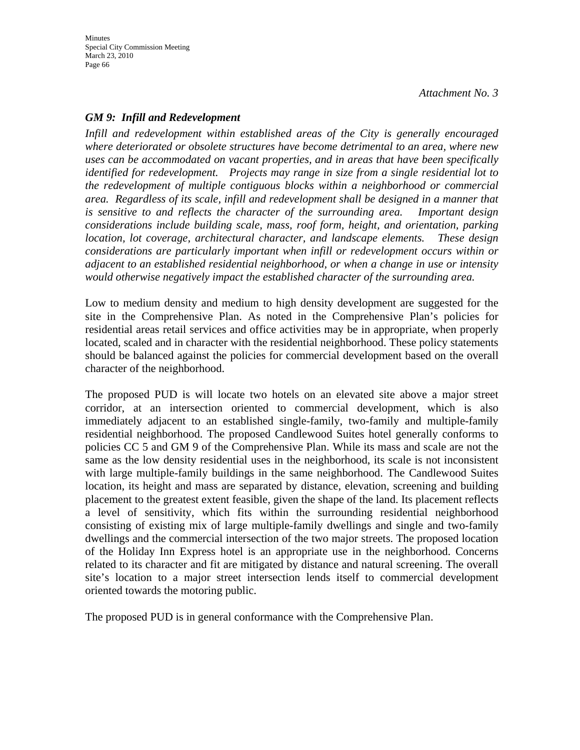*Attachment No. 3*

### *GM 9: Infill and Redevelopment*

*Infill and redevelopment within established areas of the City is generally encouraged where deteriorated or obsolete structures have become detrimental to an area, where new uses can be accommodated on vacant properties, and in areas that have been specifically identified for redevelopment. Projects may range in size from a single residential lot to the redevelopment of multiple contiguous blocks within a neighborhood or commercial area. Regardless of its scale, infill and redevelopment shall be designed in a manner that is sensitive to and reflects the character of the surrounding area. Important design considerations include building scale, mass, roof form, height, and orientation, parking location, lot coverage, architectural character, and landscape elements. These design considerations are particularly important when infill or redevelopment occurs within or adjacent to an established residential neighborhood, or when a change in use or intensity would otherwise negatively impact the established character of the surrounding area.*

Low to medium density and medium to high density development are suggested for the site in the Comprehensive Plan. As noted in the Comprehensive Plan's policies for residential areas retail services and office activities may be in appropriate, when properly located, scaled and in character with the residential neighborhood. These policy statements should be balanced against the policies for commercial development based on the overall character of the neighborhood.

The proposed PUD is will locate two hotels on an elevated site above a major street corridor, at an intersection oriented to commercial development, which is also immediately adjacent to an established single-family, two-family and multiple-family residential neighborhood. The proposed Candlewood Suites hotel generally conforms to policies CC 5 and GM 9 of the Comprehensive Plan. While its mass and scale are not the same as the low density residential uses in the neighborhood, its scale is not inconsistent with large multiple-family buildings in the same neighborhood. The Candlewood Suites location, its height and mass are separated by distance, elevation, screening and building placement to the greatest extent feasible, given the shape of the land. Its placement reflects a level of sensitivity, which fits within the surrounding residential neighborhood consisting of existing mix of large multiple-family dwellings and single and two-family dwellings and the commercial intersection of the two major streets. The proposed location of the Holiday Inn Express hotel is an appropriate use in the neighborhood. Concerns related to its character and fit are mitigated by distance and natural screening. The overall site's location to a major street intersection lends itself to commercial development oriented towards the motoring public.

The proposed PUD is in general conformance with the Comprehensive Plan.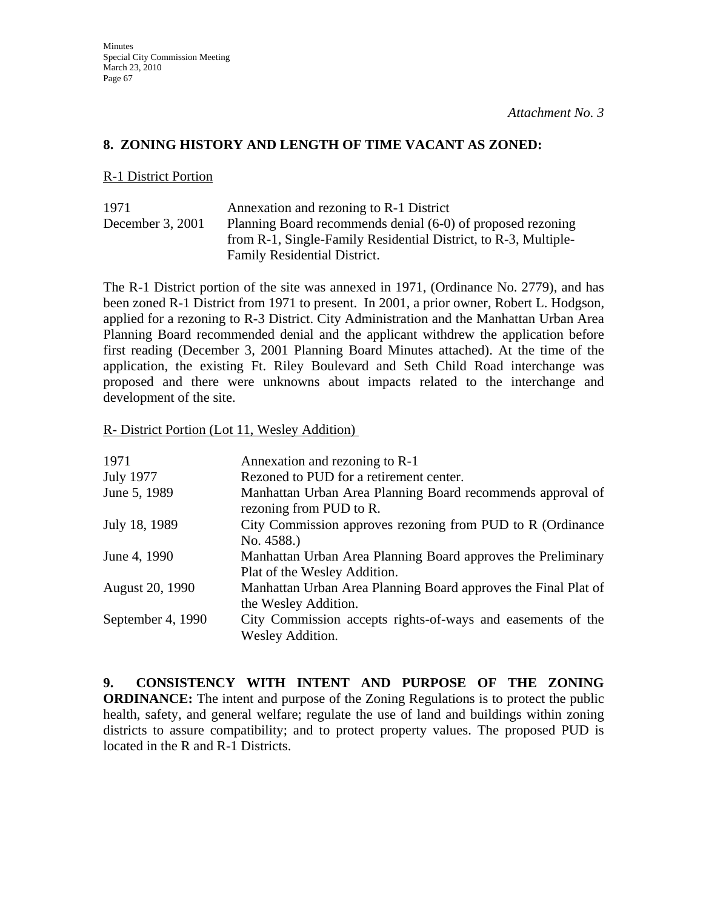*Attachment No. 3*

## 8. ZONING HISTORY AND LENGTH OF TIME VACANT AS ZONED:

R-1 District Portion

| | |
|---|---|
| 1971 | Annexation and rezoning to R-1 District |
| December 3, 2001 | Planning Board recommends denial (6-0) of proposed rezoning from R-1, Single-Family Residential District, to R-3, Multiple-Family Residential District. |

The R-1 District portion of the site was annexed in 1971, (Ordinance No. 2779), and has been zoned R-1 District from 1971 to present. In 2001, a prior owner, Robert L. Hodgson, applied for a rezoning to R-3 District. City Administration and the Manhattan Urban Area Planning Board recommended denial and the applicant withdrew the application before first reading (December 3, 2001 Planning Board Minutes attached). At the time of the application, the existing Ft. Riley Boulevard and Seth Child Road interchange was proposed and there were unknowns about impacts related to the interchange and development of the site.

R- District Portion (Lot 11, Wesley Addition)

| | |
|---|---|
| 1971 | Annexation and rezoning to R-1 |
| July 1977 | Rezoned to PUD for a retirement center. |
| June 5, 1989 | Manhattan Urban Area Planning Board recommends approval of rezoning from PUD to R. |
| July 18, 1989 | City Commission approves rezoning from PUD to R (Ordinance No. 4588.) |
| June 4, 1990 | Manhattan Urban Area Planning Board approves the Preliminary Plat of the Wesley Addition. |
| August 20, 1990 | Manhattan Urban Area Planning Board approves the Final Plat of the Wesley Addition. |
| September 4, 1990 | City Commission accepts rights-of-ways and easements of the Wesley Addition. |

**9. CONSISTENCY WITH INTENT AND PURPOSE OF THE ZONING ORDINANCE:** The intent and purpose of the Zoning Regulations is to protect the public health, safety, and general welfare; regulate the use of land and buildings within zoning districts to assure compatibility; and to protect property values. The proposed PUD is located in the R and R-1 Districts.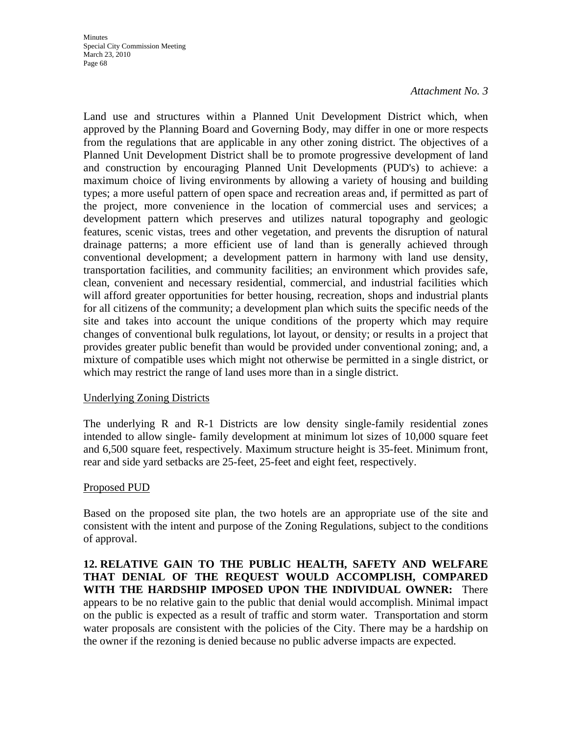*Attachment No. 3*

Land use and structures within a Planned Unit Development District which, when approved by the Planning Board and Governing Body, may differ in one or more respects from the regulations that are applicable in any other zoning district. The objectives of a Planned Unit Development District shall be to promote progressive development of land and construction by encouraging Planned Unit Developments (PUD's) to achieve: a maximum choice of living environments by allowing a variety of housing and building types; a more useful pattern of open space and recreation areas and, if permitted as part of the project, more convenience in the location of commercial uses and services; a development pattern which preserves and utilizes natural topography and geologic features, scenic vistas, trees and other vegetation, and prevents the disruption of natural drainage patterns; a more efficient use of land than is generally achieved through conventional development; a development pattern in harmony with land use density, transportation facilities, and community facilities; an environment which provides safe, clean, convenient and necessary residential, commercial, and industrial facilities which will afford greater opportunities for better housing, recreation, shops and industrial plants for all citizens of the community; a development plan which suits the specific needs of the site and takes into account the unique conditions of the property which may require changes of conventional bulk regulations, lot layout, or density; or results in a project that provides greater public benefit than would be provided under conventional zoning; and, a mixture of compatible uses which might not otherwise be permitted in a single district, or which may restrict the range of land uses more than in a single district.

Underlying Zoning Districts

The underlying R and R-1 Districts are low density single-family residential zones intended to allow single- family development at minimum lot sizes of 10,000 square feet and 6,500 square feet, respectively. Maximum structure height is 35-feet. Minimum front, rear and side yard setbacks are 25-feet, 25-feet and eight feet, respectively.

Proposed PUD

Based on the proposed site plan, the two hotels are an appropriate use of the site and consistent with the intent and purpose of the Zoning Regulations, subject to the conditions of approval.

**12. RELATIVE GAIN TO THE PUBLIC HEALTH, SAFETY AND WELFARE THAT DENIAL OF THE REQUEST WOULD ACCOMPLISH, COMPARED WITH THE HARDSHIP IMPOSED UPON THE INDIVIDUAL OWNER:** There appears to be no relative gain to the public that denial would accomplish. Minimal impact on the public is expected as a result of traffic and storm water. Transportation and storm water proposals are consistent with the policies of the City. There may be a hardship on the owner if the rezoning is denied because no public adverse impacts are expected.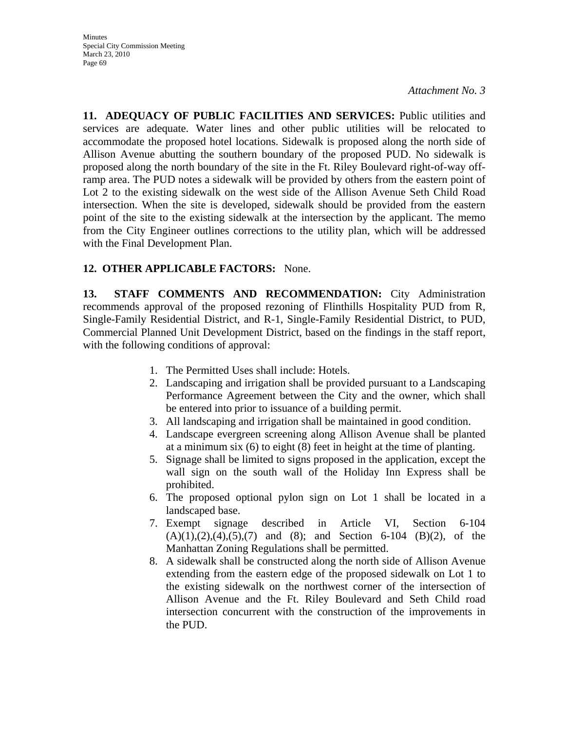*Attachment No. 3*

**11. ADEQUACY OF PUBLIC FACILITIES AND SERVICES:** Public utilities and services are adequate. Water lines and other public utilities will be relocated to accommodate the proposed hotel locations. Sidewalk is proposed along the north side of Allison Avenue abutting the southern boundary of the proposed PUD. No sidewalk is proposed along the north boundary of the site in the Ft. Riley Boulevard right-of-way off-ramp area. The PUD notes a sidewalk will be provided by others from the eastern point of Lot 2 to the existing sidewalk on the west side of the Allison Avenue Seth Child Road intersection. When the site is developed, sidewalk should be provided from the eastern point of the site to the existing sidewalk at the intersection by the applicant. The memo from the City Engineer outlines corrections to the utility plan, which will be addressed with the Final Development Plan.

**12. OTHER APPLICABLE FACTORS:** None.

**13. STAFF COMMENTS AND RECOMMENDATION:** City Administration recommends approval of the proposed rezoning of Flinthills Hospitality PUD from R, Single-Family Residential District, and R-1, Single-Family Residential District, to PUD, Commercial Planned Unit Development District, based on the findings in the staff report, with the following conditions of approval:

1. The Permitted Uses shall include: Hotels.
2. Landscaping and irrigation shall be provided pursuant to a Landscaping Performance Agreement between the City and the owner, which shall be entered into prior to issuance of a building permit.
3. All landscaping and irrigation shall be maintained in good condition.
4. Landscape evergreen screening along Allison Avenue shall be planted at a minimum six (6) to eight (8) feet in height at the time of planting.
5. Signage shall be limited to signs proposed in the application, except the wall sign on the south wall of the Holiday Inn Express shall be prohibited.
6. The proposed optional pylon sign on Lot 1 shall be located in a landscaped base.
7. Exempt signage described in Article VI, Section 6-104 (A)(1),(2),(4),(5),(7) and (8); and Section 6-104 (B)(2), of the Manhattan Zoning Regulations shall be permitted.
8. A sidewalk shall be constructed along the north side of Allison Avenue extending from the eastern edge of the proposed sidewalk on Lot 1 to the existing sidewalk on the northwest corner of the intersection of Allison Avenue and the Ft. Riley Boulevard and Seth Child road intersection concurrent with the construction of the improvements in the PUD.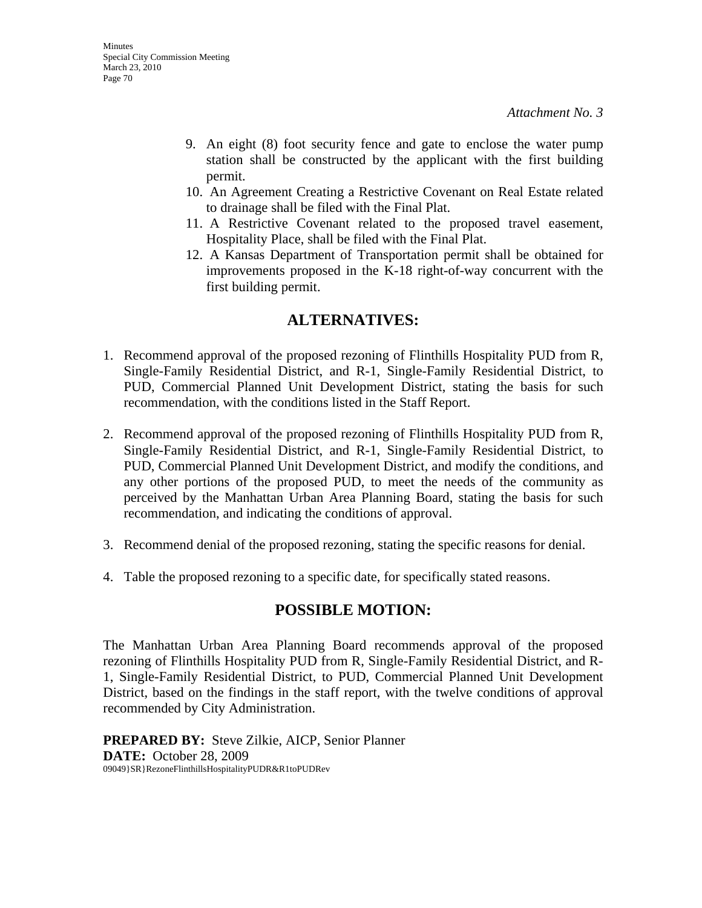*Attachment No. 3*

9. An eight (8) foot security fence and gate to enclose the water pump station shall be constructed by the applicant with the first building permit.
10. An Agreement Creating a Restrictive Covenant on Real Estate related to drainage shall be filed with the Final Plat.
11. A Restrictive Covenant related to the proposed travel easement, Hospitality Place, shall be filed with the Final Plat.
12. A Kansas Department of Transportation permit shall be obtained for improvements proposed in the K-18 right-of-way concurrent with the first building permit.

## ALTERNATIVES:

1. Recommend approval of the proposed rezoning of Flinthills Hospitality PUD from R, Single-Family Residential District, and R-1, Single-Family Residential District, to PUD, Commercial Planned Unit Development District, stating the basis for such recommendation, with the conditions listed in the Staff Report.

2. Recommend approval of the proposed rezoning of Flinthills Hospitality PUD from R, Single-Family Residential District, and R-1, Single-Family Residential District, to PUD, Commercial Planned Unit Development District, and modify the conditions, and any other portions of the proposed PUD, to meet the needs of the community as perceived by the Manhattan Urban Area Planning Board, stating the basis for such recommendation, and indicating the conditions of approval.

3. Recommend denial of the proposed rezoning, stating the specific reasons for denial.

4. Table the proposed rezoning to a specific date, for specifically stated reasons.

## POSSIBLE MOTION:

The Manhattan Urban Area Planning Board recommends approval of the proposed rezoning of Flinthills Hospitality PUD from R, Single-Family Residential District, and R-1, Single-Family Residential District, to PUD, Commercial Planned Unit Development District, based on the findings in the staff report, with the twelve conditions of approval recommended by City Administration.

**PREPARED BY:** Steve Zilkie, AICP, Senior Planner
**DATE:** October 28, 2009
09049}SR}RezoneFlinthillsHospitalityPUDR&R1toPUDRev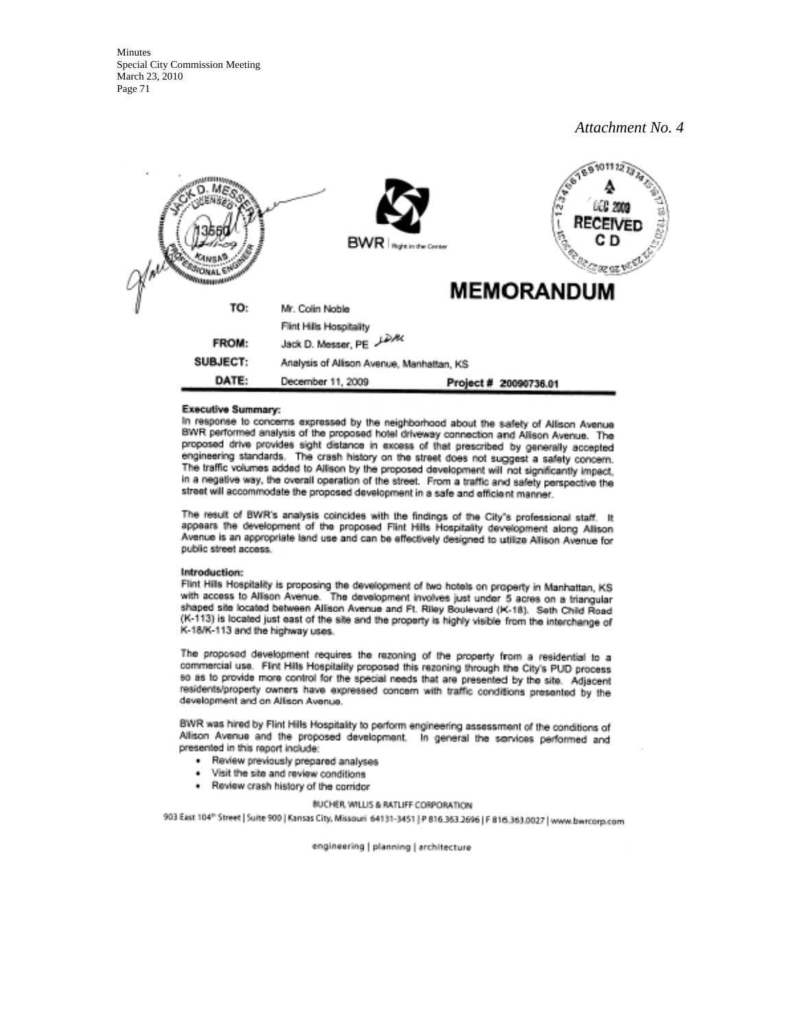*Attachment No. 4*

BWR | Right in the Center

RECEIVED DEC 2009 CD

# MEMORANDUM

**TO:** Mr. Colin Noble
Flint Hills Hospitality

**FROM:** Jack D. Messer, PE

**SUBJECT:** Analysis of Allison Avenue, Manhattan, KS

**DATE:** December 11, 2009 **Project # 20090736.01**

**Executive Summary:**

In response to concerns expressed by the neighborhood about the safety of Allison Avenue BWR performed analysis of the proposed hotel driveway connection and Allison Avenue. The proposed drive provides sight distance in excess of that prescribed by generally accepted engineering standards. The crash history on the street does not suggest a safety concern. The traffic volumes added to Allison by the proposed development will not significantly impact, in a negative way, the overall operation of the street. From a traffic and safety perspective the street will accommodate the proposed development in a safe and efficient manner.

The result of BWR's analysis coincides with the findings of the City's professional staff. It appears the development of the proposed Flint Hills Hospitality development along Allison Avenue is an appropriate land use and can be effectively designed to utilize Allison Avenue for public street access.

**Introduction:**

Flint Hills Hospitality is proposing the development of two hotels on property in Manhattan, KS with access to Allison Avenue. The development involves just under 5 acres on a triangular shaped site located between Allison Avenue and Ft. Riley Boulevard (K-18). Seth Child Road (K-113) is located just east of the site and the property is highly visible from the interchange of K-18/K-113 and the highway uses.

The proposed development requires the rezoning of the property from a residential to a commercial use. Flint Hills Hospitality proposed this rezoning through the City's PUD process so as to provide more control for the special needs that are presented by the site. Adjacent residents/property owners have expressed concern with traffic conditions presented by the development and on Allison Avenue.

BWR was hired by Flint Hills Hospitality to perform engineering assessment of the conditions of Allison Avenue and the proposed development. In general the services performed and presented in this report include:

- Review previously prepared analyses
- Visit the site and review conditions
- Review crash history of the corridor

BUCHER, WILLIS & RATLIFF CORPORATION

903 East 104th Street | Suite 900 | Kansas City, Missouri 64131-3451 | P 816.363.2696 | F 816.363.0027 | www.bwrcorp.com

engineering | planning | architecture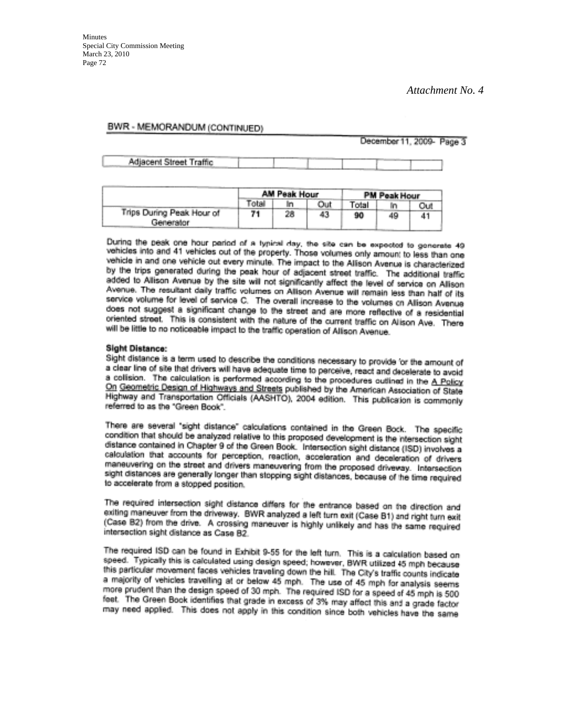*Attachment No. 4*

BWR - MEMORANDUM (CONTINUED)

December 11, 2009- Page 3

| Adjacent Street Traffic | | | | | | |
|---|---|---|---|---|---|---|

| | AM Peak Hour | | | PM Peak Hour | | |
|---|---|---|---|---|---|---|
| | Total | In | Out | Total | In | Out |
| Trips During Peak Hour of Generator | 71 | 28 | 43 | 90 | 49 | 41 |

During the peak one hour period of a typical day, the site can be expected to generate 49 vehicles into and 41 vehicles out of the property. Those volumes only amount to less than one vehicle in and one vehicle out every minute. The impact to the Alison Avenue is characterized by the trips generated during the peak hour of adjacent street traffic. The additional traffic added to Allison Avenue by the site will not significantly affect the level of service on Allison Avenue. The resultant daily traffic volumes on Allison Avenue will remain less than half of its service volume for level of service C. The overall increase to the volumes on Allison Avenue does not suggest a significant change to the street and are more reflective of a residential oriented street. This is consistent with the nature of the current traffic on Alison Ave. There will be little to no noticeable impact to the traffic operation of Allison Avenue.

**Sight Distance:**

Sight distance is a term used to describe the conditions necessary to provide for the amount of a clear line of site that drivers will have adequate time to perceive, react and decelerate to avoid a collision. The calculation is performed according to the procedures outlined in the A Policy On Geometric Design of Highways and Streets published by the American Association of State Highway and Transportation Officials (AASHTO), 2004 edition. This publication is commonly referred to as the "Green Book".

There are several "sight distance" calculations contained in the Green Book. The specific condition that should be analyzed relative to this proposed development is the intersection sight distance contained in Chapter 9 of the Green Book. Intersection sight distance (ISD) involves a calculation that accounts for perception, reaction, acceleration and deceleration of drivers maneuvering on the street and drivers maneuvering from the proposed driveway. Intersection sight distances are generally longer than stopping sight distances, because of the time required to accelerate from a stopped position.

The required intersection sight distance differs for the entrance based on the direction and exiting maneuver from the driveway. BWR analyzed a left turn exit (Case B1) and right turn exit (Case B2) from the drive. A crossing maneuver is highly unlikely and has the same required intersection sight distance as Case B2.

The required ISD can be found in Exhibit 9-55 for the left turn. This is a calculation based on speed. Typically this is calculated using design speed; however, BWR utilized 45 mph because this particular movement faces vehicles traveling down the hill. The City's traffic counts indicate a majority of vehicles travelling at or below 45 mph. The use of 45 mph for analysis seems more prudent than the design speed of 30 mph. The required ISD for a speed of 45 mph is 500 feet. The Green Book identifies that grade in excess of 3% may affect this and a grade factor may need applied. This does not apply in this condition since both vehicles have the same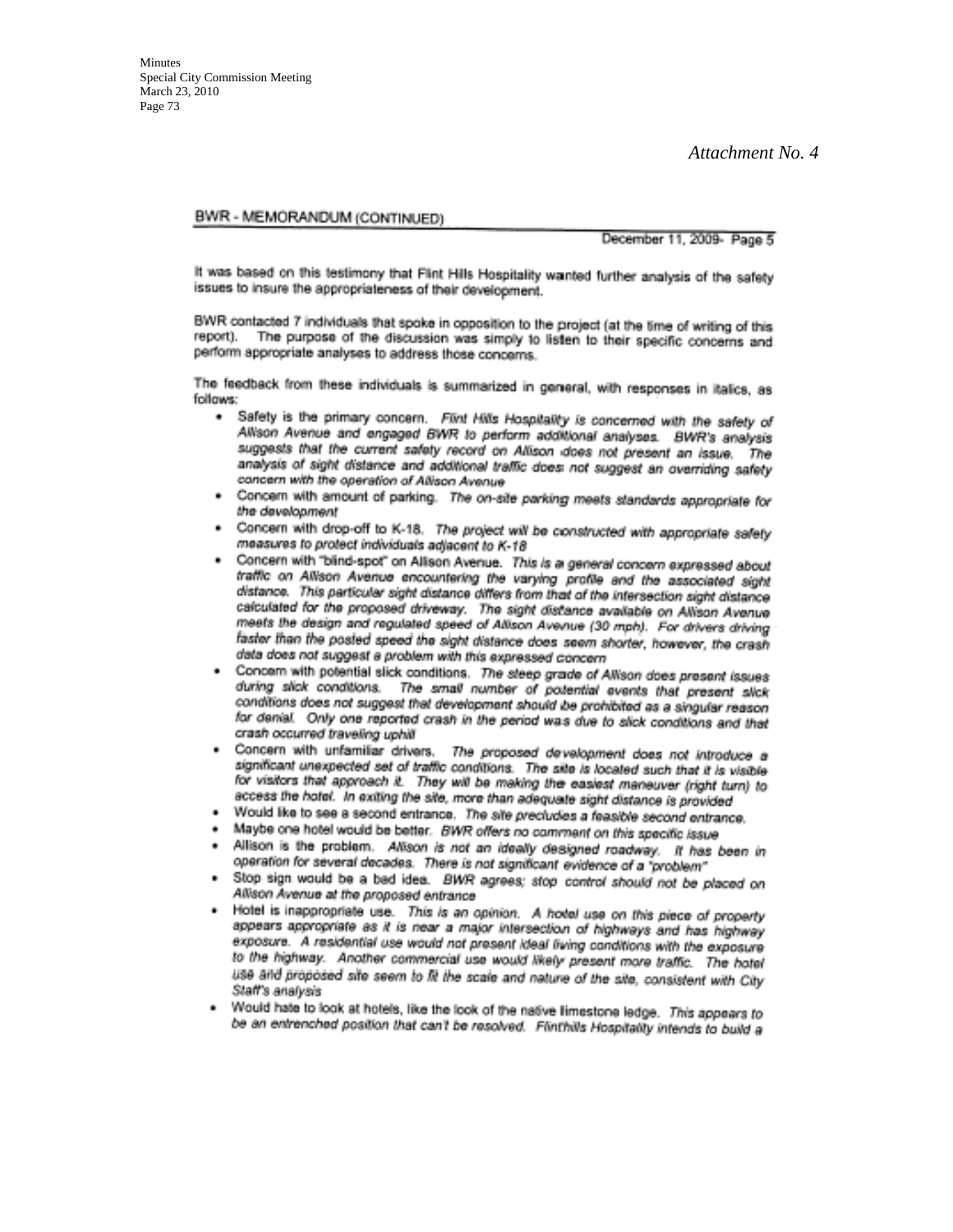*Attachment No. 4*

BWR - MEMORANDUM (CONTINUED)

December 11, 2009- Page 5

It was based on this testimony that Flint Hills Hospitality wanted further analysis of the safety issues to insure the appropriateness of their development.

BWR contacted 7 individuals that spoke in opposition to the project (at the time of writing of this report). The purpose of the discussion was simply to listen to their specific concerns and perform appropriate analyses to address those concerns.

The feedback from these individuals is summarized in general, with responses in italics, as follows:

- Safety is the primary concern. *Flint Hills Hospitality is concerned with the safety of Allison Avenue and engaged BWR to perform additional analyses. BWR's analysis suggests that the current safety record on Allison does not present an issue. The analysis of sight distance and additional traffic does not suggest an overriding safety concern with the operation of Allison Avenue*
- Concern with amount of parking. *The on-site parking meets standards appropriate for the development*
- Concern with drop-off to K-18. *The project will be constructed with appropriate safety measures to protect individuals adjacent to K-18*
- Concern with "blind-spot" on Allison Avenue. *This is a general concern expressed about traffic on Allison Avenue encountering the varying profile and the associated sight distance. This particular sight distance differs from that of the intersection sight distance calculated for the proposed driveway. The sight distance available on Allison Avenue meets the design and regulated speed of Allison Avenue (30 mph). For drivers driving faster than the posted speed the sight distance does seem shorter, however, the crash data does not suggest a problem with this expressed concern*
- Concern with potential slick conditions. *The steep grade of Allison does present issues during slick conditions. The small number of potential events that present slick conditions does not suggest that development should be prohibited as a singular reason for denial. Only one reported crash in the period was due to slick conditions and that crash occurred traveling uphill*
- Concern with unfamiliar drivers. *The proposed development does not introduce a significant unexpected set of traffic conditions. The site is located such that it is visible for visitors that approach it. They will be making the easiest maneuver (right turn) to access the hotel. In exiting the site, more than adequate sight distance is provided*
- Would like to see a second entrance. *The site precludes a feasible second entrance.*
- Maybe one hotel would be better. *BWR offers no comment on this specific issue*
- Allison is the problem. *Allison is not an ideally designed roadway. It has been in operation for several decades. There is not significant evidence of a "problem"*
- Stop sign would be a bad idea. *BWR agrees; stop control should not be placed on Allison Avenue at the proposed entrance*
- Hotel is inappropriate use. *This is an opinion. A hotel use on this piece of property appears appropriate as it is near a major intersection of highways and has highway exposure. A residential use would not present ideal living conditions with the exposure to the highway. Another commercial use would likely present more traffic. The hotel use and proposed site seem to fit the scale and nature of the site, consistent with City Staff's analysis*
- Would hate to look at hotels, like the look of the native limestone ledge. *This appears to be an entrenched position that can't be resolved. Flinthills Hospitality intends to build a*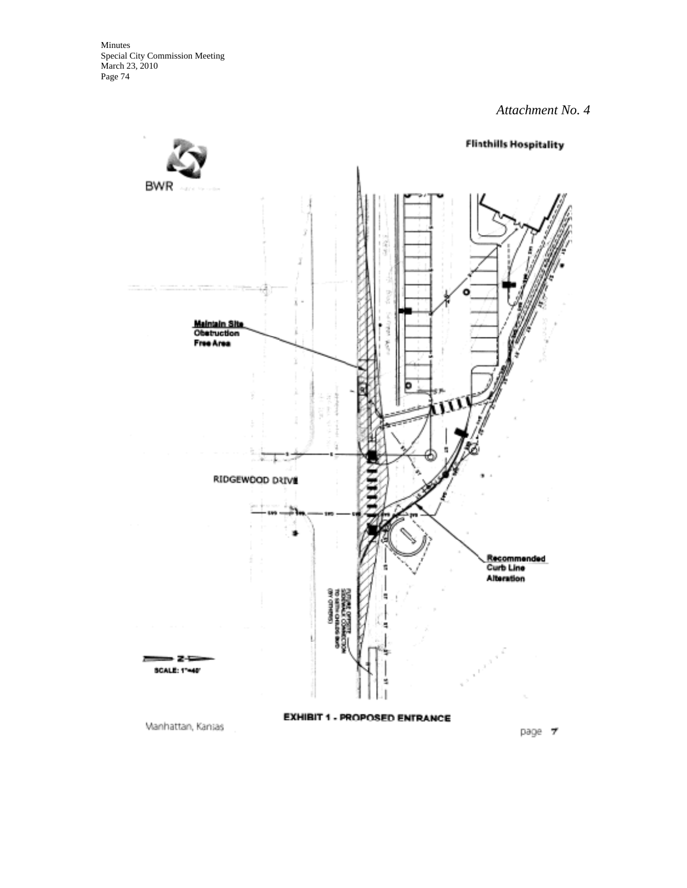*Attachment No. 4*

BWR

**Flinthills Hospitality**

**Maintain Site Obstruction Free Area**

RIDGEWOOD DRIVE

**Recommended Curb Line Alteration**

SCALE: 1"=40'

**EXHIBIT 1 - PROPOSED ENTRANCE**

Manhattan, Kansas

page 7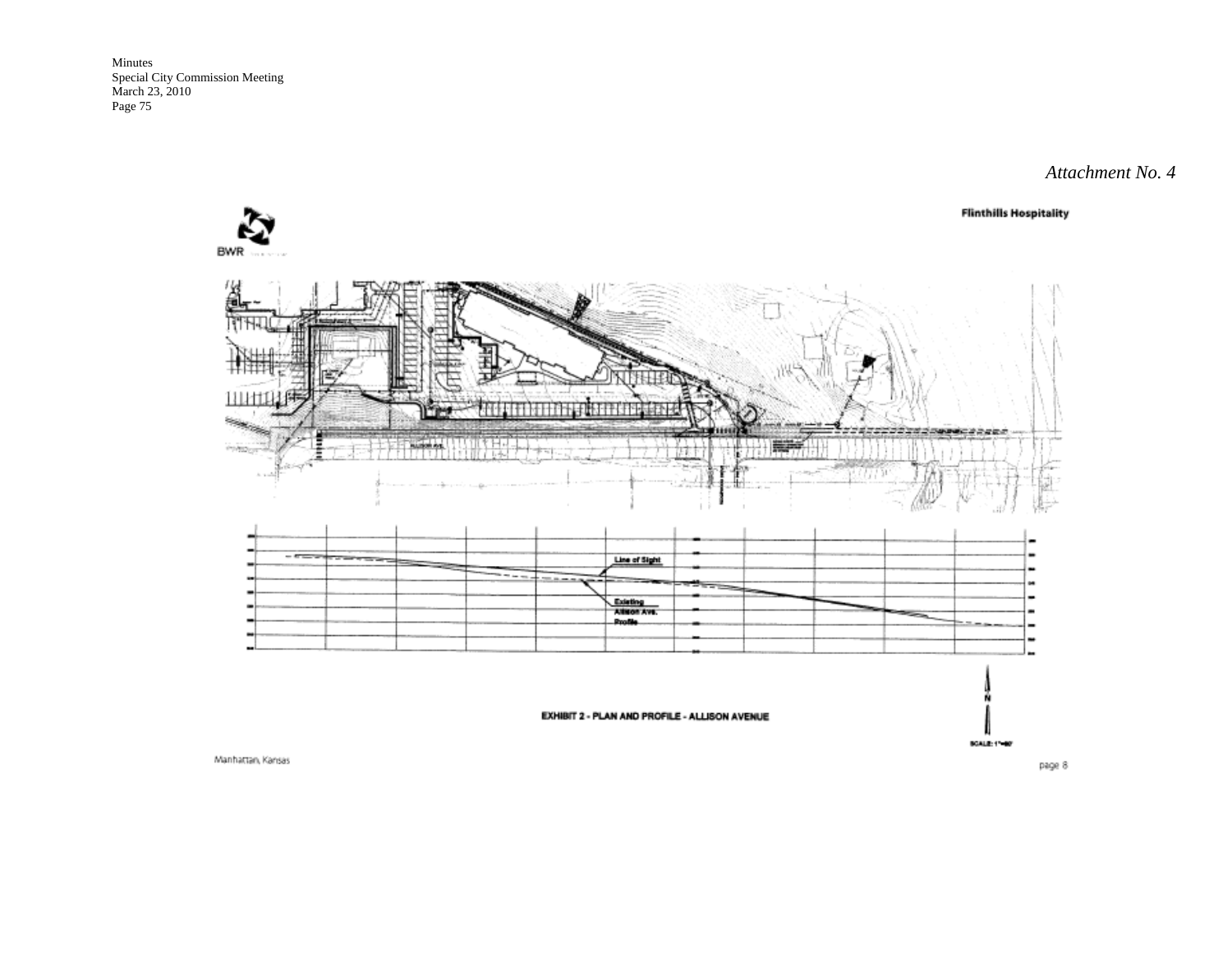*Attachment No. 4*

**Flinthills Hospitality**

BWR

Line of Sight

Existing Allison Ave. Profile

**EXHIBIT 2 - PLAN AND PROFILE - ALLISON AVENUE**

N

SCALE: 1"=60'

Manhattan, Kansas

page 8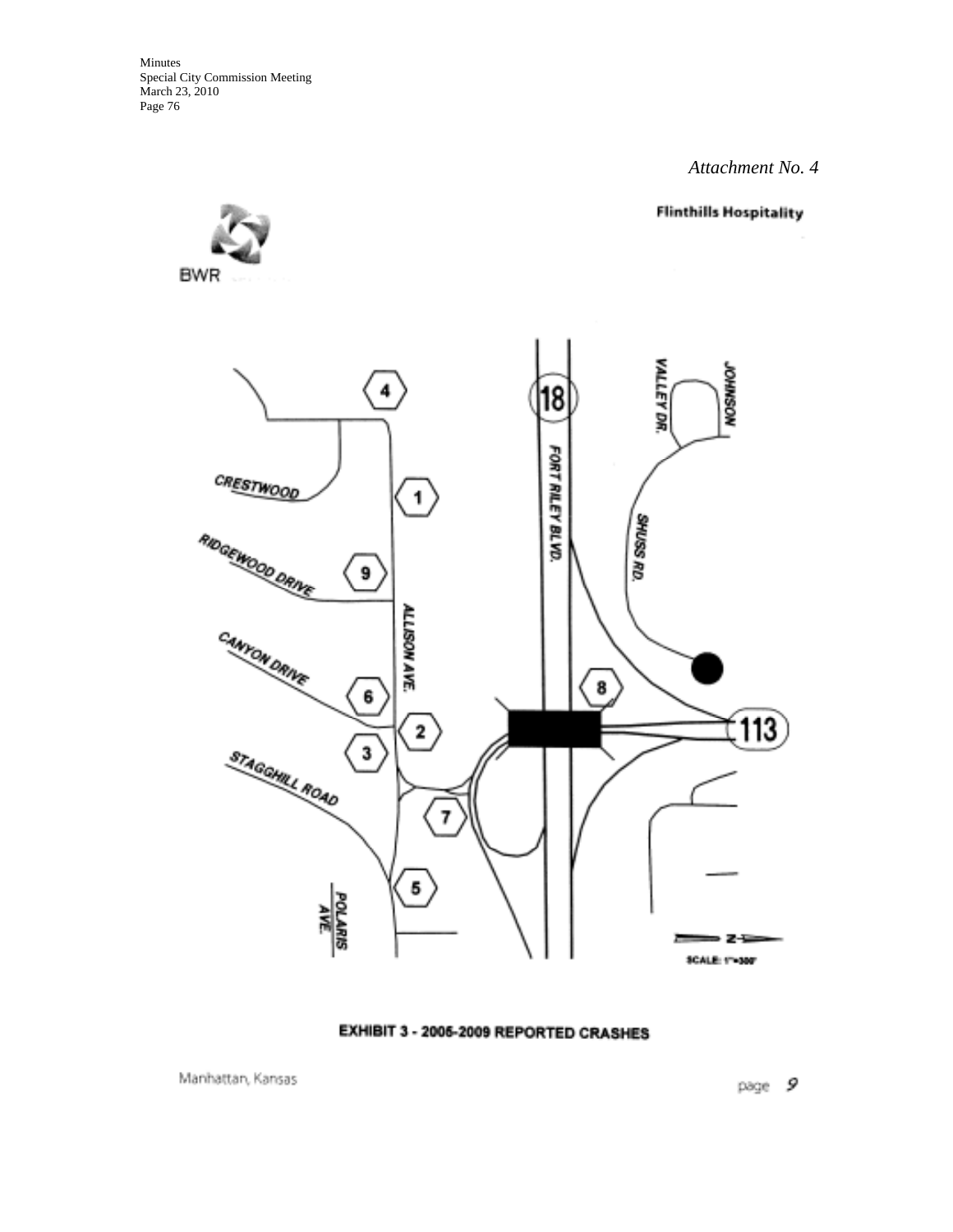*Attachment No. 4*

**Flinthills Hospitality**

BWR

FORT RILEY BLVD.

ALLISON AVE.

CRESTWOOD

RIDGEWOOD DRIVE

CANYON DRIVE

STAGGHILL ROAD

POLARIS AVE.

SHUSS RD.

VALLEY DR.

JOHNSON

18

113

SCALE: 1"=300'

**EXHIBIT 3 - 2005-2009 REPORTED CRASHES**

Manhattan, Kansas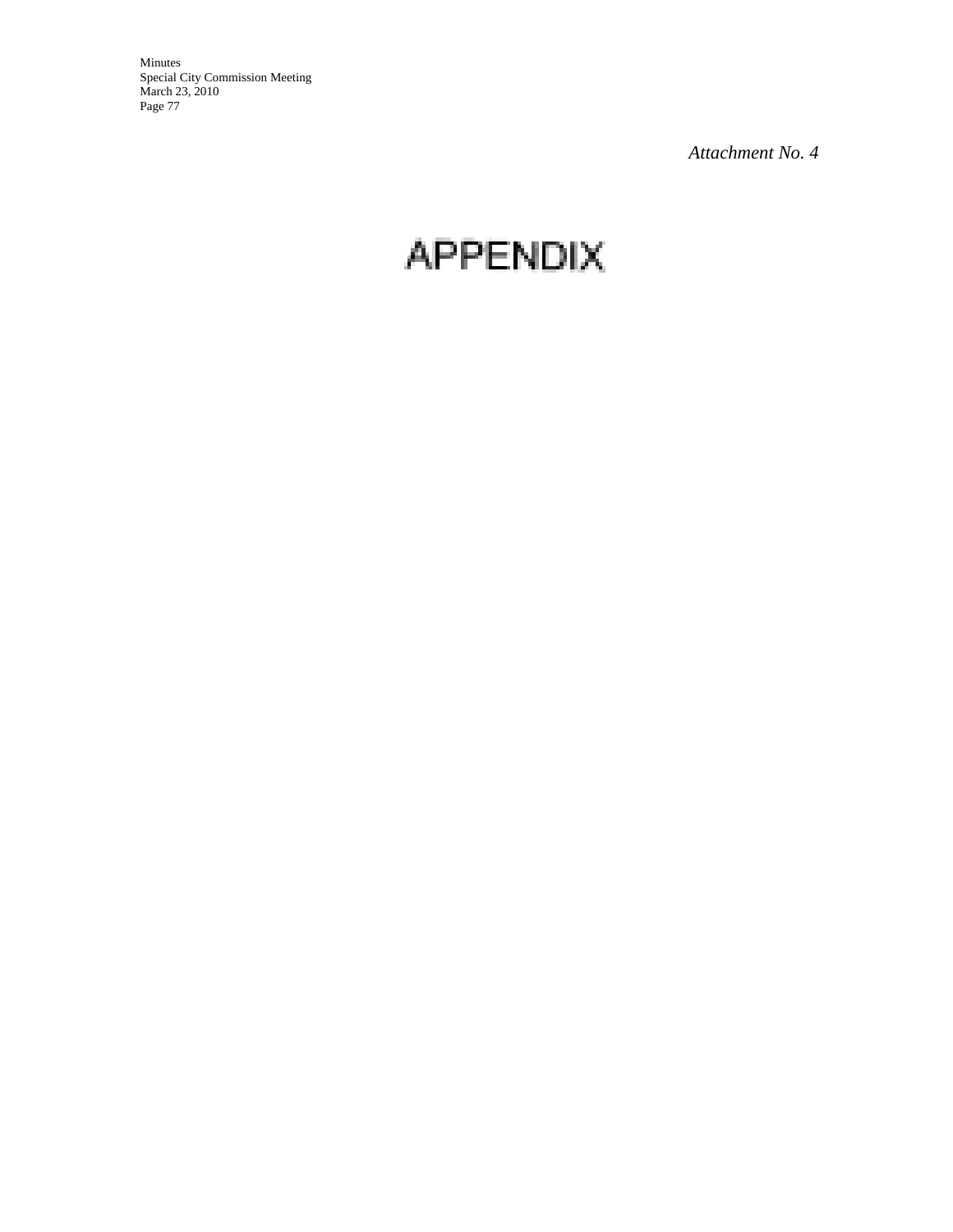*Attachment No. 4*

# APPENDIX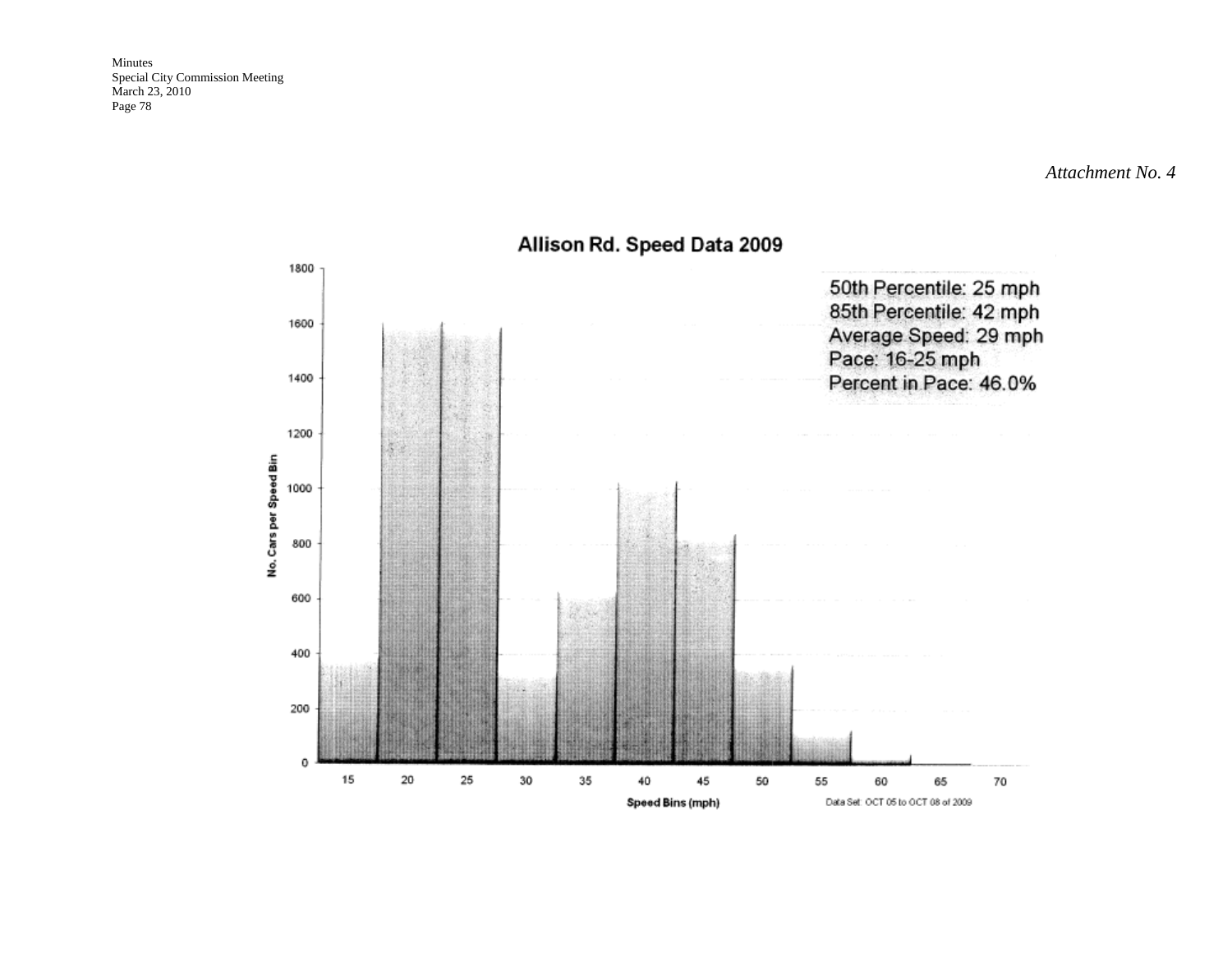*Attachment No. 4*

**Allison Rd. Speed Data 2009**

50th Percentile: 25 mph
85th Percentile: 42 mph
Average Speed: 29 mph
Pace: 16-25 mph
Percent in Pace: 46.0%

No. Cars per Speed Bin

Speed Bins (mph)

Data Set: OCT 05 to OCT 08 of 2009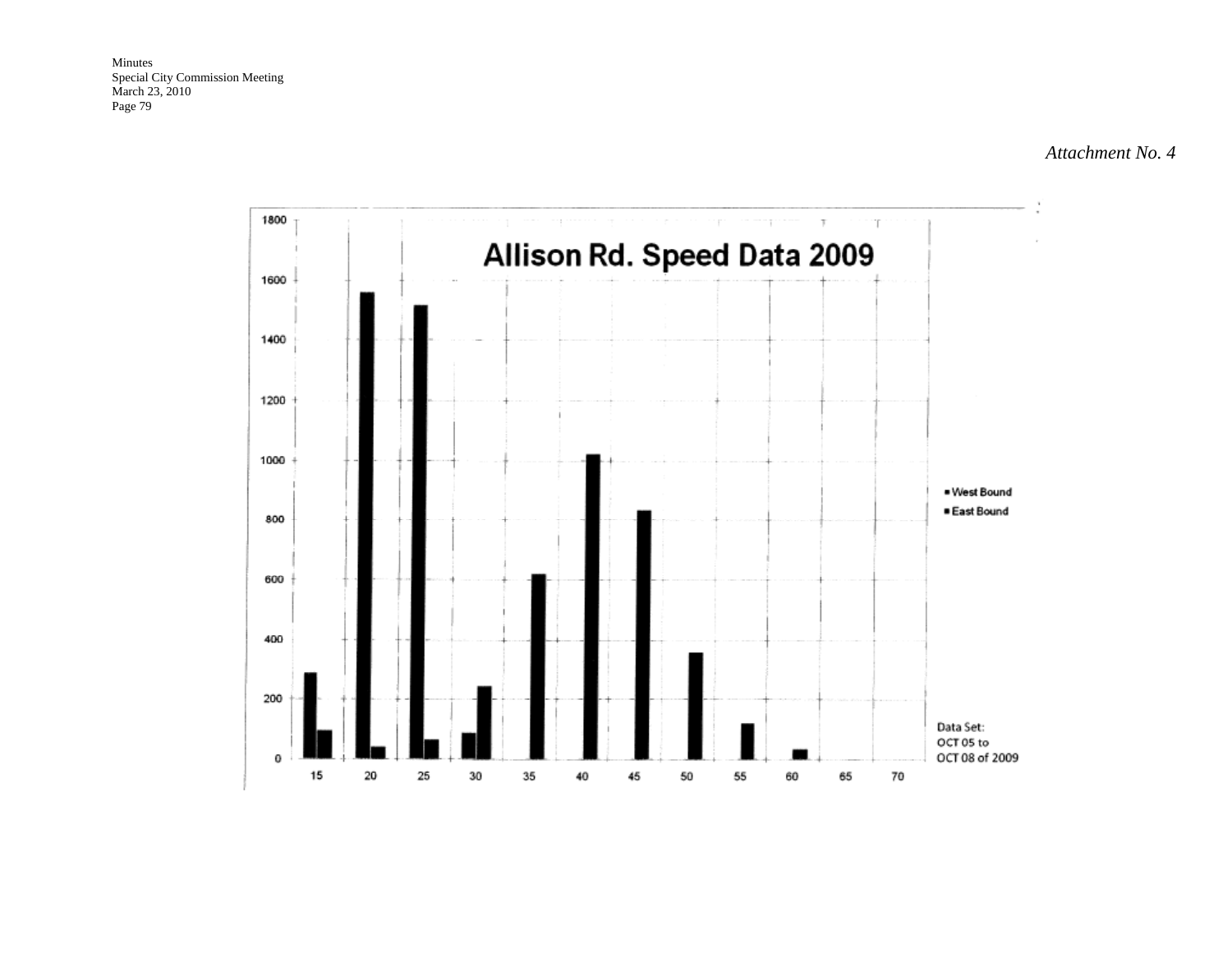*Attachment No. 4*

**Allison Rd. Speed Data 2009**

| Speed | West Bound | East Bound |
|---|---|---|
| 15 | 285 | 95 |
| 20 | 1560 | 40 |
| 25 | 1515 | 65 |
| 30 | 85 | 240 |
| 35 | | 615 |
| 40 | | 1020 |
| 45 | | 830 |
| 50 | | 355 |
| 55 | | 115 |
| 60 | | 30 |
| 65 | | |
| 70 | | |

Data Set:
OCT 05 to
OCT 08 of 2009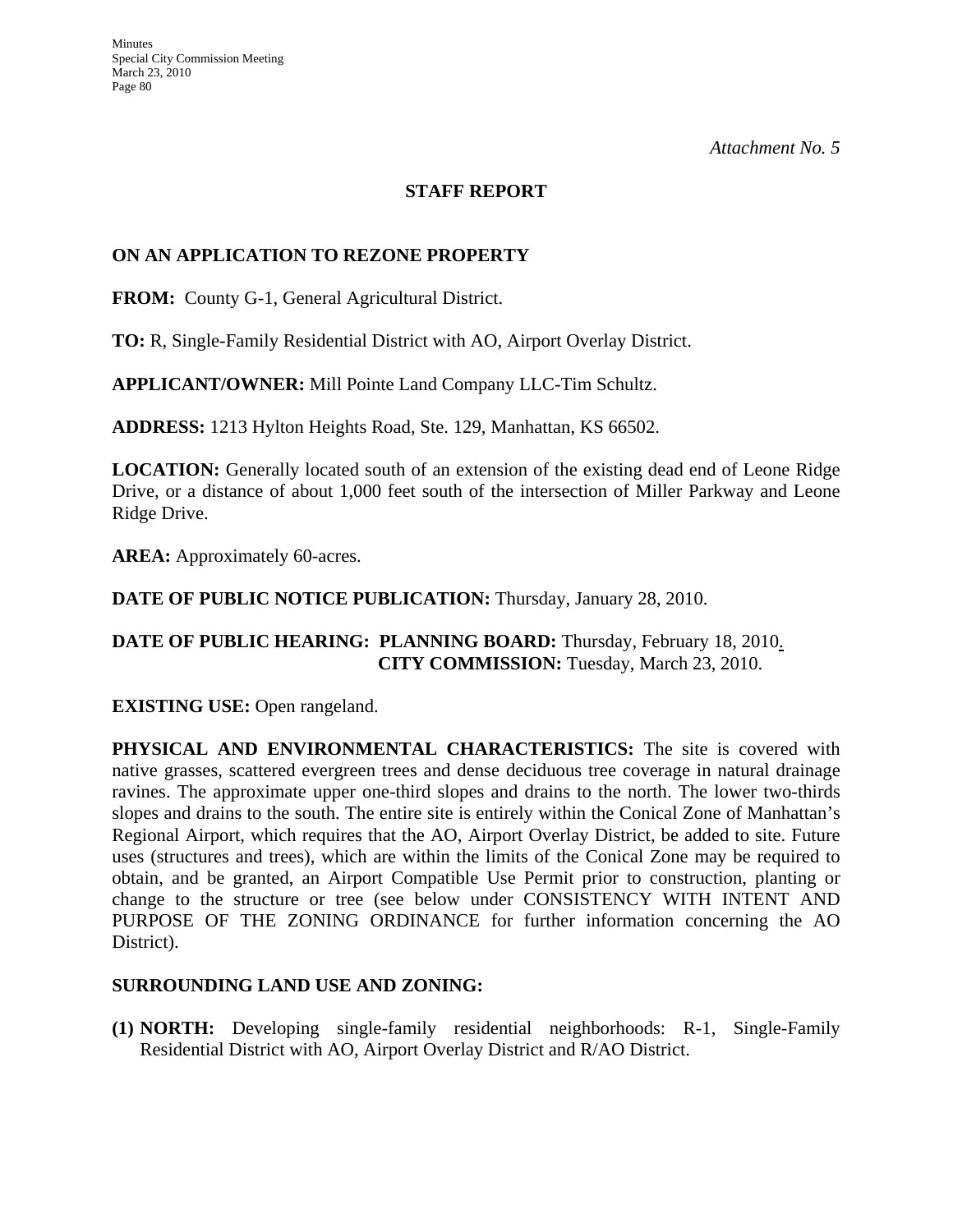*Attachment No. 5*

# STAFF REPORT

## ON AN APPLICATION TO REZONE PROPERTY

**FROM:** County G-1, General Agricultural District.

**TO:** R, Single-Family Residential District with AO, Airport Overlay District.

**APPLICANT/OWNER:** Mill Pointe Land Company LLC-Tim Schultz.

**ADDRESS:** 1213 Hylton Heights Road, Ste. 129, Manhattan, KS 66502.

**LOCATION:** Generally located south of an extension of the existing dead end of Leone Ridge Drive, or a distance of about 1,000 feet south of the intersection of Miller Parkway and Leone Ridge Drive.

**AREA:** Approximately 60-acres.

**DATE OF PUBLIC NOTICE PUBLICATION:** Thursday, January 28, 2010.

**DATE OF PUBLIC HEARING: PLANNING BOARD:** Thursday, February 18, 2010.
**CITY COMMISSION:** Tuesday, March 23, 2010.

**EXISTING USE:** Open rangeland.

**PHYSICAL AND ENVIRONMENTAL CHARACTERISTICS:** The site is covered with native grasses, scattered evergreen trees and dense deciduous tree coverage in natural drainage ravines. The approximate upper one-third slopes and drains to the north. The lower two-thirds slopes and drains to the south. The entire site is entirely within the Conical Zone of Manhattan's Regional Airport, which requires that the AO, Airport Overlay District, be added to site. Future uses (structures and trees), which are within the limits of the Conical Zone may be required to obtain, and be granted, an Airport Compatible Use Permit prior to construction, planting or change to the structure or tree (see below under CONSISTENCY WITH INTENT AND PURPOSE OF THE ZONING ORDINANCE for further information concerning the AO District).

**SURROUNDING LAND USE AND ZONING:**

**(1) NORTH:** Developing single-family residential neighborhoods: R-1, Single-Family Residential District with AO, Airport Overlay District and R/AO District.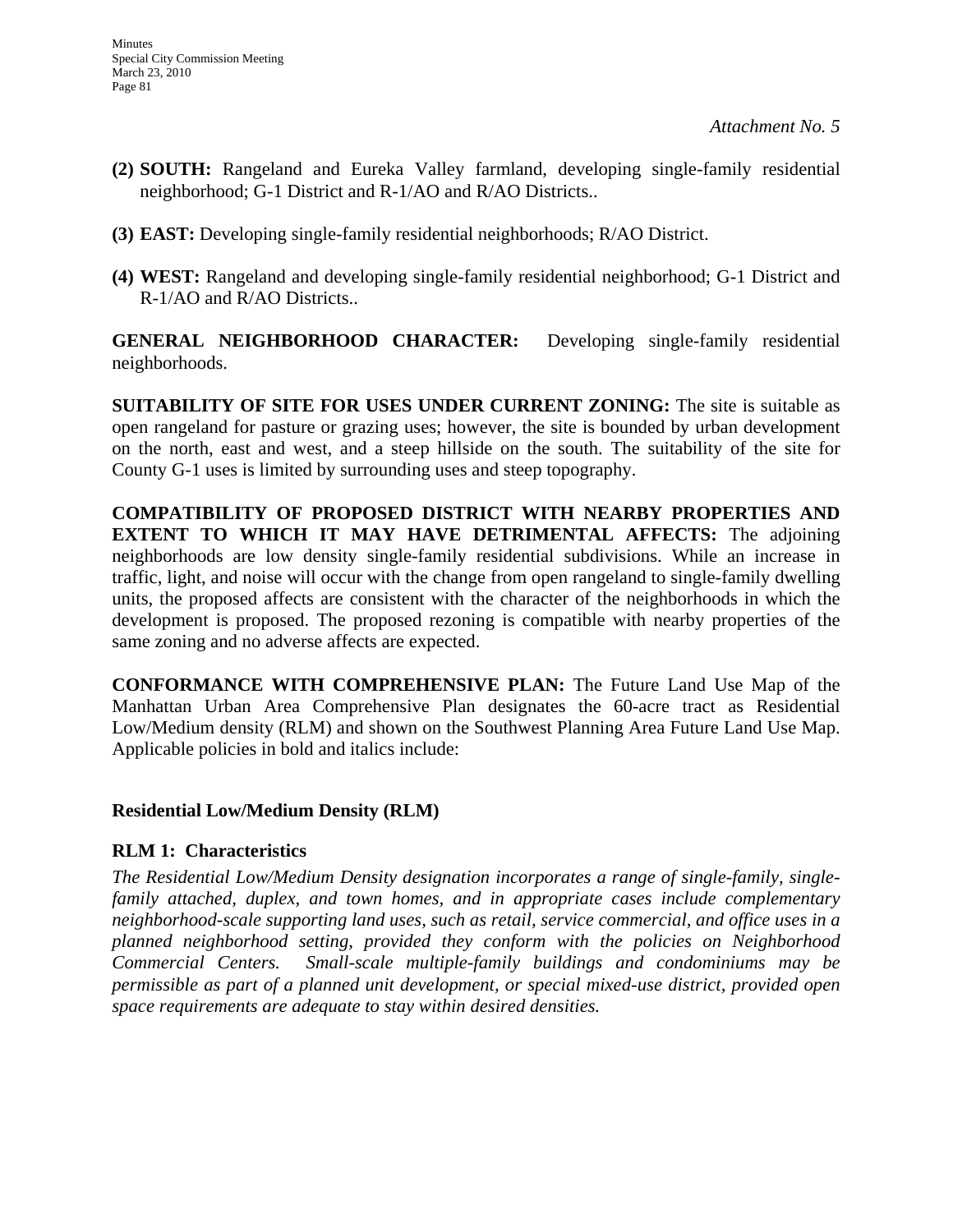*Attachment No. 5*

**(2) SOUTH:** Rangeland and Eureka Valley farmland, developing single-family residential neighborhood; G-1 District and R-1/AO and R/AO Districts..

**(3) EAST:** Developing single-family residential neighborhoods; R/AO District.

**(4) WEST:** Rangeland and developing single-family residential neighborhood; G-1 District and R-1/AO and R/AO Districts..

**GENERAL NEIGHBORHOOD CHARACTER:** Developing single-family residential neighborhoods.

**SUITABILITY OF SITE FOR USES UNDER CURRENT ZONING:** The site is suitable as open rangeland for pasture or grazing uses; however, the site is bounded by urban development on the north, east and west, and a steep hillside on the south. The suitability of the site for County G-1 uses is limited by surrounding uses and steep topography.

**COMPATIBILITY OF PROPOSED DISTRICT WITH NEARBY PROPERTIES AND EXTENT TO WHICH IT MAY HAVE DETRIMENTAL AFFECTS:** The adjoining neighborhoods are low density single-family residential subdivisions. While an increase in traffic, light, and noise will occur with the change from open rangeland to single-family dwelling units, the proposed affects are consistent with the character of the neighborhoods in which the development is proposed. The proposed rezoning is compatible with nearby properties of the same zoning and no adverse affects are expected.

**CONFORMANCE WITH COMPREHENSIVE PLAN:** The Future Land Use Map of the Manhattan Urban Area Comprehensive Plan designates the 60-acre tract as Residential Low/Medium density (RLM) and shown on the Southwest Planning Area Future Land Use Map. Applicable policies in bold and italics include:

**Residential Low/Medium Density (RLM)**

**RLM 1: Characteristics**

*The Residential Low/Medium Density designation incorporates a range of single-family, single-family attached, duplex, and town homes, and in appropriate cases include complementary neighborhood-scale supporting land uses, such as retail, service commercial, and office uses in a planned neighborhood setting, provided they conform with the policies on Neighborhood Commercial Centers. Small-scale multiple-family buildings and condominiums may be permissible as part of a planned unit development, or special mixed-use district, provided open space requirements are adequate to stay within desired densities.*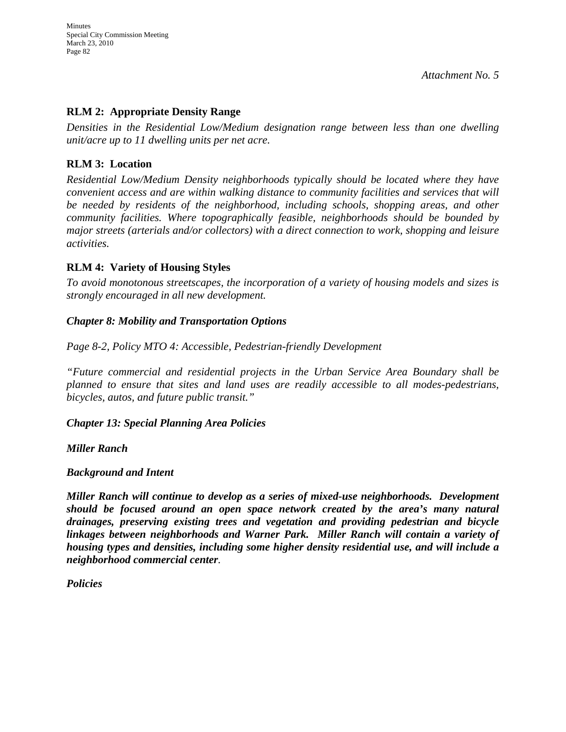*Attachment No. 5*

### RLM 2: Appropriate Density Range

*Densities in the Residential Low/Medium designation range between less than one dwelling unit/acre up to 11 dwelling units per net acre.*

### RLM 3: Location

*Residential Low/Medium Density neighborhoods typically should be located where they have convenient access and are within walking distance to community facilities and services that will be needed by residents of the neighborhood, including schools, shopping areas, and other community facilities. Where topographically feasible, neighborhoods should be bounded by major streets (arterials and/or collectors) with a direct connection to work, shopping and leisure activities.*

### RLM 4: Variety of Housing Styles

*To avoid monotonous streetscapes, the incorporation of a variety of housing models and sizes is strongly encouraged in all new development.*

***Chapter 8: Mobility and Transportation Options***

*Page 8-2, Policy MTO 4: Accessible, Pedestrian-friendly Development*

*"Future commercial and residential projects in the Urban Service Area Boundary shall be planned to ensure that sites and land uses are readily accessible to all modes-pedestrians, bicycles, autos, and future public transit."*

***Chapter 13: Special Planning Area Policies***

***Miller Ranch***

***Background and Intent***

***Miller Ranch will continue to develop as a series of mixed-use neighborhoods. Development should be focused around an open space network created by the area's many natural drainages, preserving existing trees and vegetation and providing pedestrian and bicycle linkages between neighborhoods and Warner Park. Miller Ranch will contain a variety of housing types and densities, including some higher density residential use, and will include a neighborhood commercial center**.*

***Policies***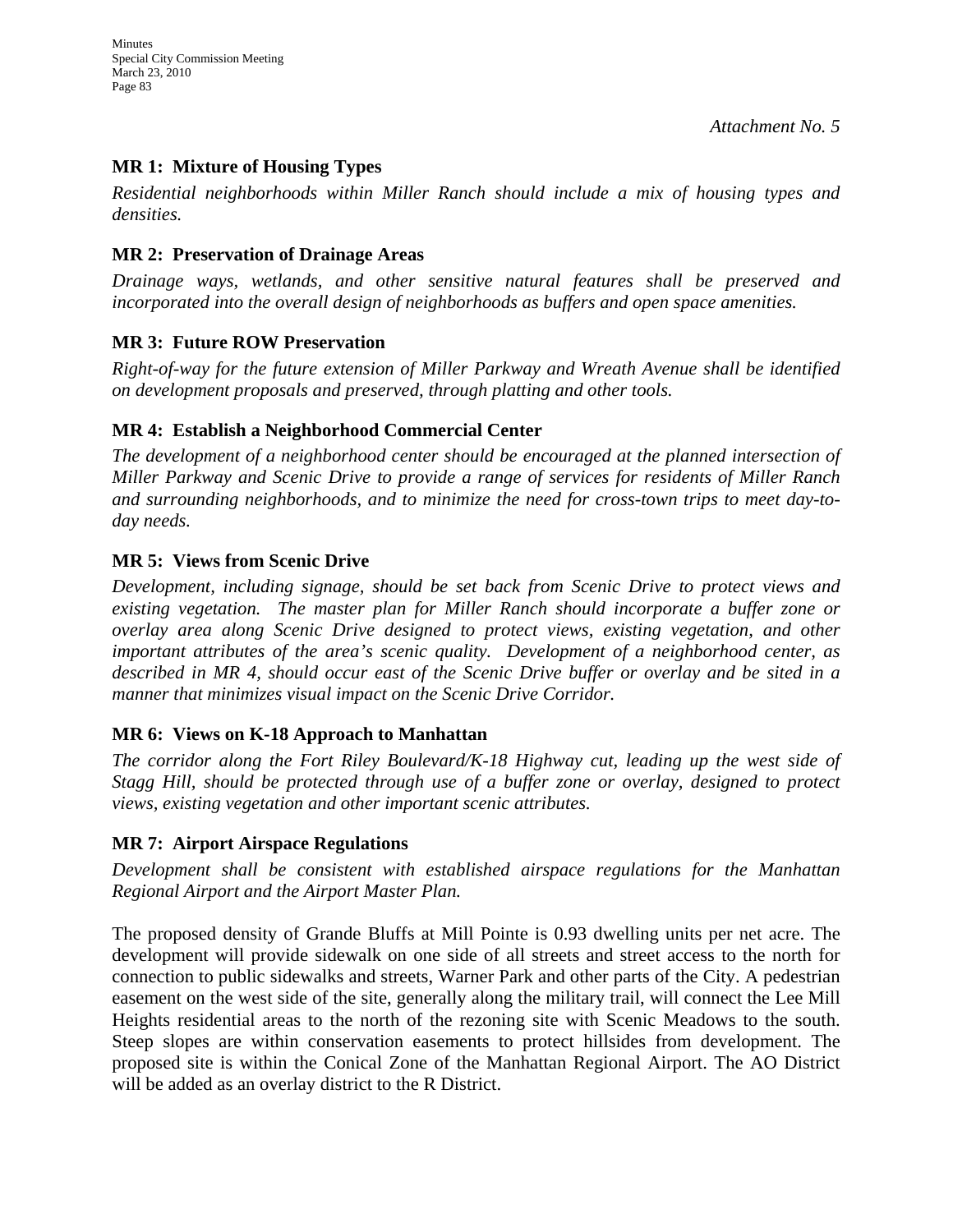*Attachment No. 5*

**MR 1: Mixture of Housing Types**

*Residential neighborhoods within Miller Ranch should include a mix of housing types and densities.*

**MR 2: Preservation of Drainage Areas**

*Drainage ways, wetlands, and other sensitive natural features shall be preserved and incorporated into the overall design of neighborhoods as buffers and open space amenities.*

**MR 3: Future ROW Preservation**

*Right-of-way for the future extension of Miller Parkway and Wreath Avenue shall be identified on development proposals and preserved, through platting and other tools.*

**MR 4: Establish a Neighborhood Commercial Center**

*The development of a neighborhood center should be encouraged at the planned intersection of Miller Parkway and Scenic Drive to provide a range of services for residents of Miller Ranch and surrounding neighborhoods, and to minimize the need for cross-town trips to meet day-to-day needs.*

**MR 5: Views from Scenic Drive**

*Development, including signage, should be set back from Scenic Drive to protect views and existing vegetation. The master plan for Miller Ranch should incorporate a buffer zone or overlay area along Scenic Drive designed to protect views, existing vegetation, and other important attributes of the area's scenic quality. Development of a neighborhood center, as described in MR 4, should occur east of the Scenic Drive buffer or overlay and be sited in a manner that minimizes visual impact on the Scenic Drive Corridor.*

**MR 6: Views on K-18 Approach to Manhattan**

*The corridor along the Fort Riley Boulevard/K-18 Highway cut, leading up the west side of Stagg Hill, should be protected through use of a buffer zone or overlay, designed to protect views, existing vegetation and other important scenic attributes.*

**MR 7: Airport Airspace Regulations**

*Development shall be consistent with established airspace regulations for the Manhattan Regional Airport and the Airport Master Plan.*

The proposed density of Grande Bluffs at Mill Pointe is 0.93 dwelling units per net acre. The development will provide sidewalk on one side of all streets and street access to the north for connection to public sidewalks and streets, Warner Park and other parts of the City. A pedestrian easement on the west side of the site, generally along the military trail, will connect the Lee Mill Heights residential areas to the north of the rezoning site with Scenic Meadows to the south. Steep slopes are within conservation easements to protect hillsides from development. The proposed site is within the Conical Zone of the Manhattan Regional Airport. The AO District will be added as an overlay district to the R District.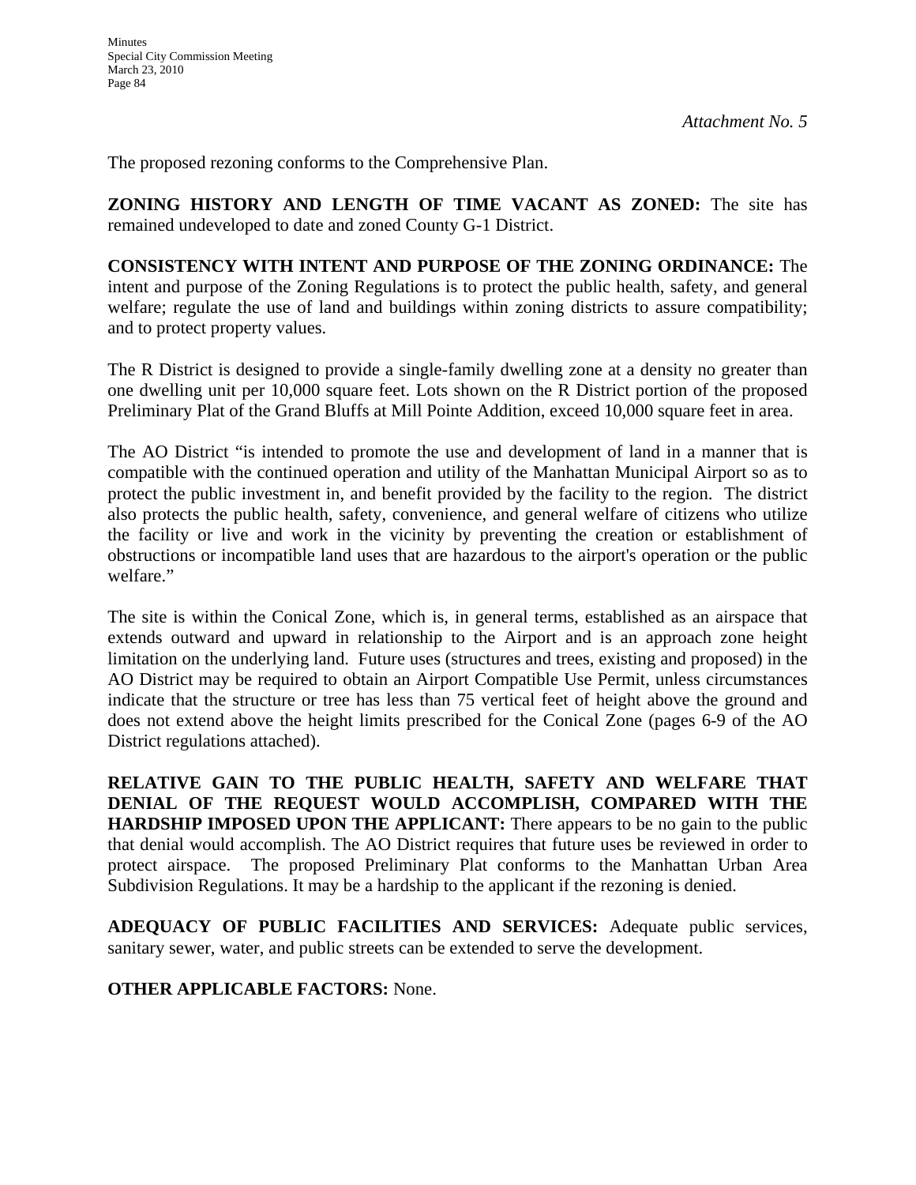*Attachment No. 5*

The proposed rezoning conforms to the Comprehensive Plan.

**ZONING HISTORY AND LENGTH OF TIME VACANT AS ZONED:** The site has remained undeveloped to date and zoned County G-1 District.

**CONSISTENCY WITH INTENT AND PURPOSE OF THE ZONING ORDINANCE:** The intent and purpose of the Zoning Regulations is to protect the public health, safety, and general welfare; regulate the use of land and buildings within zoning districts to assure compatibility; and to protect property values.

The R District is designed to provide a single-family dwelling zone at a density no greater than one dwelling unit per 10,000 square feet. Lots shown on the R District portion of the proposed Preliminary Plat of the Grand Bluffs at Mill Pointe Addition, exceed 10,000 square feet in area.

The AO District "is intended to promote the use and development of land in a manner that is compatible with the continued operation and utility of the Manhattan Municipal Airport so as to protect the public investment in, and benefit provided by the facility to the region. The district also protects the public health, safety, convenience, and general welfare of citizens who utilize the facility or live and work in the vicinity by preventing the creation or establishment of obstructions or incompatible land uses that are hazardous to the airport's operation or the public welfare."

The site is within the Conical Zone, which is, in general terms, established as an airspace that extends outward and upward in relationship to the Airport and is an approach zone height limitation on the underlying land. Future uses (structures and trees, existing and proposed) in the AO District may be required to obtain an Airport Compatible Use Permit, unless circumstances indicate that the structure or tree has less than 75 vertical feet of height above the ground and does not extend above the height limits prescribed for the Conical Zone (pages 6-9 of the AO District regulations attached).

**RELATIVE GAIN TO THE PUBLIC HEALTH, SAFETY AND WELFARE THAT DENIAL OF THE REQUEST WOULD ACCOMPLISH, COMPARED WITH THE HARDSHIP IMPOSED UPON THE APPLICANT:** There appears to be no gain to the public that denial would accomplish. The AO District requires that future uses be reviewed in order to protect airspace. The proposed Preliminary Plat conforms to the Manhattan Urban Area Subdivision Regulations. It may be a hardship to the applicant if the rezoning is denied.

**ADEQUACY OF PUBLIC FACILITIES AND SERVICES:** Adequate public services, sanitary sewer, water, and public streets can be extended to serve the development.

**OTHER APPLICABLE FACTORS:** None.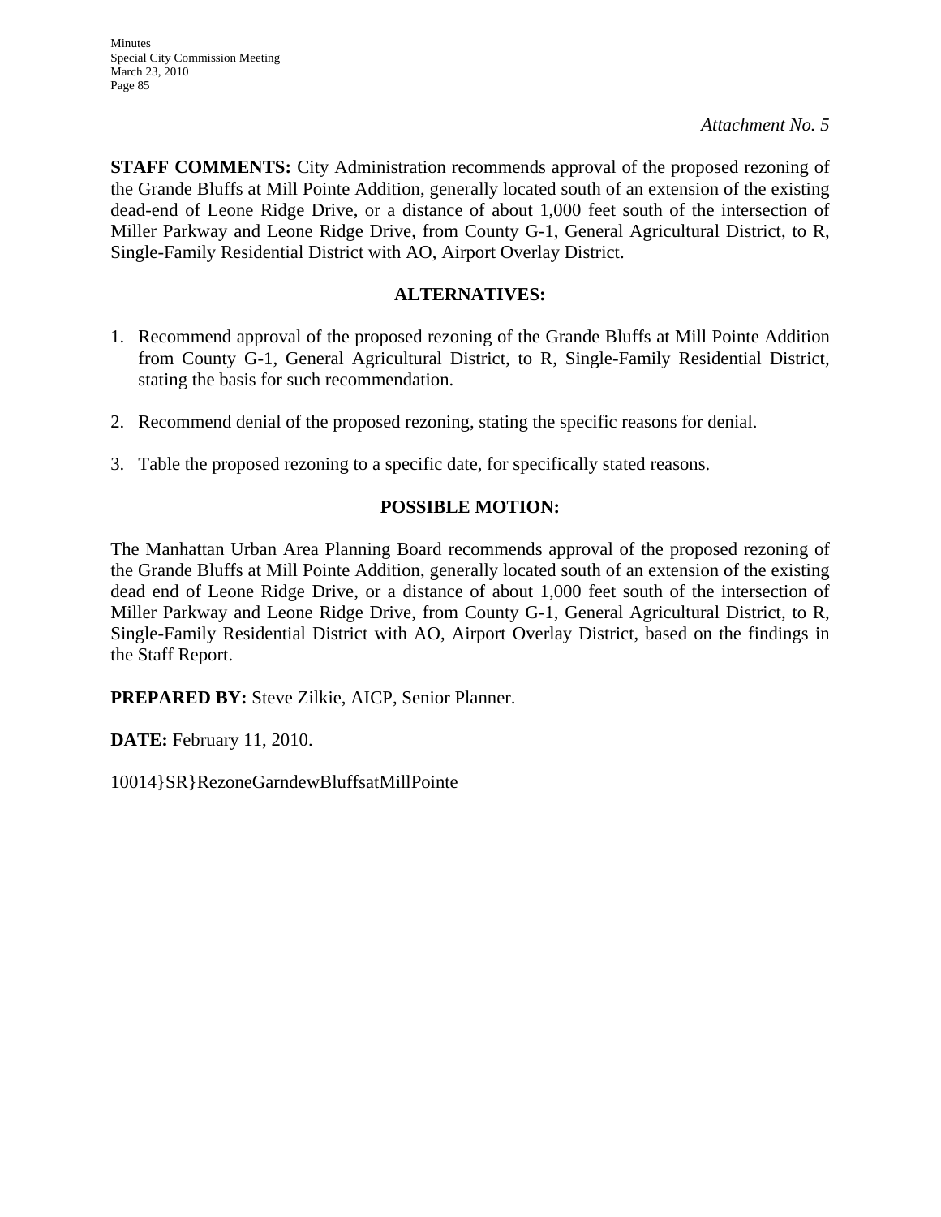*Attachment No. 5*

**STAFF COMMENTS:** City Administration recommends approval of the proposed rezoning of the Grande Bluffs at Mill Pointe Addition, generally located south of an extension of the existing dead-end of Leone Ridge Drive, or a distance of about 1,000 feet south of the intersection of Miller Parkway and Leone Ridge Drive, from County G-1, General Agricultural District, to R, Single-Family Residential District with AO, Airport Overlay District.

**ALTERNATIVES:**

1. Recommend approval of the proposed rezoning of the Grande Bluffs at Mill Pointe Addition from County G-1, General Agricultural District, to R, Single-Family Residential District, stating the basis for such recommendation.

2. Recommend denial of the proposed rezoning, stating the specific reasons for denial.

3. Table the proposed rezoning to a specific date, for specifically stated reasons.

**POSSIBLE MOTION:**

The Manhattan Urban Area Planning Board recommends approval of the proposed rezoning of the Grande Bluffs at Mill Pointe Addition, generally located south of an extension of the existing dead end of Leone Ridge Drive, or a distance of about 1,000 feet south of the intersection of Miller Parkway and Leone Ridge Drive, from County G-1, General Agricultural District, to R, Single-Family Residential District with AO, Airport Overlay District, based on the findings in the Staff Report.

**PREPARED BY:** Steve Zilkie, AICP, Senior Planner.

**DATE:** February 11, 2010.

10014}SR}RezoneGarndewBluffsatMillPointe